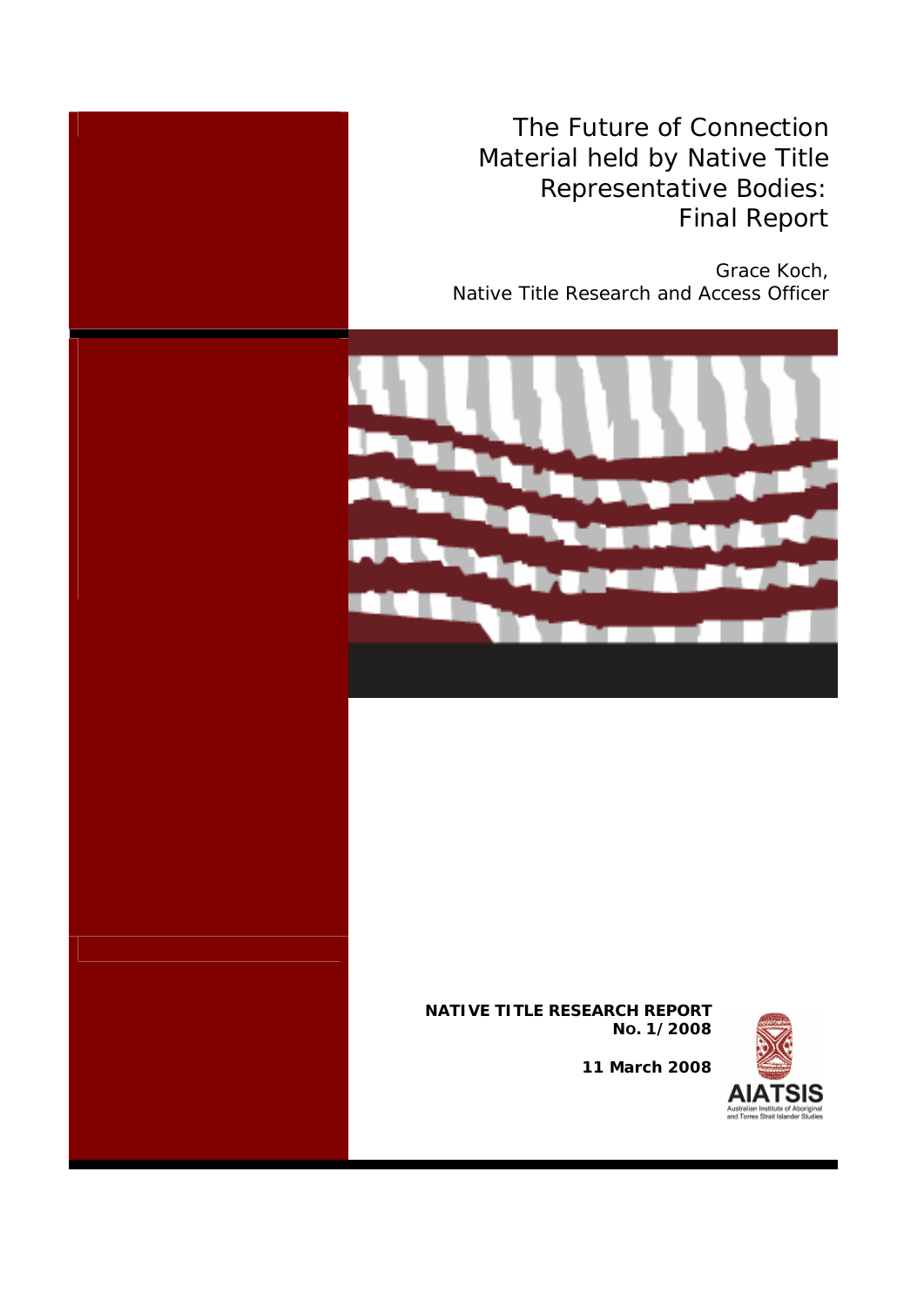# The Future of Connection Material held by Native Title Representative Bodies: Final Report

Grace Koch,
Native Title Research and Access Officer

**NATIVE TITLE RESEARCH REPORT**
**No. 1/2008**

**11 March 2008**

AIATSIS
Australian Institute of Aboriginal and Torres Strait Islander Studies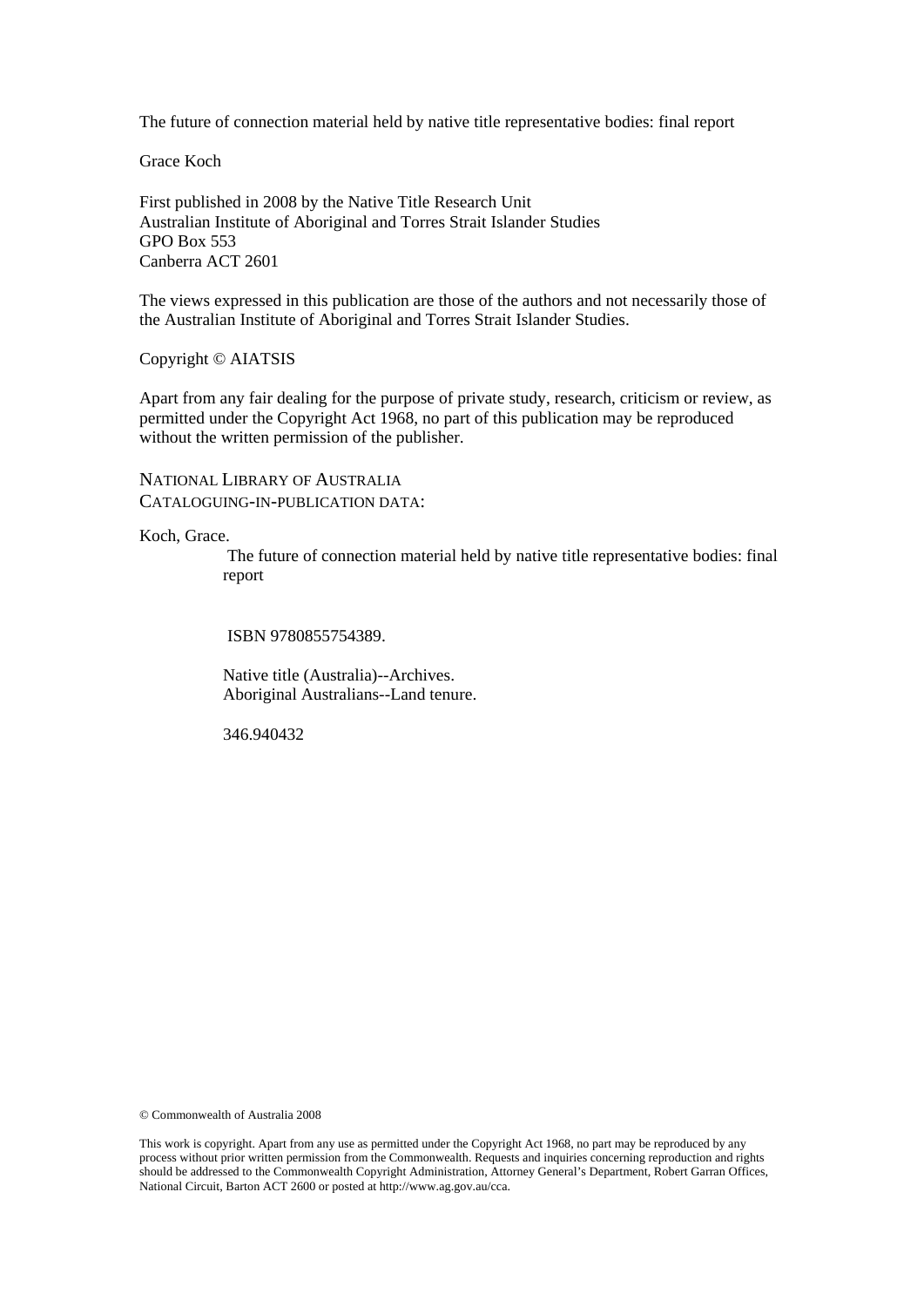The future of connection material held by native title representative bodies: final report

Grace Koch

First published in 2008 by the Native Title Research Unit
Australian Institute of Aboriginal and Torres Strait Islander Studies
GPO Box 553
Canberra ACT 2601

The views expressed in this publication are those of the authors and not necessarily those of the Australian Institute of Aboriginal and Torres Strait Islander Studies.

Copyright © AIATSIS

Apart from any fair dealing for the purpose of private study, research, criticism or review, as permitted under the Copyright Act 1968, no part of this publication may be reproduced without the written permission of the publisher.

NATIONAL LIBRARY OF AUSTRALIA
CATALOGUING-IN-PUBLICATION DATA:

Koch, Grace.

The future of connection material held by native title representative bodies: final report

ISBN 9780855754389.

Native title (Australia)--Archives.
Aboriginal Australians--Land tenure.

346.940432

© Commonwealth of Australia 2008

This work is copyright. Apart from any use as permitted under the Copyright Act 1968, no part may be reproduced by any process without prior written permission from the Commonwealth. Requests and inquiries concerning reproduction and rights should be addressed to the Commonwealth Copyright Administration, Attorney General's Department, Robert Garran Offices, National Circuit, Barton ACT 2600 or posted at http://www.ag.gov.au/cca.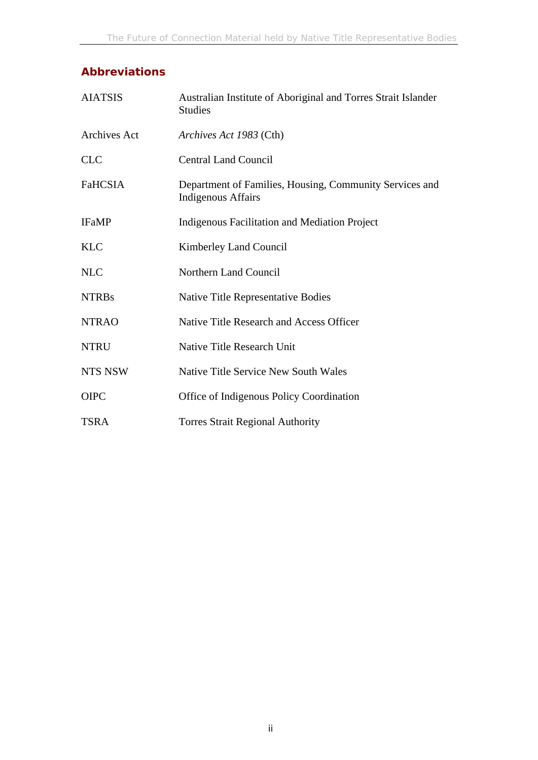## Abbreviations

| | |
|---|---|
| AIATSIS | Australian Institute of Aboriginal and Torres Strait Islander Studies |
| Archives Act | *Archives Act 1983* (Cth) |
| CLC | Central Land Council |
| FaHCSIA | Department of Families, Housing, Community Services and Indigenous Affairs |
| IFaMP | Indigenous Facilitation and Mediation Project |
| KLC | Kimberley Land Council |
| NLC | Northern Land Council |
| NTRBs | Native Title Representative Bodies |
| NTRAO | Native Title Research and Access Officer |
| NTRU | Native Title Research Unit |
| NTS NSW | Native Title Service New South Wales |
| OIPC | Office of Indigenous Policy Coordination |
| TSRA | Torres Strait Regional Authority |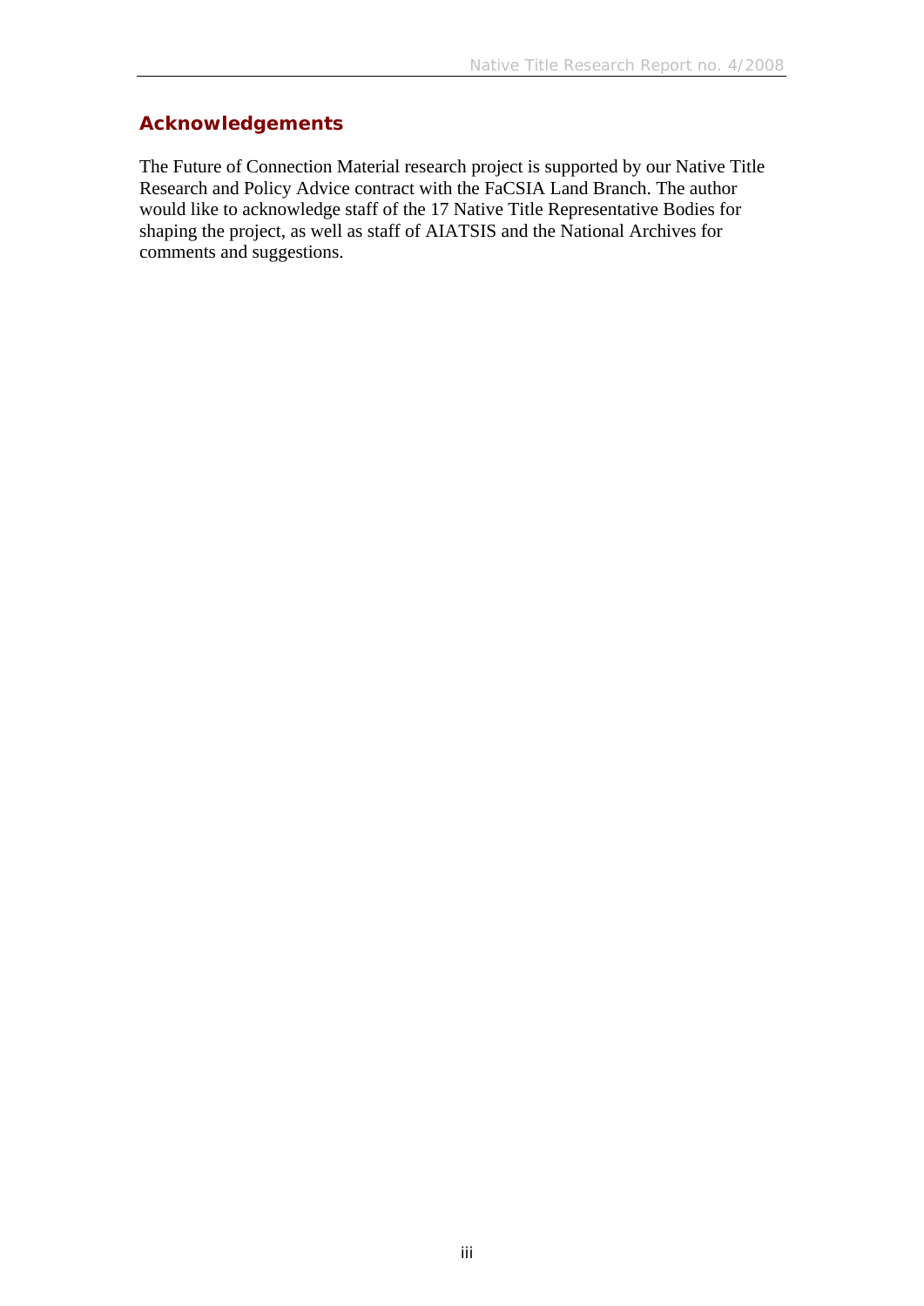## Acknowledgements

The Future of Connection Material research project is supported by our Native Title Research and Policy Advice contract with the FaCSIA Land Branch. The author would like to acknowledge staff of the 17 Native Title Representative Bodies for shaping the project, as well as staff of AIATSIS and the National Archives for comments and suggestions.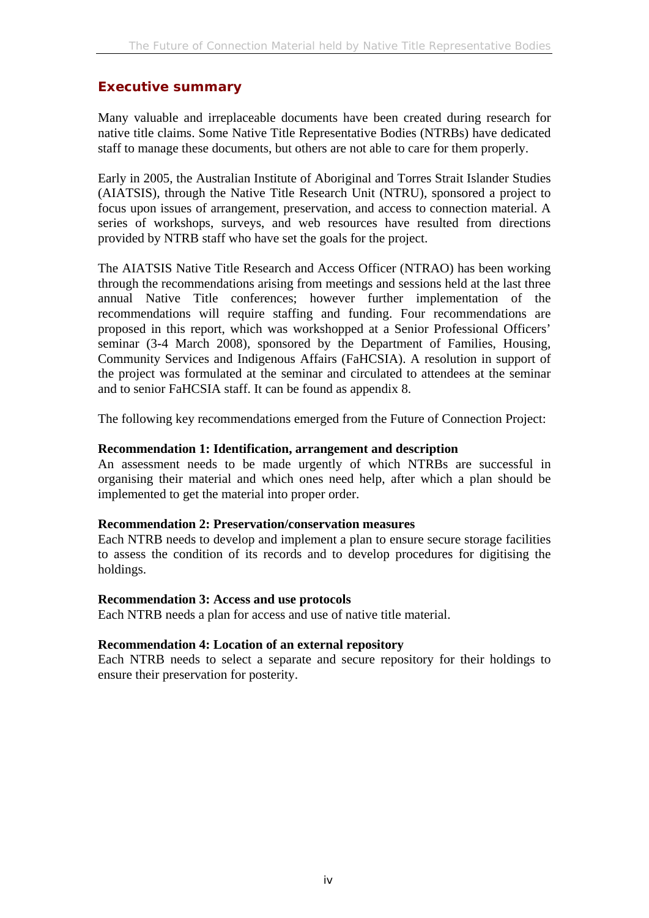## Executive summary

Many valuable and irreplaceable documents have been created during research for native title claims. Some Native Title Representative Bodies (NTRBs) have dedicated staff to manage these documents, but others are not able to care for them properly.

Early in 2005, the Australian Institute of Aboriginal and Torres Strait Islander Studies (AIATSIS), through the Native Title Research Unit (NTRU), sponsored a project to focus upon issues of arrangement, preservation, and access to connection material. A series of workshops, surveys, and web resources have resulted from directions provided by NTRB staff who have set the goals for the project.

The AIATSIS Native Title Research and Access Officer (NTRAO) has been working through the recommendations arising from meetings and sessions held at the last three annual Native Title conferences; however further implementation of the recommendations will require staffing and funding. Four recommendations are proposed in this report, which was workshopped at a Senior Professional Officers' seminar (3-4 March 2008), sponsored by the Department of Families, Housing, Community Services and Indigenous Affairs (FaHCSIA). A resolution in support of the project was formulated at the seminar and circulated to attendees at the seminar and to senior FaHCSIA staff. It can be found as appendix 8.

The following key recommendations emerged from the Future of Connection Project:

**Recommendation 1: Identification, arrangement and description**
An assessment needs to be made urgently of which NTRBs are successful in organising their material and which ones need help, after which a plan should be implemented to get the material into proper order.

**Recommendation 2: Preservation/conservation measures**
Each NTRB needs to develop and implement a plan to ensure secure storage facilities to assess the condition of its records and to develop procedures for digitising the holdings.

**Recommendation 3: Access and use protocols**
Each NTRB needs a plan for access and use of native title material.

**Recommendation 4: Location of an external repository**
Each NTRB needs to select a separate and secure repository for their holdings to ensure their preservation for posterity.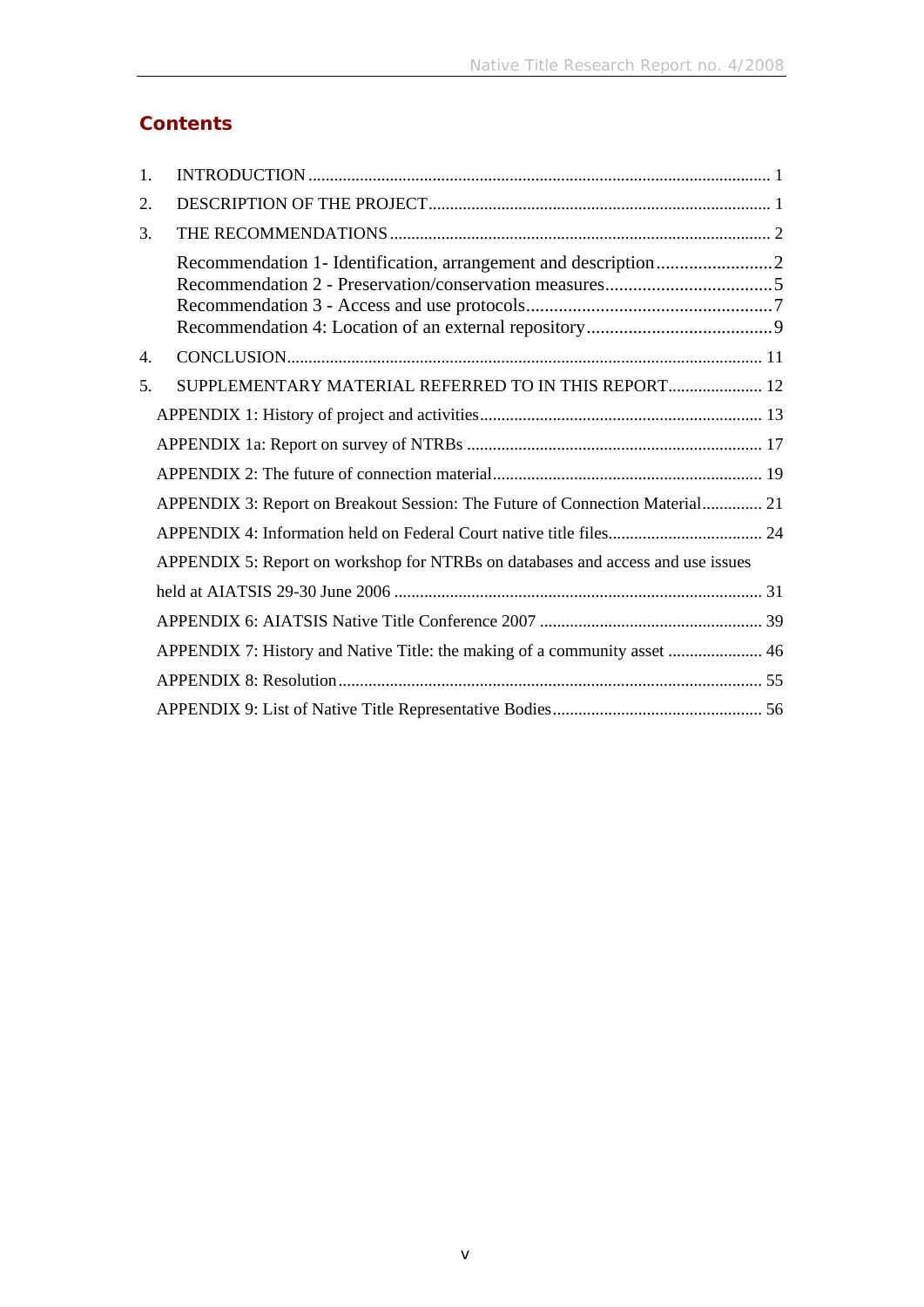## Contents

1. INTRODUCTION ........................................................................................................... 1
2. DESCRIPTION OF THE PROJECT............................................................................... 1
3. THE RECOMMENDATIONS ........................................................................................ 2

   Recommendation 1- Identification, arrangement and description.........................2
   Recommendation 2 - Preservation/conservation measures....................................5
   Recommendation 3 - Access and use protocols.....................................................7
   Recommendation 4: Location of an external repository........................................9

4. CONCLUSION............................................................................................................. 11
5. SUPPLEMENTARY MATERIAL REFERRED TO IN THIS REPORT...................... 12

APPENDIX 1: History of project and activities................................................................. 13

APPENDIX 1a: Report on survey of NTRBs .................................................................... 17

APPENDIX 2: The future of connection material.............................................................. 19

APPENDIX 3: Report on Breakout Session: The Future of Connection Material.............. 21

APPENDIX 4: Information held on Federal Court native title files.................................... 24

APPENDIX 5: Report on workshop for NTRBs on databases and access and use issues held at AIATSIS 29-30 June 2006 ..................................................................................... 31

APPENDIX 6: AIATSIS Native Title Conference 2007 .................................................... 39

APPENDIX 7: History and Native Title: the making of a community asset ...................... 46

APPENDIX 8: Resolution.................................................................................................. 55

APPENDIX 9: List of Native Title Representative Bodies................................................ 56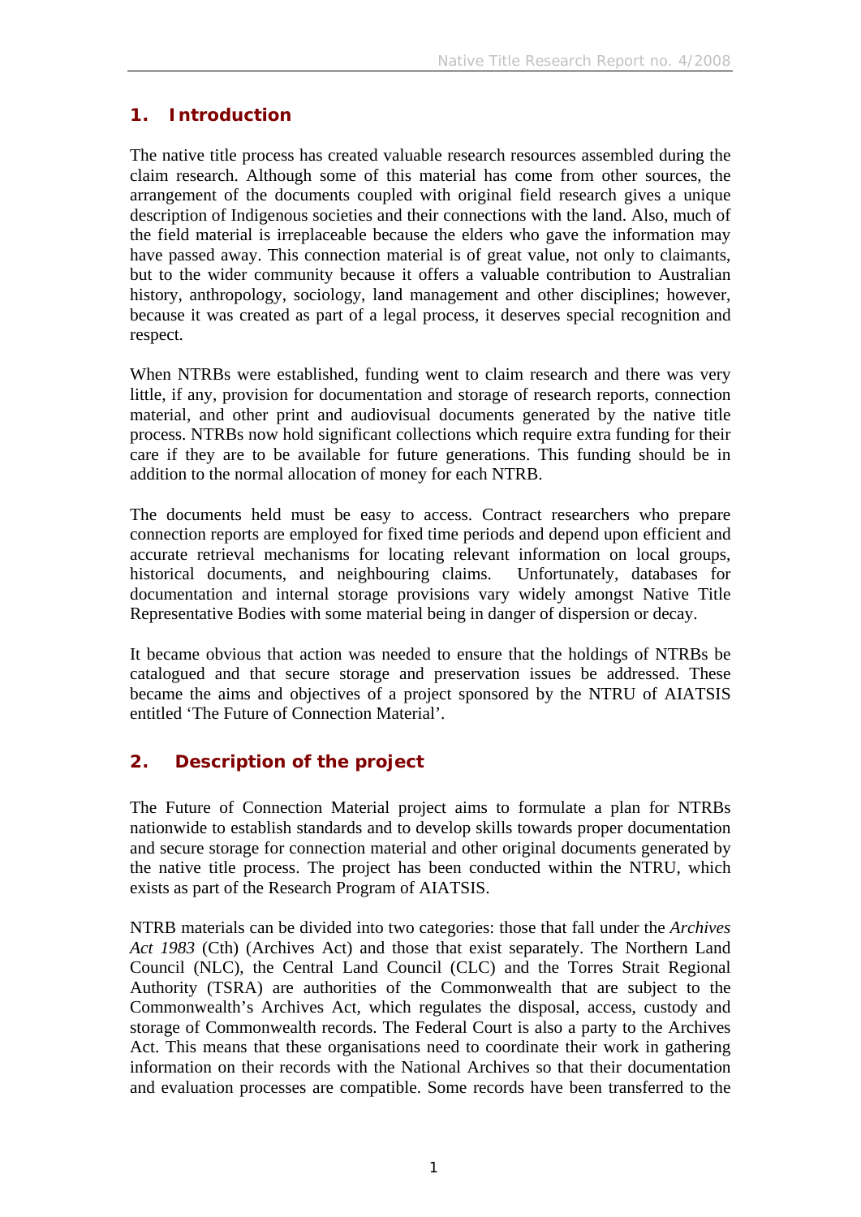## 1. Introduction

The native title process has created valuable research resources assembled during the claim research. Although some of this material has come from other sources, the arrangement of the documents coupled with original field research gives a unique description of Indigenous societies and their connections with the land. Also, much of the field material is irreplaceable because the elders who gave the information may have passed away. This connection material is of great value, not only to claimants, but to the wider community because it offers a valuable contribution to Australian history, anthropology, sociology, land management and other disciplines; however, because it was created as part of a legal process, it deserves special recognition and respect.

When NTRBs were established, funding went to claim research and there was very little, if any, provision for documentation and storage of research reports, connection material, and other print and audiovisual documents generated by the native title process. NTRBs now hold significant collections which require extra funding for their care if they are to be available for future generations. This funding should be in addition to the normal allocation of money for each NTRB.

The documents held must be easy to access. Contract researchers who prepare connection reports are employed for fixed time periods and depend upon efficient and accurate retrieval mechanisms for locating relevant information on local groups, historical documents, and neighbouring claims. Unfortunately, databases for documentation and internal storage provisions vary widely amongst Native Title Representative Bodies with some material being in danger of dispersion or decay.

It became obvious that action was needed to ensure that the holdings of NTRBs be catalogued and that secure storage and preservation issues be addressed. These became the aims and objectives of a project sponsored by the NTRU of AIATSIS entitled 'The Future of Connection Material'.

## 2. Description of the project

The Future of Connection Material project aims to formulate a plan for NTRBs nationwide to establish standards and to develop skills towards proper documentation and secure storage for connection material and other original documents generated by the native title process. The project has been conducted within the NTRU, which exists as part of the Research Program of AIATSIS.

NTRB materials can be divided into two categories: those that fall under the *Archives Act 1983* (Cth) (Archives Act) and those that exist separately. The Northern Land Council (NLC), the Central Land Council (CLC) and the Torres Strait Regional Authority (TSRA) are authorities of the Commonwealth that are subject to the Commonwealth's Archives Act, which regulates the disposal, access, custody and storage of Commonwealth records. The Federal Court is also a party to the Archives Act. This means that these organisations need to coordinate their work in gathering information on their records with the National Archives so that their documentation and evaluation processes are compatible. Some records have been transferred to the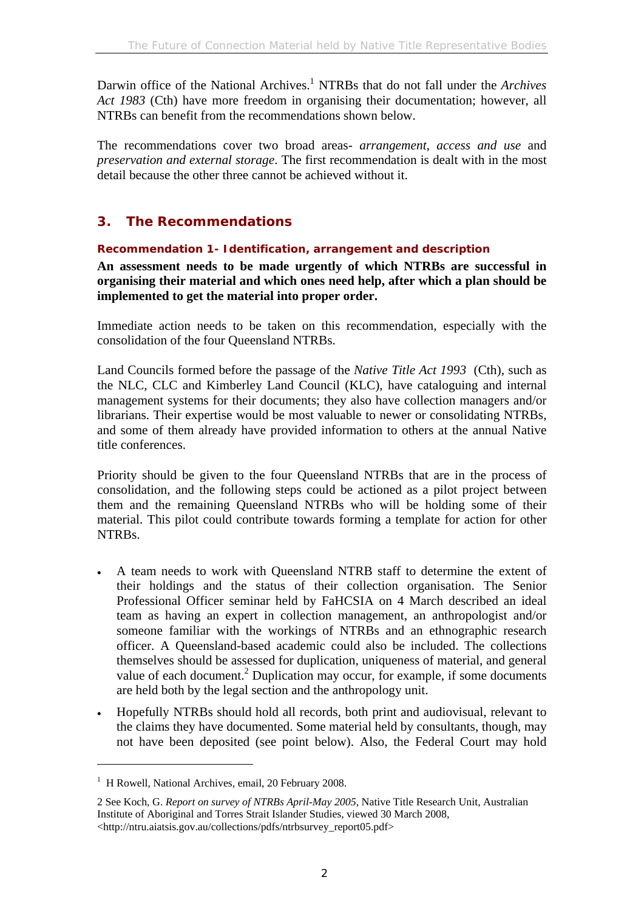Darwin office of the National Archives.[1] NTRBs that do not fall under the *Archives Act 1983* (Cth) have more freedom in organising their documentation; however, all NTRBs can benefit from the recommendations shown below.

The recommendations cover two broad areas- *arrangement, access and use* and *preservation and external storage*. The first recommendation is dealt with in the most detail because the other three cannot be achieved without it.

## 3. The Recommendations

### Recommendation 1- Identification, arrangement and description

**An assessment needs to be made urgently of which NTRBs are successful in organising their material and which ones need help, after which a plan should be implemented to get the material into proper order.**

Immediate action needs to be taken on this recommendation, especially with the consolidation of the four Queensland NTRBs.

Land Councils formed before the passage of the *Native Title Act 1993* (Cth), such as the NLC, CLC and Kimberley Land Council (KLC), have cataloguing and internal management systems for their documents; they also have collection managers and/or librarians. Their expertise would be most valuable to newer or consolidating NTRBs, and some of them already have provided information to others at the annual Native title conferences.

Priority should be given to the four Queensland NTRBs that are in the process of consolidation, and the following steps could be actioned as a pilot project between them and the remaining Queensland NTRBs who will be holding some of their material. This pilot could contribute towards forming a template for action for other NTRBs.

- A team needs to work with Queensland NTRB staff to determine the extent of their holdings and the status of their collection organisation. The Senior Professional Officer seminar held by FaHCSIA on 4 March described an ideal team as having an expert in collection management, an anthropologist and/or someone familiar with the workings of NTRBs and an ethnographic research officer. A Queensland-based academic could also be included. The collections themselves should be assessed for duplication, uniqueness of material, and general value of each document.[2] Duplication may occur, for example, if some documents are held both by the legal section and the anthropology unit.
- Hopefully NTRBs should hold all records, both print and audiovisual, relevant to the claims they have documented. Some material held by consultants, though, may not have been deposited (see point below). Also, the Federal Court may hold

---

[1] H Rowell, National Archives, email, 20 February 2008.

[2] See Koch, G. *Report on survey of NTRBs April-May 2005*, Native Title Research Unit, Australian Institute of Aboriginal and Torres Strait Islander Studies, viewed 30 March 2008, <http://ntru.aiatsis.gov.au/collections/pdfs/ntrbsurvey_report05.pdf>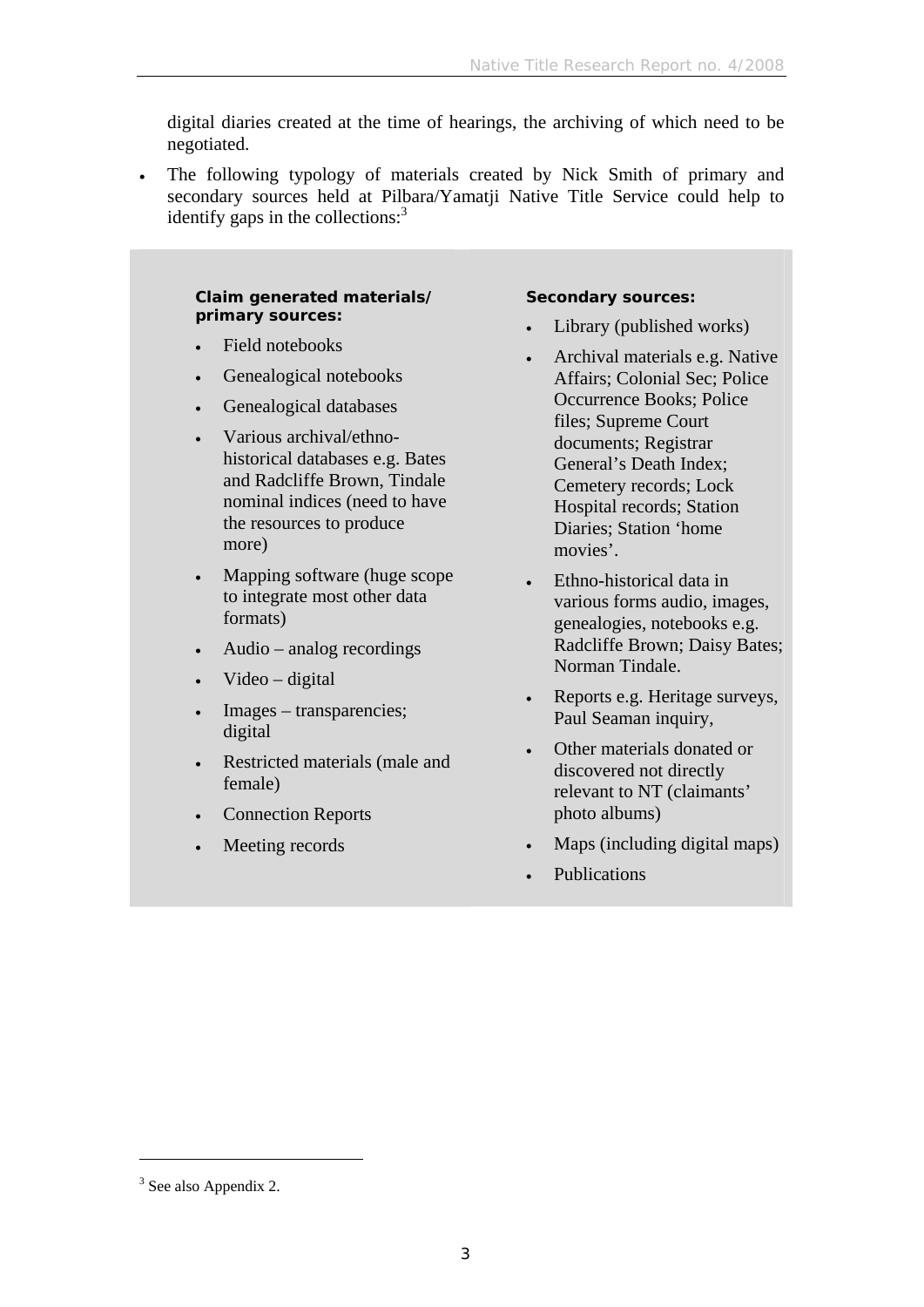digital diaries created at the time of hearings, the archiving of which need to be negotiated.

- The following typology of materials created by Nick Smith of primary and secondary sources held at Pilbara/Yamatji Native Title Service could help to identify gaps in the collections:[3]

**Claim generated materials/ primary sources:**

- Field notebooks
- Genealogical notebooks
- Genealogical databases
- Various archival/ethno-historical databases e.g. Bates and Radcliffe Brown, Tindale nominal indices (need to have the resources to produce more)
- Mapping software (huge scope to integrate most other data formats)
- Audio – analog recordings
- Video – digital
- Images – transparencies; digital
- Restricted materials (male and female)
- Connection Reports
- Meeting records

**Secondary sources:**

- Library (published works)
- Archival materials e.g. Native Affairs; Colonial Sec; Police Occurrence Books; Police files; Supreme Court documents; Registrar General's Death Index; Cemetery records; Lock Hospital records; Station Diaries; Station 'home movies'.
- Ethno-historical data in various forms audio, images, genealogies, notebooks e.g. Radcliffe Brown; Daisy Bates; Norman Tindale.
- Reports e.g. Heritage surveys, Paul Seaman inquiry,
- Other materials donated or discovered not directly relevant to NT (claimants' photo albums)
- Maps (including digital maps)
- Publications

[3] See also Appendix 2.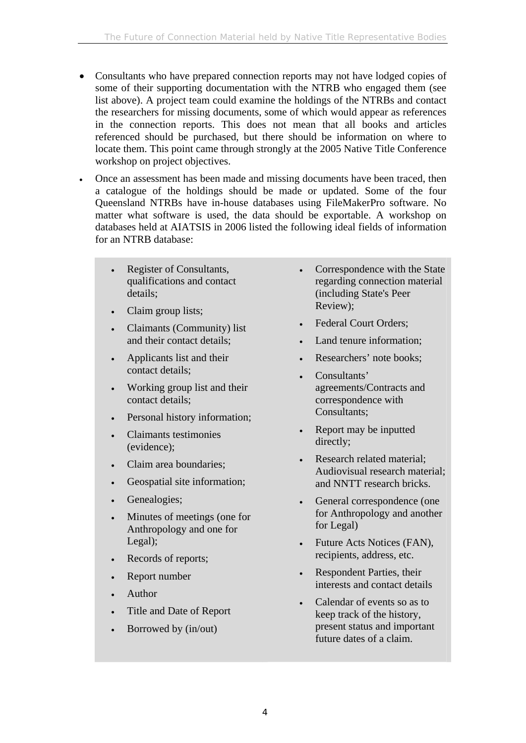- Consultants who have prepared connection reports may not have lodged copies of some of their supporting documentation with the NTRB who engaged them (see list above). A project team could examine the holdings of the NTRBs and contact the researchers for missing documents, some of which would appear as references in the connection reports. This does not mean that all books and articles referenced should be purchased, but there should be information on where to locate them. This point came through strongly at the 2005 Native Title Conference workshop on project objectives.
- Once an assessment has been made and missing documents have been traced, then a catalogue of the holdings should be made or updated. Some of the four Queensland NTRBs have in-house databases using FileMakerPro software. No matter what software is used, the data should be exportable. A workshop on databases held at AIATSIS in 2006 listed the following ideal fields of information for an NTRB database:

  - Register of Consultants, qualifications and contact details;
  - Claim group lists;
  - Claimants (Community) list and their contact details;
  - Applicants list and their contact details;
  - Working group list and their contact details;
  - Personal history information;
  - Claimants testimonies (evidence);
  - Claim area boundaries;
  - Geospatial site information;
  - Genealogies;
  - Minutes of meetings (one for Anthropology and one for Legal);
  - Records of reports;
  - Report number
  - Author
  - Title and Date of Report
  - Borrowed by (in/out)
  - Correspondence with the State regarding connection material (including State's Peer Review);
  - Federal Court Orders;
  - Land tenure information;
  - Researchers' note books;
  - Consultants' agreements/Contracts and correspondence with Consultants;
  - Report may be inputted directly;
  - Research related material; Audiovisual research material; and NNTT research bricks.
  - General correspondence (one for Anthropology and another for Legal)
  - Future Acts Notices (FAN), recipients, address, etc.
  - Respondent Parties, their interests and contact details
  - Calendar of events so as to keep track of the history, present status and important future dates of a claim.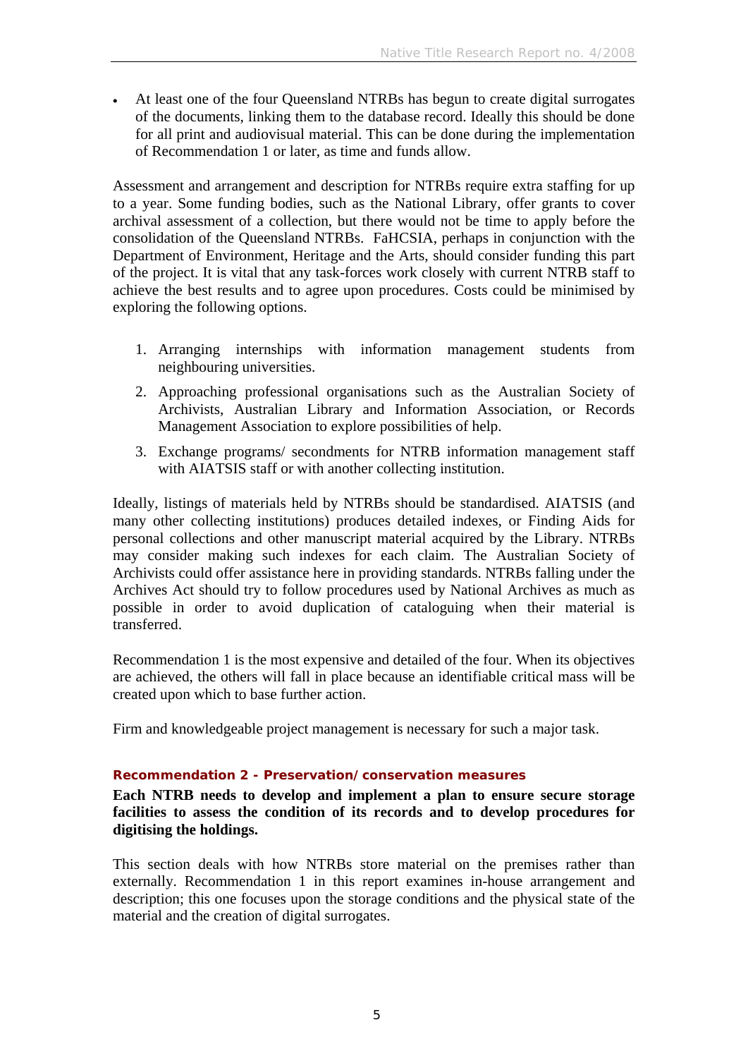- At least one of the four Queensland NTRBs has begun to create digital surrogates of the documents, linking them to the database record. Ideally this should be done for all print and audiovisual material. This can be done during the implementation of Recommendation 1 or later, as time and funds allow.

Assessment and arrangement and description for NTRBs require extra staffing for up to a year. Some funding bodies, such as the National Library, offer grants to cover archival assessment of a collection, but there would not be time to apply before the consolidation of the Queensland NTRBs. FaHCSIA, perhaps in conjunction with the Department of Environment, Heritage and the Arts, should consider funding this part of the project. It is vital that any task-forces work closely with current NTRB staff to achieve the best results and to agree upon procedures. Costs could be minimised by exploring the following options.

1. Arranging internships with information management students from neighbouring universities.
2. Approaching professional organisations such as the Australian Society of Archivists, Australian Library and Information Association, or Records Management Association to explore possibilities of help.
3. Exchange programs/ secondments for NTRB information management staff with AIATSIS staff or with another collecting institution.

Ideally, listings of materials held by NTRBs should be standardised. AIATSIS (and many other collecting institutions) produces detailed indexes, or Finding Aids for personal collections and other manuscript material acquired by the Library. NTRBs may consider making such indexes for each claim. The Australian Society of Archivists could offer assistance here in providing standards. NTRBs falling under the Archives Act should try to follow procedures used by National Archives as much as possible in order to avoid duplication of cataloguing when their material is transferred.

Recommendation 1 is the most expensive and detailed of the four. When its objectives are achieved, the others will fall in place because an identifiable critical mass will be created upon which to base further action.

Firm and knowledgeable project management is necessary for such a major task.

#### Recommendation 2 - Preservation/ conservation measures

**Each NTRB needs to develop and implement a plan to ensure secure storage facilities to assess the condition of its records and to develop procedures for digitising the holdings.**

This section deals with how NTRBs store material on the premises rather than externally. Recommendation 1 in this report examines in-house arrangement and description; this one focuses upon the storage conditions and the physical state of the material and the creation of digital surrogates.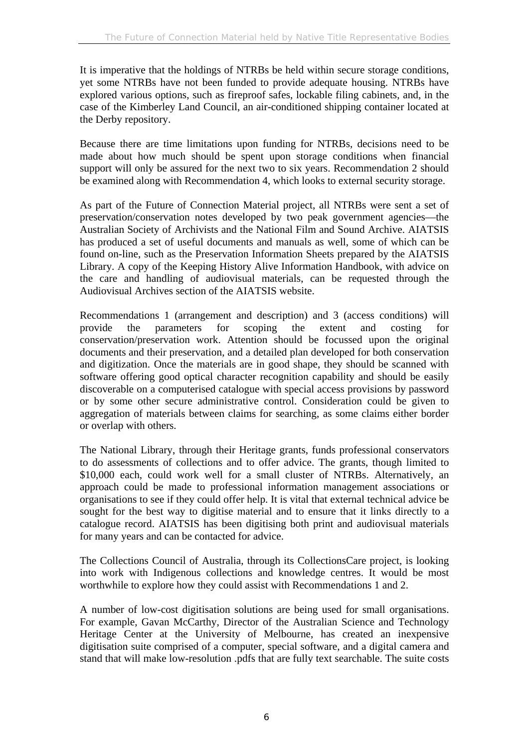It is imperative that the holdings of NTRBs be held within secure storage conditions, yet some NTRBs have not been funded to provide adequate housing. NTRBs have explored various options, such as fireproof safes, lockable filing cabinets, and, in the case of the Kimberley Land Council, an air-conditioned shipping container located at the Derby repository.

Because there are time limitations upon funding for NTRBs, decisions need to be made about how much should be spent upon storage conditions when financial support will only be assured for the next two to six years. Recommendation 2 should be examined along with Recommendation 4, which looks to external security storage.

As part of the Future of Connection Material project, all NTRBs were sent a set of preservation/conservation notes developed by two peak government agencies—the Australian Society of Archivists and the National Film and Sound Archive. AIATSIS has produced a set of useful documents and manuals as well, some of which can be found on-line, such as the Preservation Information Sheets prepared by the AIATSIS Library. A copy of the Keeping History Alive Information Handbook, with advice on the care and handling of audiovisual materials, can be requested through the Audiovisual Archives section of the AIATSIS website.

Recommendations 1 (arrangement and description) and 3 (access conditions) will provide the parameters for scoping the extent and costing for conservation/preservation work. Attention should be focussed upon the original documents and their preservation, and a detailed plan developed for both conservation and digitization. Once the materials are in good shape, they should be scanned with software offering good optical character recognition capability and should be easily discoverable on a computerised catalogue with special access provisions by password or by some other secure administrative control. Consideration could be given to aggregation of materials between claims for searching, as some claims either border or overlap with others.

The National Library, through their Heritage grants, funds professional conservators to do assessments of collections and to offer advice. The grants, though limited to $10,000 each, could work well for a small cluster of NTRBs. Alternatively, an approach could be made to professional information management associations or organisations to see if they could offer help. It is vital that external technical advice be sought for the best way to digitise material and to ensure that it links directly to a catalogue record. AIATSIS has been digitising both print and audiovisual materials for many years and can be contacted for advice.

The Collections Council of Australia, through its CollectionsCare project, is looking into work with Indigenous collections and knowledge centres. It would be most worthwhile to explore how they could assist with Recommendations 1 and 2.

A number of low-cost digitisation solutions are being used for small organisations. For example, Gavan McCarthy, Director of the Australian Science and Technology Heritage Center at the University of Melbourne, has created an inexpensive digitisation suite comprised of a computer, special software, and a digital camera and stand that will make low-resolution .pdfs that are fully text searchable. The suite costs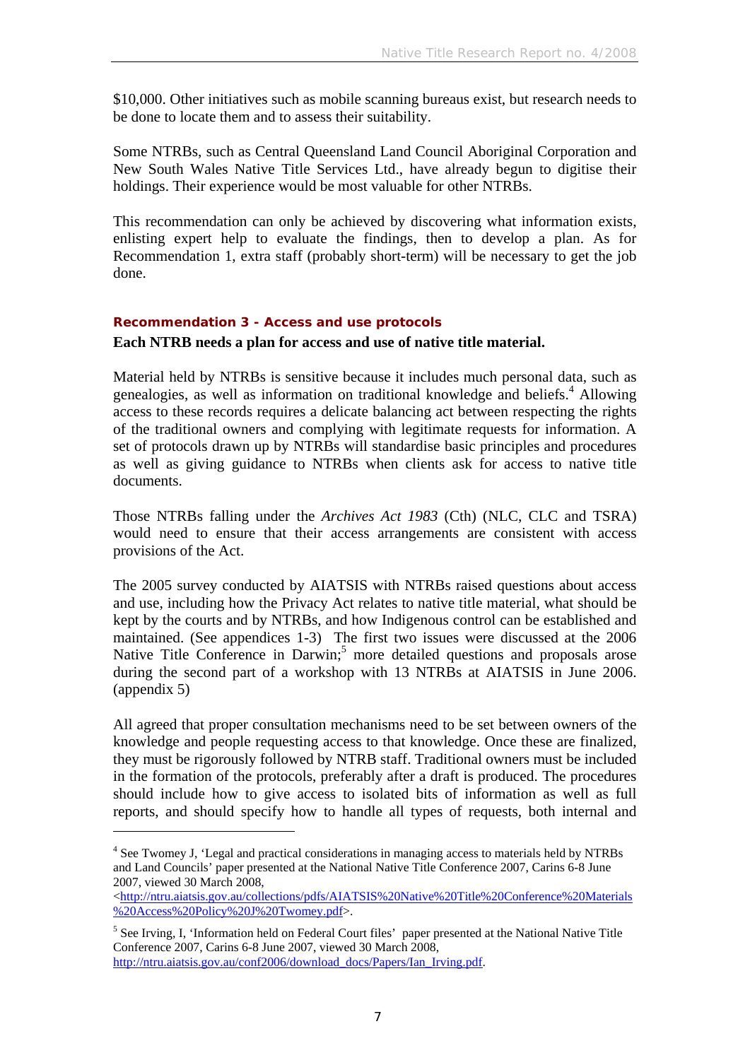$10,000. Other initiatives such as mobile scanning bureaus exist, but research needs to be done to locate them and to assess their suitability.

Some NTRBs, such as Central Queensland Land Council Aboriginal Corporation and New South Wales Native Title Services Ltd., have already begun to digitise their holdings. Their experience would be most valuable for other NTRBs.

This recommendation can only be achieved by discovering what information exists, enlisting expert help to evaluate the findings, then to develop a plan. As for Recommendation 1, extra staff (probably short-term) will be necessary to get the job done.

### Recommendation 3 - Access and use protocols

**Each NTRB needs a plan for access and use of native title material.**

Material held by NTRBs is sensitive because it includes much personal data, such as genealogies, as well as information on traditional knowledge and beliefs.[4] Allowing access to these records requires a delicate balancing act between respecting the rights of the traditional owners and complying with legitimate requests for information. A set of protocols drawn up by NTRBs will standardise basic principles and procedures as well as giving guidance to NTRBs when clients ask for access to native title documents.

Those NTRBs falling under the *Archives Act 1983* (Cth) (NLC, CLC and TSRA) would need to ensure that their access arrangements are consistent with access provisions of the Act.

The 2005 survey conducted by AIATSIS with NTRBs raised questions about access and use, including how the Privacy Act relates to native title material, what should be kept by the courts and by NTRBs, and how Indigenous control can be established and maintained. (See appendices 1-3) The first two issues were discussed at the 2006 Native Title Conference in Darwin;[5] more detailed questions and proposals arose during the second part of a workshop with 13 NTRBs at AIATSIS in June 2006. (appendix 5)

All agreed that proper consultation mechanisms need to be set between owners of the knowledge and people requesting access to that knowledge. Once these are finalized, they must be rigorously followed by NTRB staff. Traditional owners must be included in the formation of the protocols, preferably after a draft is produced. The procedures should include how to give access to isolated bits of information as well as full reports, and should specify how to handle all types of requests, both internal and

---

[4] See Twomey J, 'Legal and practical considerations in managing access to materials held by NTRBs and Land Councils' paper presented at the National Native Title Conference 2007, Carins 6-8 June 2007, viewed 30 March 2008, <http://ntru.aiatsis.gov.au/collections/pdfs/AIATSIS%20Native%20Title%20Conference%20Materials%20Access%20Policy%20J%20Twomey.pdf>.

[5] See Irving, I, 'Information held on Federal Court files' paper presented at the National Native Title Conference 2007, Carins 6-8 June 2007, viewed 30 March 2008, http://ntru.aiatsis.gov.au/conf2006/download_docs/Papers/Ian_Irving.pdf.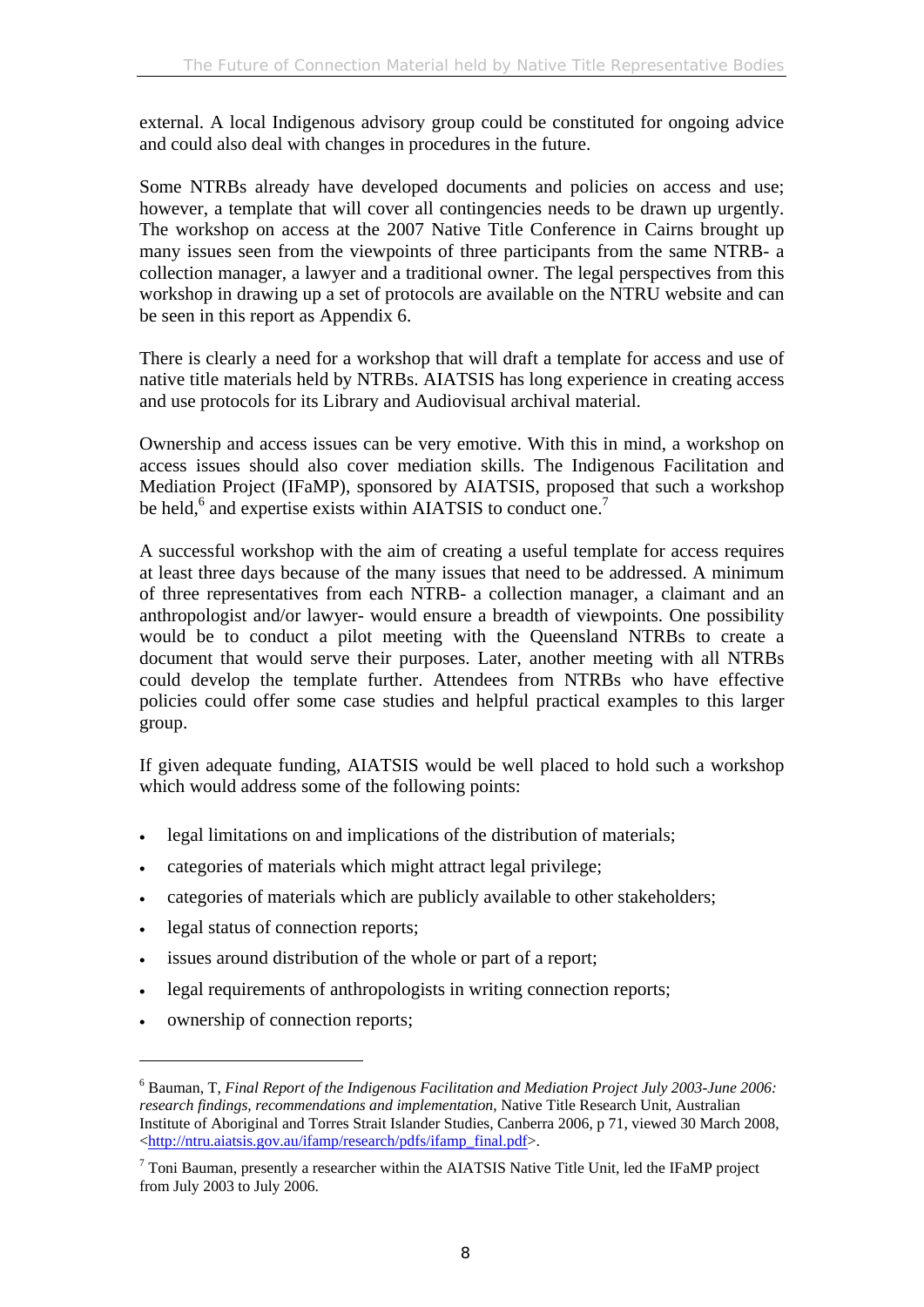external. A local Indigenous advisory group could be constituted for ongoing advice and could also deal with changes in procedures in the future.

Some NTRBs already have developed documents and policies on access and use; however, a template that will cover all contingencies needs to be drawn up urgently. The workshop on access at the 2007 Native Title Conference in Cairns brought up many issues seen from the viewpoints of three participants from the same NTRB- a collection manager, a lawyer and a traditional owner. The legal perspectives from this workshop in drawing up a set of protocols are available on the NTRU website and can be seen in this report as Appendix 6.

There is clearly a need for a workshop that will draft a template for access and use of native title materials held by NTRBs. AIATSIS has long experience in creating access and use protocols for its Library and Audiovisual archival material.

Ownership and access issues can be very emotive. With this in mind, a workshop on access issues should also cover mediation skills. The Indigenous Facilitation and Mediation Project (IFaMP), sponsored by AIATSIS, proposed that such a workshop be held,[6] and expertise exists within AIATSIS to conduct one.[7]

A successful workshop with the aim of creating a useful template for access requires at least three days because of the many issues that need to be addressed. A minimum of three representatives from each NTRB- a collection manager, a claimant and an anthropologist and/or lawyer- would ensure a breadth of viewpoints. One possibility would be to conduct a pilot meeting with the Queensland NTRBs to create a document that would serve their purposes. Later, another meeting with all NTRBs could develop the template further. Attendees from NTRBs who have effective policies could offer some case studies and helpful practical examples to this larger group.

If given adequate funding, AIATSIS would be well placed to hold such a workshop which would address some of the following points:

- legal limitations on and implications of the distribution of materials;
- categories of materials which might attract legal privilege;
- categories of materials which are publicly available to other stakeholders;
- legal status of connection reports;
- issues around distribution of the whole or part of a report;
- legal requirements of anthropologists in writing connection reports;
- ownership of connection reports;

---

[6] Bauman, T, *Final Report of the Indigenous Facilitation and Mediation Project July 2003-June 2006: research findings, recommendations and implementation*, Native Title Research Unit, Australian Institute of Aboriginal and Torres Strait Islander Studies, Canberra 2006, p 71, viewed 30 March 2008, <http://ntru.aiatsis.gov.au/ifamp/research/pdfs/ifamp_final.pdf>.

[7] Toni Bauman, presently a researcher within the AIATSIS Native Title Unit, led the IFaMP project from July 2003 to July 2006.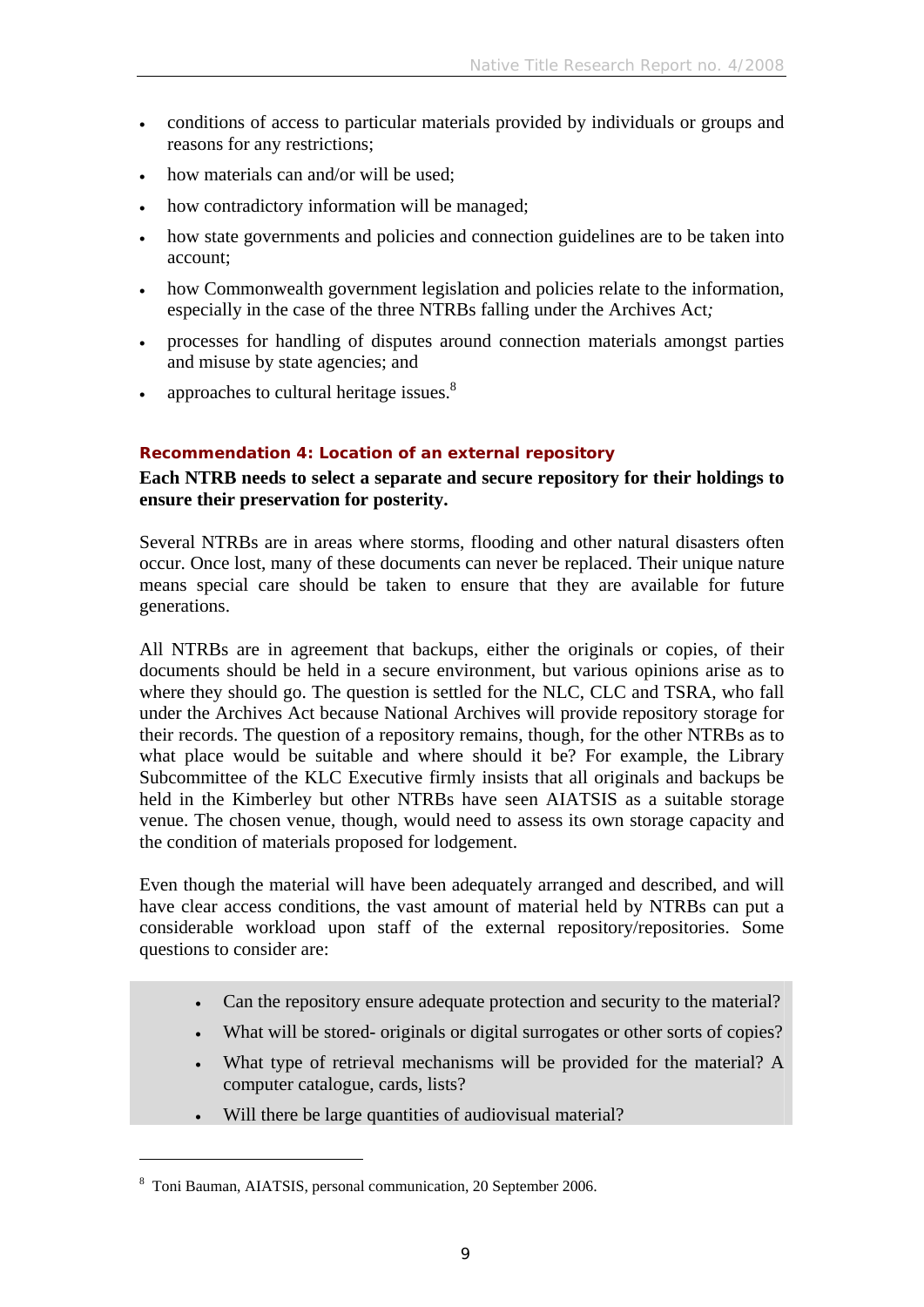- conditions of access to particular materials provided by individuals or groups and reasons for any restrictions;
- how materials can and/or will be used;
- how contradictory information will be managed;
- how state governments and policies and connection guidelines are to be taken into account;
- how Commonwealth government legislation and policies relate to the information, especially in the case of the three NTRBs falling under the Archives Act*;*
- processes for handling of disputes around connection materials amongst parties and misuse by state agencies; and
- approaches to cultural heritage issues.[8]

#### Recommendation 4: Location of an external repository

**Each NTRB needs to select a separate and secure repository for their holdings to ensure their preservation for posterity.**

Several NTRBs are in areas where storms, flooding and other natural disasters often occur. Once lost, many of these documents can never be replaced. Their unique nature means special care should be taken to ensure that they are available for future generations.

All NTRBs are in agreement that backups, either the originals or copies, of their documents should be held in a secure environment, but various opinions arise as to where they should go. The question is settled for the NLC, CLC and TSRA, who fall under the Archives Act because National Archives will provide repository storage for their records. The question of a repository remains, though, for the other NTRBs as to what place would be suitable and where should it be? For example, the Library Subcommittee of the KLC Executive firmly insists that all originals and backups be held in the Kimberley but other NTRBs have seen AIATSIS as a suitable storage venue. The chosen venue, though, would need to assess its own storage capacity and the condition of materials proposed for lodgement.

Even though the material will have been adequately arranged and described, and will have clear access conditions, the vast amount of material held by NTRBs can put a considerable workload upon staff of the external repository/repositories. Some questions to consider are:

- Can the repository ensure adequate protection and security to the material?
- What will be stored- originals or digital surrogates or other sorts of copies?
- What type of retrieval mechanisms will be provided for the material? A computer catalogue, cards, lists?
- Will there be large quantities of audiovisual material?

[8] Toni Bauman, AIATSIS, personal communication, 20 September 2006.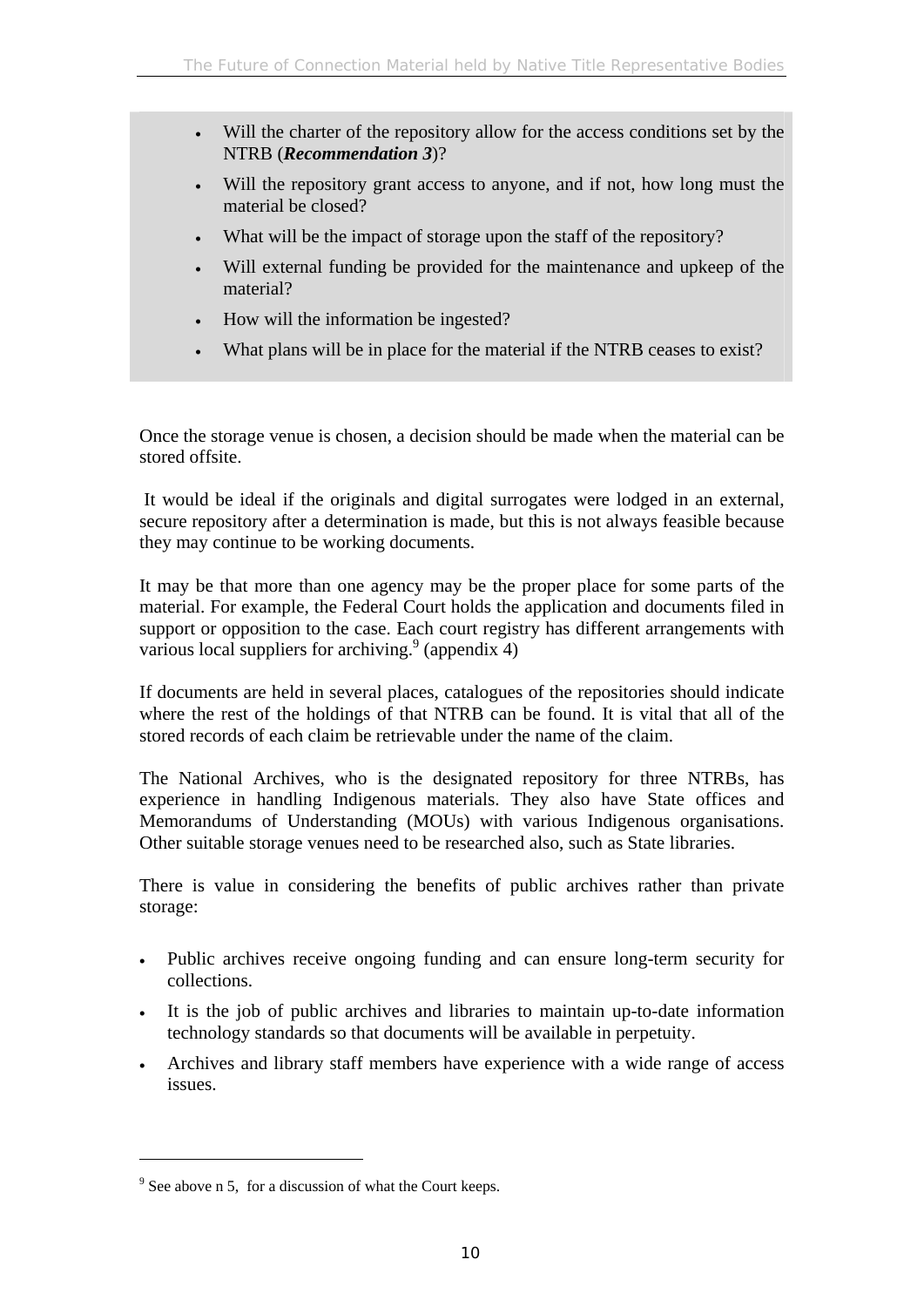- Will the charter of the repository allow for the access conditions set by the NTRB (***Recommendation 3***)?
- Will the repository grant access to anyone, and if not, how long must the material be closed?
- What will be the impact of storage upon the staff of the repository?
- Will external funding be provided for the maintenance and upkeep of the material?
- How will the information be ingested?
- What plans will be in place for the material if the NTRB ceases to exist?

Once the storage venue is chosen, a decision should be made when the material can be stored offsite.

It would be ideal if the originals and digital surrogates were lodged in an external, secure repository after a determination is made, but this is not always feasible because they may continue to be working documents.

It may be that more than one agency may be the proper place for some parts of the material. For example, the Federal Court holds the application and documents filed in support or opposition to the case. Each court registry has different arrangements with various local suppliers for archiving.[9] (appendix 4)

If documents are held in several places, catalogues of the repositories should indicate where the rest of the holdings of that NTRB can be found. It is vital that all of the stored records of each claim be retrievable under the name of the claim.

The National Archives, who is the designated repository for three NTRBs, has experience in handling Indigenous materials. They also have State offices and Memorandums of Understanding (MOUs) with various Indigenous organisations. Other suitable storage venues need to be researched also, such as State libraries.

There is value in considering the benefits of public archives rather than private storage:

- Public archives receive ongoing funding and can ensure long-term security for collections.
- It is the job of public archives and libraries to maintain up-to-date information technology standards so that documents will be available in perpetuity.
- Archives and library staff members have experience with a wide range of access issues.

---

[9] See above n 5, for a discussion of what the Court keeps.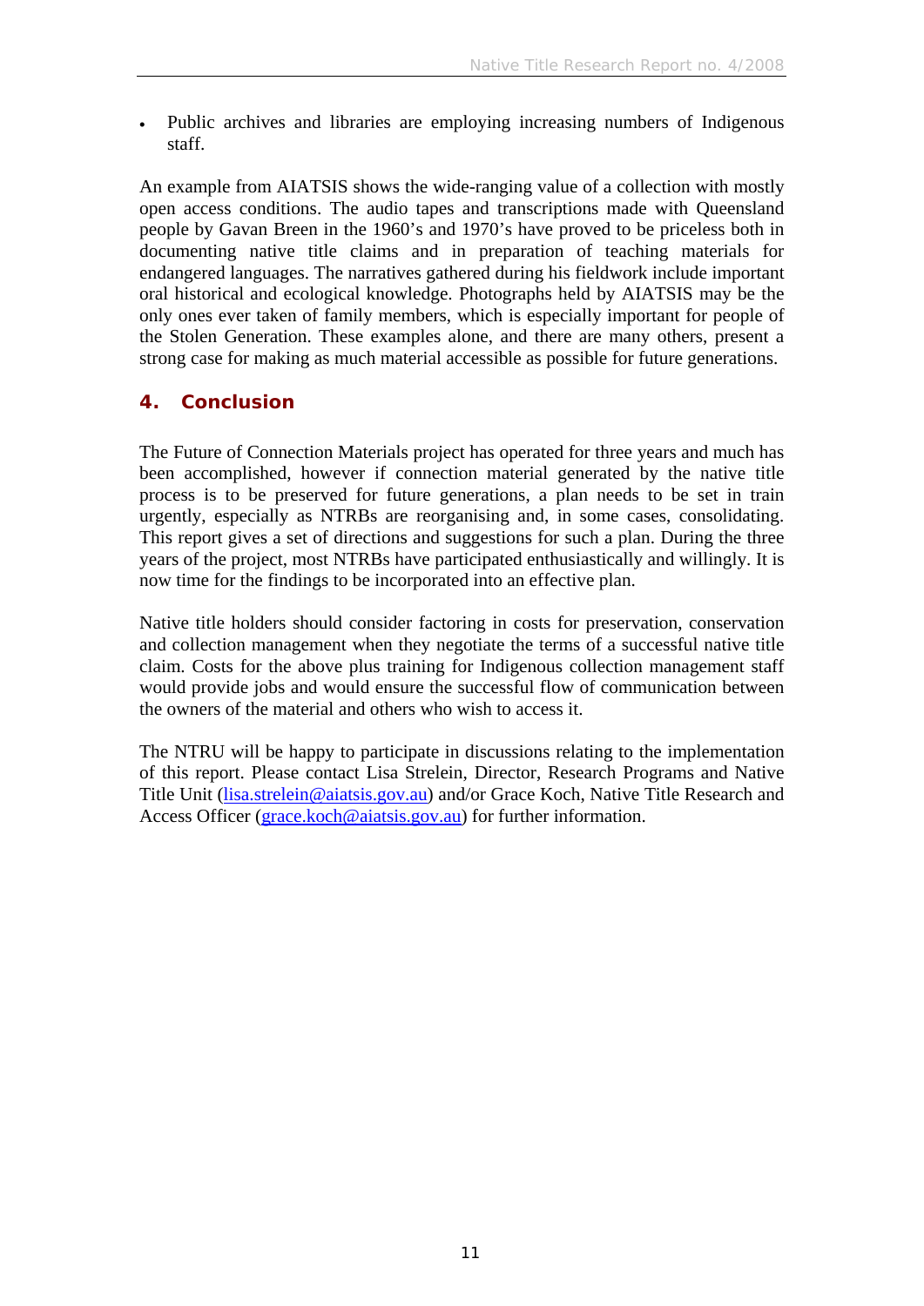- Public archives and libraries are employing increasing numbers of Indigenous staff.

An example from AIATSIS shows the wide-ranging value of a collection with mostly open access conditions. The audio tapes and transcriptions made with Queensland people by Gavan Breen in the 1960's and 1970's have proved to be priceless both in documenting native title claims and in preparation of teaching materials for endangered languages. The narratives gathered during his fieldwork include important oral historical and ecological knowledge. Photographs held by AIATSIS may be the only ones ever taken of family members, which is especially important for people of the Stolen Generation. These examples alone, and there are many others, present a strong case for making as much material accessible as possible for future generations.

## 4. Conclusion

The Future of Connection Materials project has operated for three years and much has been accomplished, however if connection material generated by the native title process is to be preserved for future generations, a plan needs to be set in train urgently, especially as NTRBs are reorganising and, in some cases, consolidating. This report gives a set of directions and suggestions for such a plan. During the three years of the project, most NTRBs have participated enthusiastically and willingly. It is now time for the findings to be incorporated into an effective plan.

Native title holders should consider factoring in costs for preservation, conservation and collection management when they negotiate the terms of a successful native title claim. Costs for the above plus training for Indigenous collection management staff would provide jobs and would ensure the successful flow of communication between the owners of the material and others who wish to access it.

The NTRU will be happy to participate in discussions relating to the implementation of this report. Please contact Lisa Strelein, Director, Research Programs and Native Title Unit (lisa.strelein@aiatsis.gov.au) and/or Grace Koch, Native Title Research and Access Officer (grace.koch@aiatsis.gov.au) for further information.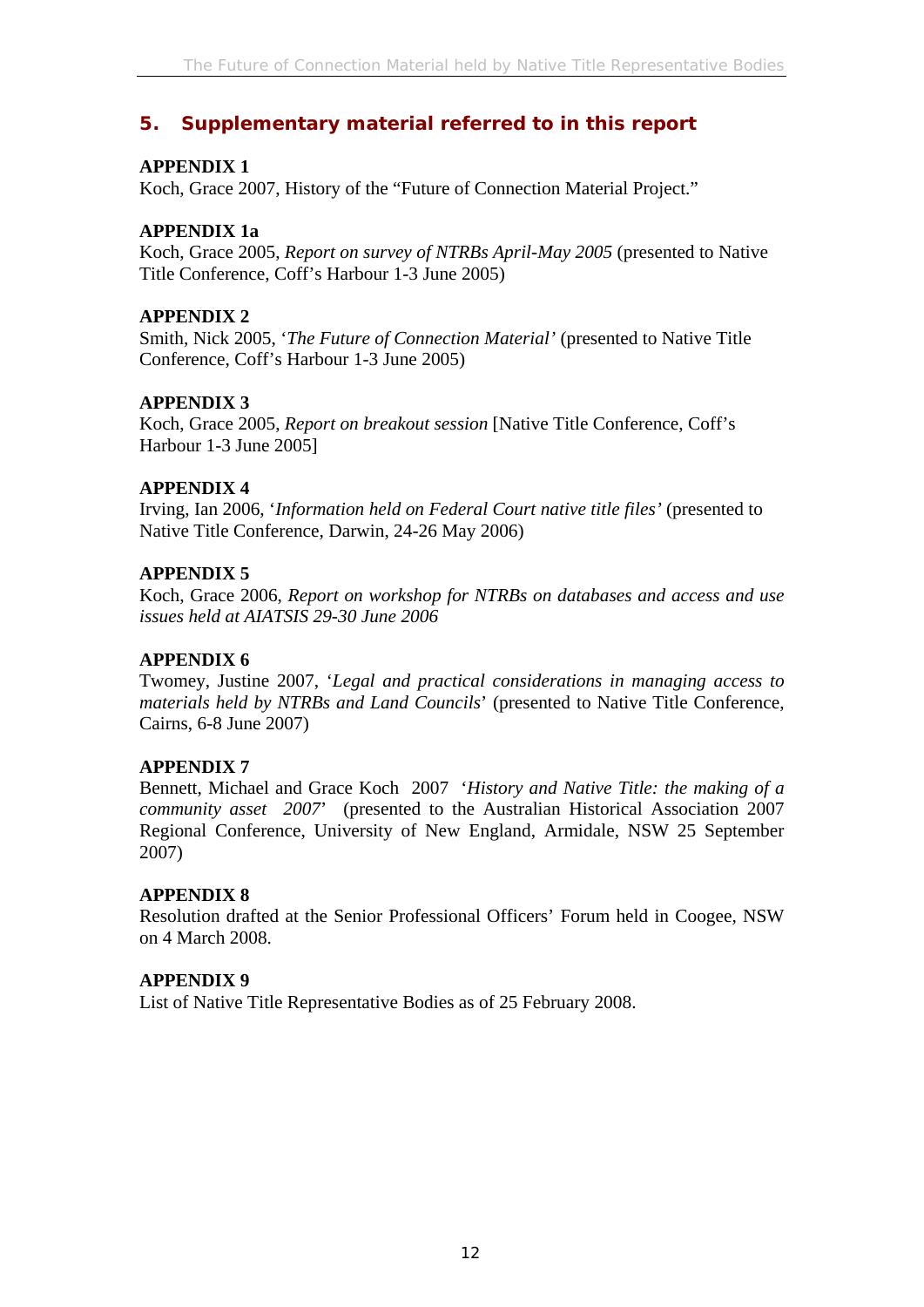## 5. Supplementary material referred to in this report

**APPENDIX 1**
Koch, Grace 2007, History of the "Future of Connection Material Project."

**APPENDIX 1a**
Koch, Grace 2005, *Report on survey of NTRBs April-May 2005* (presented to Native Title Conference, Coff's Harbour 1-3 June 2005)

**APPENDIX 2**
Smith, Nick 2005, '*The Future of Connection Material'* (presented to Native Title Conference, Coff's Harbour 1-3 June 2005)

**APPENDIX 3**
Koch, Grace 2005, *Report on breakout session* [Native Title Conference, Coff's Harbour 1-3 June 2005]

**APPENDIX 4**
Irving, Ian 2006, '*Information held on Federal Court native title files'* (presented to Native Title Conference, Darwin, 24-26 May 2006)

**APPENDIX 5**
Koch, Grace 2006, *Report on workshop for NTRBs on databases and access and use issues held at AIATSIS 29-30 June 2006*

**APPENDIX 6**
Twomey, Justine 2007, '*Legal and practical considerations in managing access to materials held by NTRBs and Land Councils*' (presented to Native Title Conference, Cairns, 6-8 June 2007)

**APPENDIX 7**
Bennett, Michael and Grace Koch 2007 '*History and Native Title: the making of a community asset 2007*' (presented to the Australian Historical Association 2007 Regional Conference, University of New England, Armidale, NSW 25 September 2007)

**APPENDIX 8**
Resolution drafted at the Senior Professional Officers' Forum held in Coogee, NSW on 4 March 2008.

**APPENDIX 9**
List of Native Title Representative Bodies as of 25 February 2008.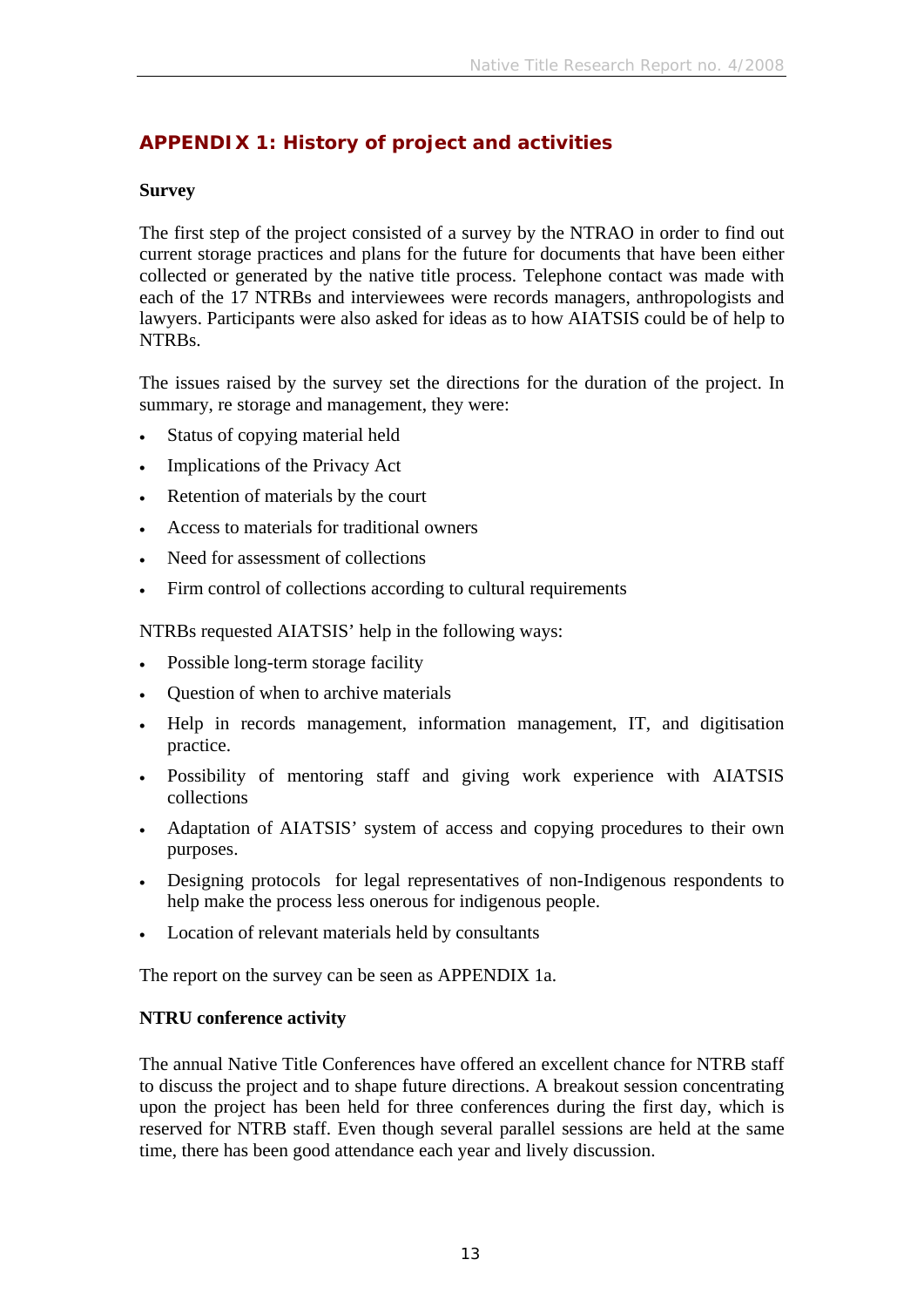## APPENDIX 1: History of project and activities

### Survey

The first step of the project consisted of a survey by the NTRAO in order to find out current storage practices and plans for the future for documents that have been either collected or generated by the native title process. Telephone contact was made with each of the 17 NTRBs and interviewees were records managers, anthropologists and lawyers. Participants were also asked for ideas as to how AIATSIS could be of help to NTRBs.

The issues raised by the survey set the directions for the duration of the project. In summary, re storage and management, they were:

- Status of copying material held
- Implications of the Privacy Act
- Retention of materials by the court
- Access to materials for traditional owners
- Need for assessment of collections
- Firm control of collections according to cultural requirements

NTRBs requested AIATSIS' help in the following ways:

- Possible long-term storage facility
- Question of when to archive materials
- Help in records management, information management, IT, and digitisation practice.
- Possibility of mentoring staff and giving work experience with AIATSIS collections
- Adaptation of AIATSIS' system of access and copying procedures to their own purposes.
- Designing protocols for legal representatives of non-Indigenous respondents to help make the process less onerous for indigenous people.
- Location of relevant materials held by consultants

The report on the survey can be seen as APPENDIX 1a.

### NTRU conference activity

The annual Native Title Conferences have offered an excellent chance for NTRB staff to discuss the project and to shape future directions. A breakout session concentrating upon the project has been held for three conferences during the first day, which is reserved for NTRB staff. Even though several parallel sessions are held at the same time, there has been good attendance each year and lively discussion.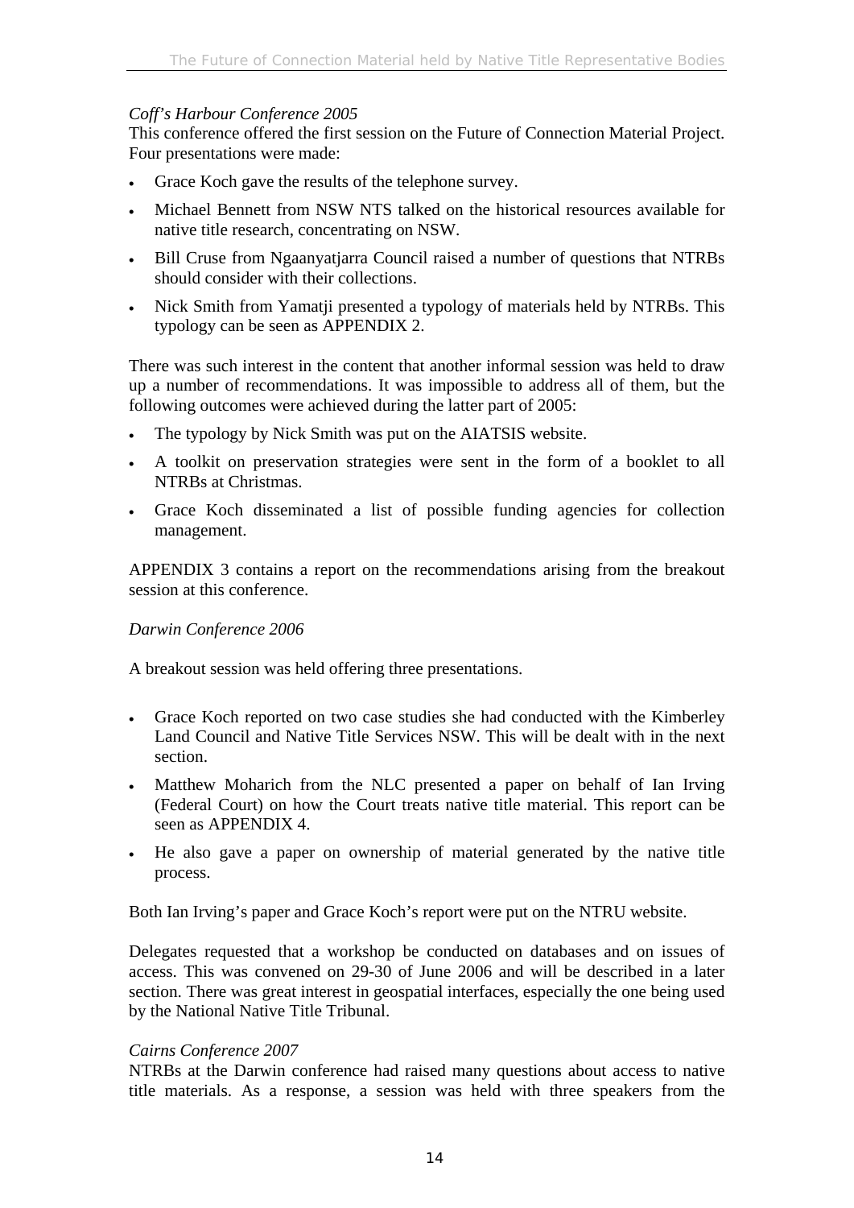*Coff's Harbour Conference 2005*

This conference offered the first session on the Future of Connection Material Project. Four presentations were made:

- Grace Koch gave the results of the telephone survey.
- Michael Bennett from NSW NTS talked on the historical resources available for native title research, concentrating on NSW.
- Bill Cruse from Ngaanyatjarra Council raised a number of questions that NTRBs should consider with their collections.
- Nick Smith from Yamatji presented a typology of materials held by NTRBs. This typology can be seen as APPENDIX 2.

There was such interest in the content that another informal session was held to draw up a number of recommendations. It was impossible to address all of them, but the following outcomes were achieved during the latter part of 2005:

- The typology by Nick Smith was put on the AIATSIS website.
- A toolkit on preservation strategies were sent in the form of a booklet to all NTRBs at Christmas.
- Grace Koch disseminated a list of possible funding agencies for collection management.

APPENDIX 3 contains a report on the recommendations arising from the breakout session at this conference.

*Darwin Conference 2006*

A breakout session was held offering three presentations.

- Grace Koch reported on two case studies she had conducted with the Kimberley Land Council and Native Title Services NSW. This will be dealt with in the next section.
- Matthew Moharich from the NLC presented a paper on behalf of Ian Irving (Federal Court) on how the Court treats native title material. This report can be seen as APPENDIX 4.
- He also gave a paper on ownership of material generated by the native title process.

Both Ian Irving's paper and Grace Koch's report were put on the NTRU website.

Delegates requested that a workshop be conducted on databases and on issues of access. This was convened on 29-30 of June 2006 and will be described in a later section. There was great interest in geospatial interfaces, especially the one being used by the National Native Title Tribunal.

*Cairns Conference 2007*

NTRBs at the Darwin conference had raised many questions about access to native title materials. As a response, a session was held with three speakers from the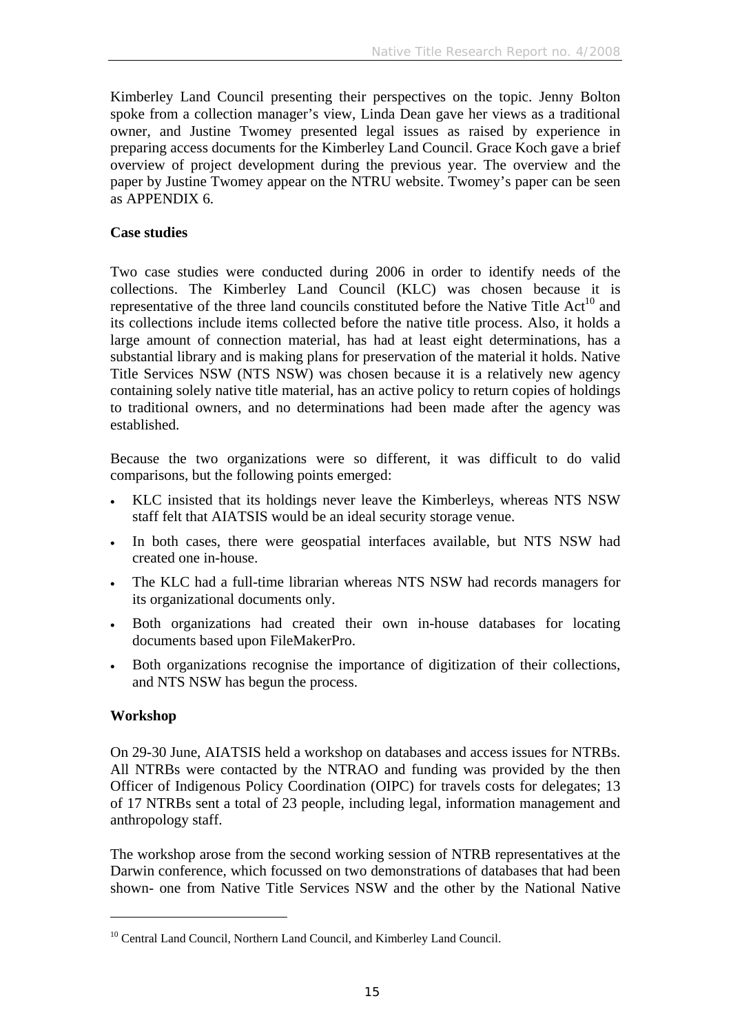Kimberley Land Council presenting their perspectives on the topic. Jenny Bolton spoke from a collection manager's view, Linda Dean gave her views as a traditional owner, and Justine Twomey presented legal issues as raised by experience in preparing access documents for the Kimberley Land Council. Grace Koch gave a brief overview of project development during the previous year. The overview and the paper by Justine Twomey appear on the NTRU website. Twomey's paper can be seen as APPENDIX 6.

**Case studies**

Two case studies were conducted during 2006 in order to identify needs of the collections. The Kimberley Land Council (KLC) was chosen because it is representative of the three land councils constituted before the Native Title Act[10] and its collections include items collected before the native title process. Also, it holds a large amount of connection material, has had at least eight determinations, has a substantial library and is making plans for preservation of the material it holds. Native Title Services NSW (NTS NSW) was chosen because it is a relatively new agency containing solely native title material, has an active policy to return copies of holdings to traditional owners, and no determinations had been made after the agency was established.

Because the two organizations were so different, it was difficult to do valid comparisons, but the following points emerged:

- KLC insisted that its holdings never leave the Kimberleys, whereas NTS NSW staff felt that AIATSIS would be an ideal security storage venue.
- In both cases, there were geospatial interfaces available, but NTS NSW had created one in-house.
- The KLC had a full-time librarian whereas NTS NSW had records managers for its organizational documents only.
- Both organizations had created their own in-house databases for locating documents based upon FileMakerPro.
- Both organizations recognise the importance of digitization of their collections, and NTS NSW has begun the process.

**Workshop**

On 29-30 June, AIATSIS held a workshop on databases and access issues for NTRBs. All NTRBs were contacted by the NTRAO and funding was provided by the then Officer of Indigenous Policy Coordination (OIPC) for travels costs for delegates; 13 of 17 NTRBs sent a total of 23 people, including legal, information management and anthropology staff.

The workshop arose from the second working session of NTRB representatives at the Darwin conference, which focussed on two demonstrations of databases that had been shown- one from Native Title Services NSW and the other by the National Native

[10] Central Land Council, Northern Land Council, and Kimberley Land Council.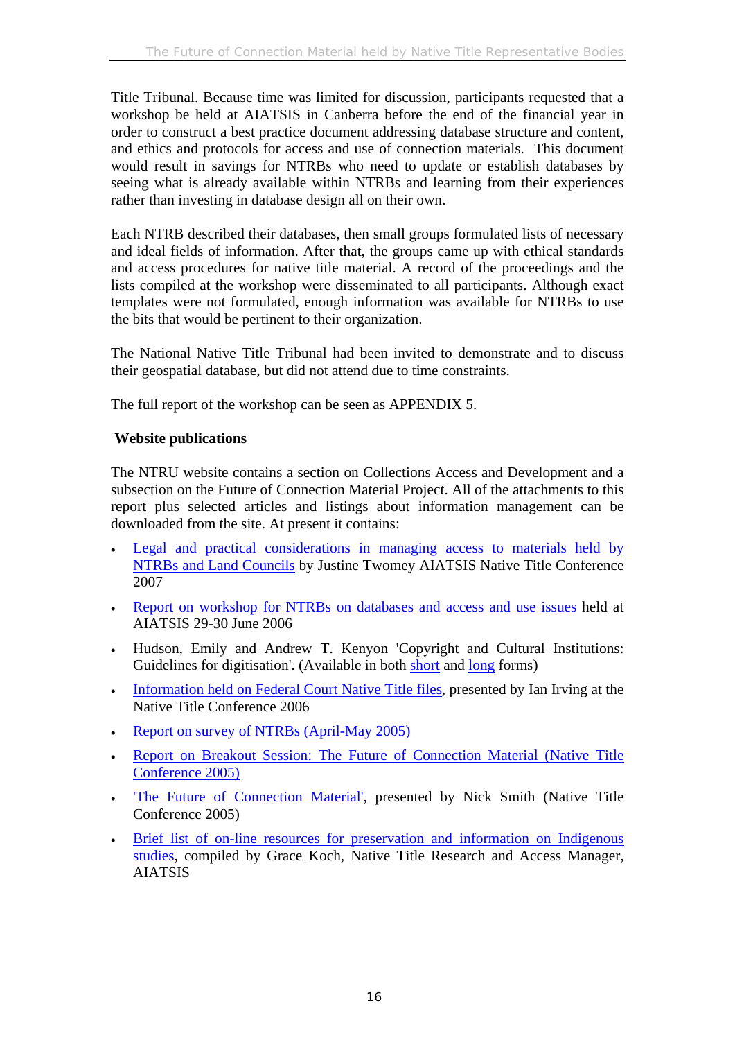Title Tribunal. Because time was limited for discussion, participants requested that a workshop be held at AIATSIS in Canberra before the end of the financial year in order to construct a best practice document addressing database structure and content, and ethics and protocols for access and use of connection materials. This document would result in savings for NTRBs who need to update or establish databases by seeing what is already available within NTRBs and learning from their experiences rather than investing in database design all on their own.

Each NTRB described their databases, then small groups formulated lists of necessary and ideal fields of information. After that, the groups came up with ethical standards and access procedures for native title material. A record of the proceedings and the lists compiled at the workshop were disseminated to all participants. Although exact templates were not formulated, enough information was available for NTRBs to use the bits that would be pertinent to their organization.

The National Native Title Tribunal had been invited to demonstrate and to discuss their geospatial database, but did not attend due to time constraints.

The full report of the workshop can be seen as APPENDIX 5.

**Website publications**

The NTRU website contains a section on Collections Access and Development and a subsection on the Future of Connection Material Project. All of the attachments to this report plus selected articles and listings about information management can be downloaded from the site. At present it contains:

- Legal and practical considerations in managing access to materials held by NTRBs and Land Councils by Justine Twomey AIATSIS Native Title Conference 2007
- Report on workshop for NTRBs on databases and access and use issues held at AIATSIS 29-30 June 2006
- Hudson, Emily and Andrew T. Kenyon 'Copyright and Cultural Institutions: Guidelines for digitisation'. (Available in both short and long forms)
- Information held on Federal Court Native Title files, presented by Ian Irving at the Native Title Conference 2006
- Report on survey of NTRBs (April-May 2005)
- Report on Breakout Session: The Future of Connection Material (Native Title Conference 2005)
- 'The Future of Connection Material', presented by Nick Smith (Native Title Conference 2005)
- Brief list of on-line resources for preservation and information on Indigenous studies, compiled by Grace Koch, Native Title Research and Access Manager, AIATSIS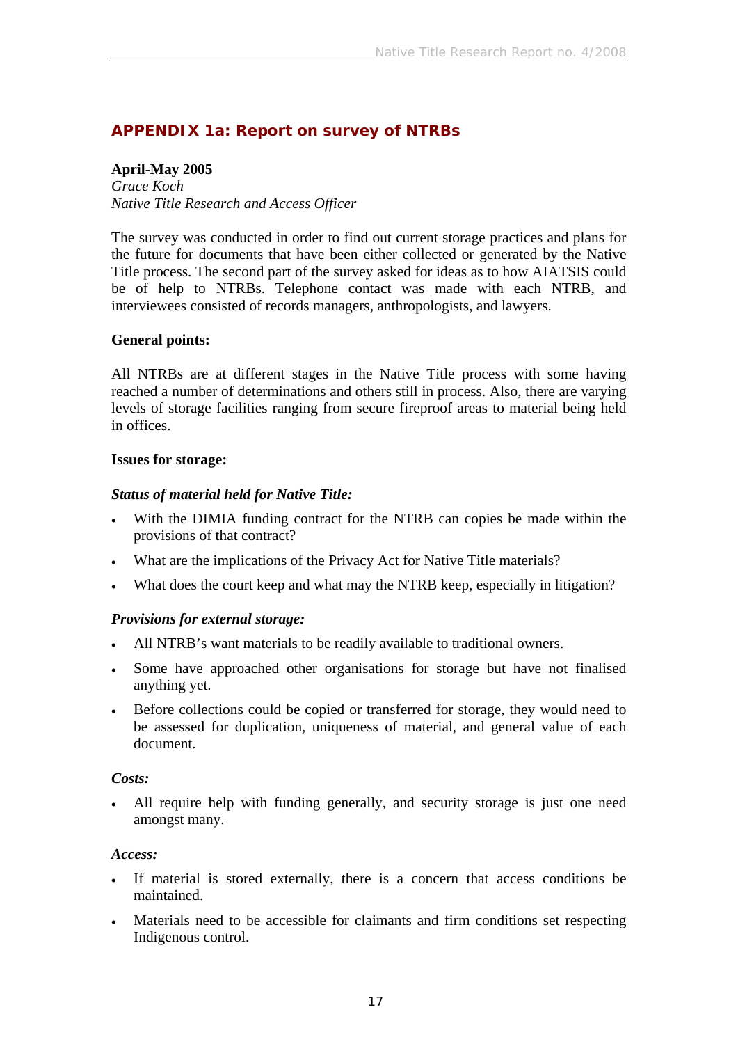## APPENDIX 1a: Report on survey of NTRBs

**April-May 2005**
*Grace Koch*
*Native Title Research and Access Officer*

The survey was conducted in order to find out current storage practices and plans for the future for documents that have been either collected or generated by the Native Title process. The second part of the survey asked for ideas as to how AIATSIS could be of help to NTRBs. Telephone contact was made with each NTRB, and interviewees consisted of records managers, anthropologists, and lawyers.

**General points:**

All NTRBs are at different stages in the Native Title process with some having reached a number of determinations and others still in process. Also, there are varying levels of storage facilities ranging from secure fireproof areas to material being held in offices.

**Issues for storage:**

***Status of material held for Native Title:***

- With the DIMIA funding contract for the NTRB can copies be made within the provisions of that contract?
- What are the implications of the Privacy Act for Native Title materials?
- What does the court keep and what may the NTRB keep, especially in litigation?

***Provisions for external storage:***

- All NTRB's want materials to be readily available to traditional owners.
- Some have approached other organisations for storage but have not finalised anything yet.
- Before collections could be copied or transferred for storage, they would need to be assessed for duplication, uniqueness of material, and general value of each document.

***Costs:***

- All require help with funding generally, and security storage is just one need amongst many.

***Access:***

- If material is stored externally, there is a concern that access conditions be maintained.
- Materials need to be accessible for claimants and firm conditions set respecting Indigenous control.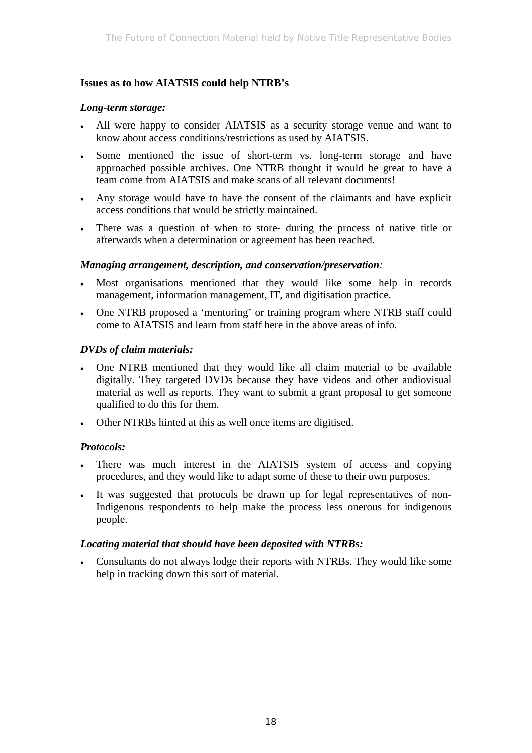**Issues as to how AIATSIS could help NTRB's**

***Long-term storage:***

- All were happy to consider AIATSIS as a security storage venue and want to know about access conditions/restrictions as used by AIATSIS.
- Some mentioned the issue of short-term vs. long-term storage and have approached possible archives. One NTRB thought it would be great to have a team come from AIATSIS and make scans of all relevant documents!
- Any storage would have to have the consent of the claimants and have explicit access conditions that would be strictly maintained.
- There was a question of when to store- during the process of native title or afterwards when a determination or agreement has been reached.

***Managing arrangement, description, and conservation/preservation****:*

- Most organisations mentioned that they would like some help in records management, information management, IT, and digitisation practice.
- One NTRB proposed a 'mentoring' or training program where NTRB staff could come to AIATSIS and learn from staff here in the above areas of info.

***DVDs of claim materials:***

- One NTRB mentioned that they would like all claim material to be available digitally. They targeted DVDs because they have videos and other audiovisual material as well as reports. They want to submit a grant proposal to get someone qualified to do this for them.
- Other NTRBs hinted at this as well once items are digitised.

***Protocols:***

- There was much interest in the AIATSIS system of access and copying procedures, and they would like to adapt some of these to their own purposes.
- It was suggested that protocols be drawn up for legal representatives of non-Indigenous respondents to help make the process less onerous for indigenous people.

***Locating material that should have been deposited with NTRBs:***

- Consultants do not always lodge their reports with NTRBs. They would like some help in tracking down this sort of material.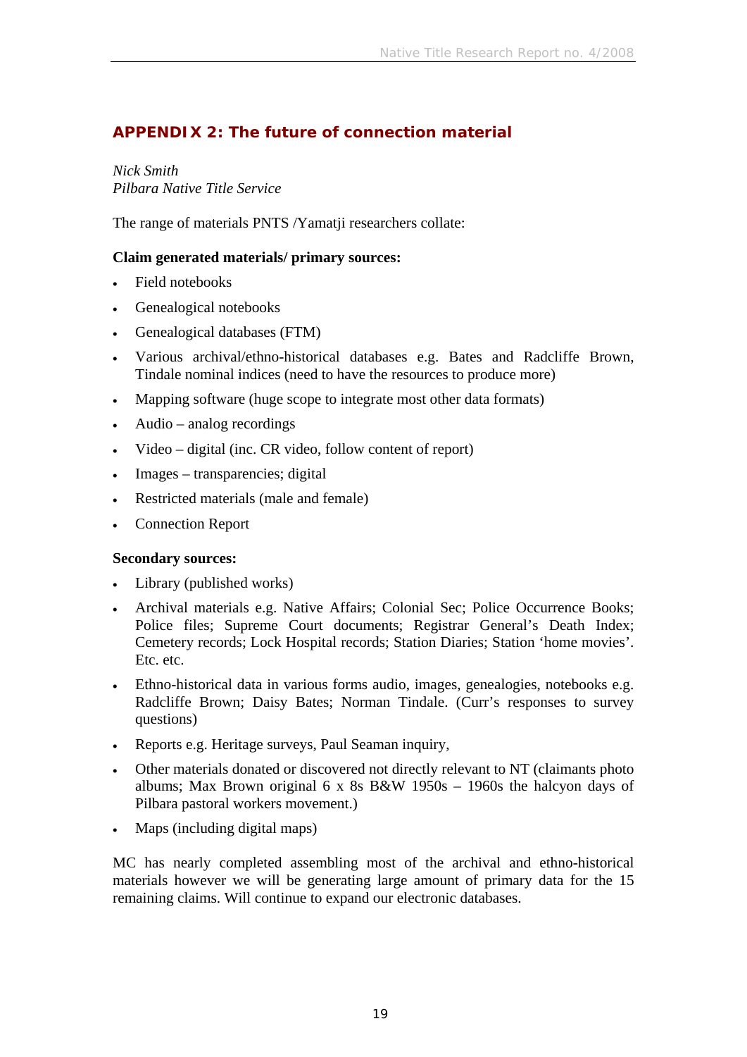## APPENDIX 2: The future of connection material

*Nick Smith*
*Pilbara Native Title Service*

The range of materials PNTS /Yamatji researchers collate:

**Claim generated materials/ primary sources:**

- Field notebooks
- Genealogical notebooks
- Genealogical databases (FTM)
- Various archival/ethno-historical databases e.g. Bates and Radcliffe Brown, Tindale nominal indices (need to have the resources to produce more)
- Mapping software (huge scope to integrate most other data formats)
- Audio – analog recordings
- Video – digital (inc. CR video, follow content of report)
- Images – transparencies; digital
- Restricted materials (male and female)
- Connection Report

**Secondary sources:**

- Library (published works)
- Archival materials e.g. Native Affairs; Colonial Sec; Police Occurrence Books; Police files; Supreme Court documents; Registrar General's Death Index; Cemetery records; Lock Hospital records; Station Diaries; Station 'home movies'. Etc. etc.
- Ethno-historical data in various forms audio, images, genealogies, notebooks e.g. Radcliffe Brown; Daisy Bates; Norman Tindale. (Curr's responses to survey questions)
- Reports e.g. Heritage surveys, Paul Seaman inquiry,
- Other materials donated or discovered not directly relevant to NT (claimants photo albums; Max Brown original 6 x 8s B&W 1950s – 1960s the halcyon days of Pilbara pastoral workers movement.)
- Maps (including digital maps)

MC has nearly completed assembling most of the archival and ethno-historical materials however we will be generating large amount of primary data for the 15 remaining claims. Will continue to expand our electronic databases.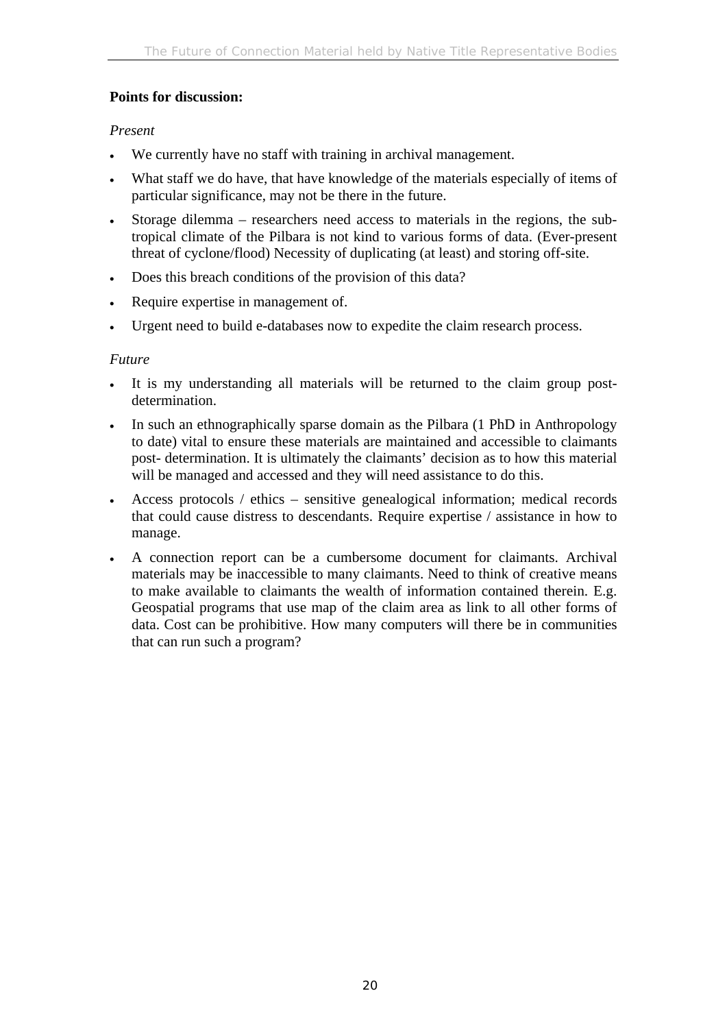**Points for discussion:**

*Present*

- We currently have no staff with training in archival management.
- What staff we do have, that have knowledge of the materials especially of items of particular significance, may not be there in the future.
- Storage dilemma – researchers need access to materials in the regions, the sub-tropical climate of the Pilbara is not kind to various forms of data. (Ever-present threat of cyclone/flood) Necessity of duplicating (at least) and storing off-site.
- Does this breach conditions of the provision of this data?
- Require expertise in management of.
- Urgent need to build e-databases now to expedite the claim research process.

*Future*

- It is my understanding all materials will be returned to the claim group post-determination.
- In such an ethnographically sparse domain as the Pilbara (1 PhD in Anthropology to date) vital to ensure these materials are maintained and accessible to claimants post- determination. It is ultimately the claimants' decision as to how this material will be managed and accessed and they will need assistance to do this.
- Access protocols / ethics – sensitive genealogical information; medical records that could cause distress to descendants. Require expertise / assistance in how to manage.
- A connection report can be a cumbersome document for claimants. Archival materials may be inaccessible to many claimants. Need to think of creative means to make available to claimants the wealth of information contained therein. E.g. Geospatial programs that use map of the claim area as link to all other forms of data. Cost can be prohibitive. How many computers will there be in communities that can run such a program?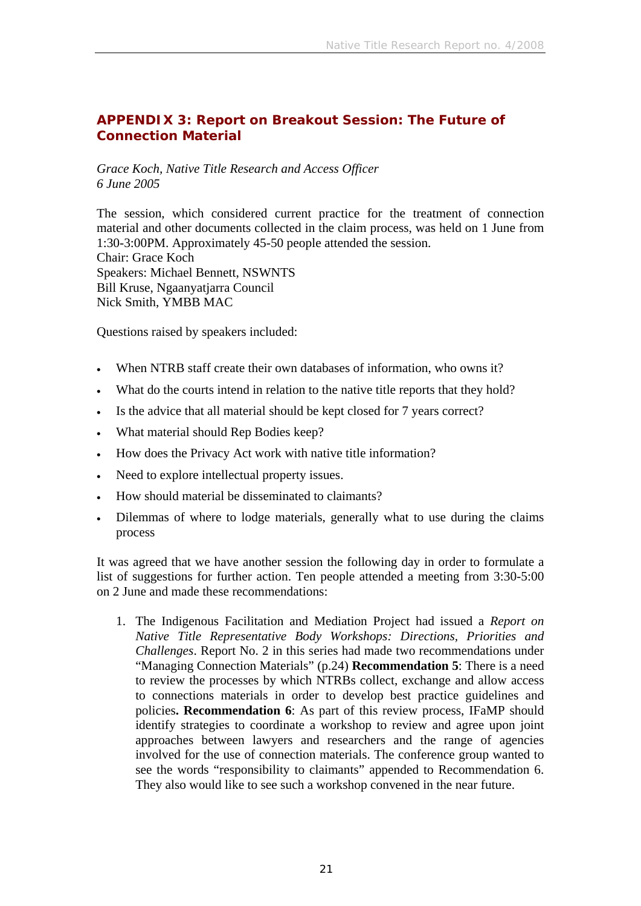## APPENDIX 3: Report on Breakout Session: The Future of Connection Material

*Grace Koch, Native Title Research and Access Officer*
*6 June 2005*

The session, which considered current practice for the treatment of connection material and other documents collected in the claim process, was held on 1 June from 1:30-3:00PM. Approximately 45-50 people attended the session.
Chair: Grace Koch
Speakers: Michael Bennett, NSWNTS
Bill Kruse, Ngaanyatjarra Council
Nick Smith, YMBB MAC

Questions raised by speakers included:

- When NTRB staff create their own databases of information, who owns it?
- What do the courts intend in relation to the native title reports that they hold?
- Is the advice that all material should be kept closed for 7 years correct?
- What material should Rep Bodies keep?
- How does the Privacy Act work with native title information?
- Need to explore intellectual property issues.
- How should material be disseminated to claimants?
- Dilemmas of where to lodge materials, generally what to use during the claims process

It was agreed that we have another session the following day in order to formulate a list of suggestions for further action. Ten people attended a meeting from 3:30-5:00 on 2 June and made these recommendations:

1. The Indigenous Facilitation and Mediation Project had issued a *Report on Native Title Representative Body Workshops: Directions, Priorities and Challenges*. Report No. 2 in this series had made two recommendations under "Managing Connection Materials" (p.24) **Recommendation 5**: There is a need to review the processes by which NTRBs collect, exchange and allow access to connections materials in order to develop best practice guidelines and policies**. Recommendation 6**: As part of this review process, IFaMP should identify strategies to coordinate a workshop to review and agree upon joint approaches between lawyers and researchers and the range of agencies involved for the use of connection materials. The conference group wanted to see the words "responsibility to claimants" appended to Recommendation 6. They also would like to see such a workshop convened in the near future.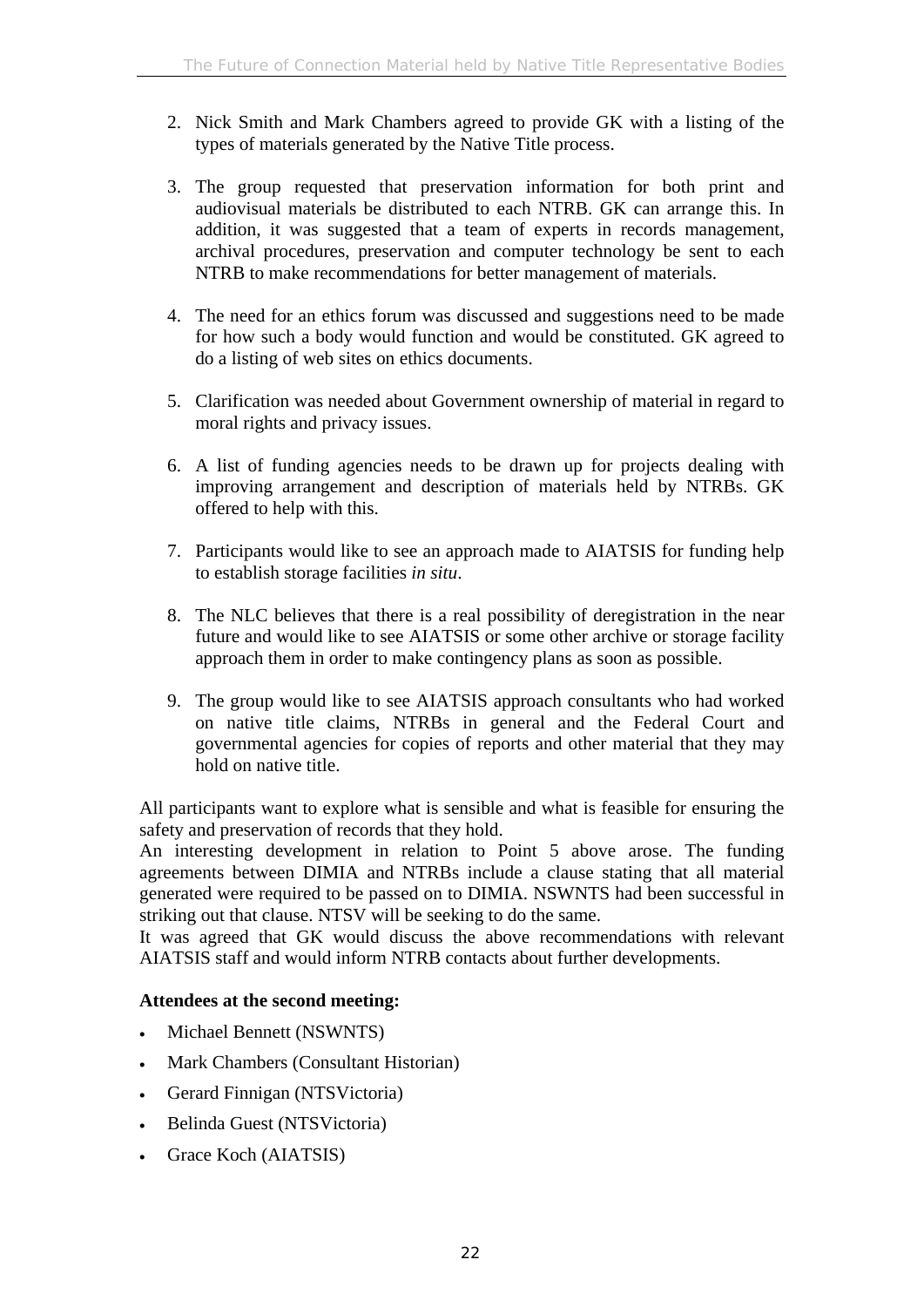2. Nick Smith and Mark Chambers agreed to provide GK with a listing of the types of materials generated by the Native Title process.

3. The group requested that preservation information for both print and audiovisual materials be distributed to each NTRB. GK can arrange this. In addition, it was suggested that a team of experts in records management, archival procedures, preservation and computer technology be sent to each NTRB to make recommendations for better management of materials.

4. The need for an ethics forum was discussed and suggestions need to be made for how such a body would function and would be constituted. GK agreed to do a listing of web sites on ethics documents.

5. Clarification was needed about Government ownership of material in regard to moral rights and privacy issues.

6. A list of funding agencies needs to be drawn up for projects dealing with improving arrangement and description of materials held by NTRBs. GK offered to help with this.

7. Participants would like to see an approach made to AIATSIS for funding help to establish storage facilities *in situ*.

8. The NLC believes that there is a real possibility of deregistration in the near future and would like to see AIATSIS or some other archive or storage facility approach them in order to make contingency plans as soon as possible.

9. The group would like to see AIATSIS approach consultants who had worked on native title claims, NTRBs in general and the Federal Court and governmental agencies for copies of reports and other material that they may hold on native title.

All participants want to explore what is sensible and what is feasible for ensuring the safety and preservation of records that they hold.

An interesting development in relation to Point 5 above arose. The funding agreements between DIMIA and NTRBs include a clause stating that all material generated were required to be passed on to DIMIA. NSWNTS had been successful in striking out that clause. NTSV will be seeking to do the same.

It was agreed that GK would discuss the above recommendations with relevant AIATSIS staff and would inform NTRB contacts about further developments.

**Attendees at the second meeting:**

- Michael Bennett (NSWNTS)
- Mark Chambers (Consultant Historian)
- Gerard Finnigan (NTSVictoria)
- Belinda Guest (NTSVictoria)
- Grace Koch (AIATSIS)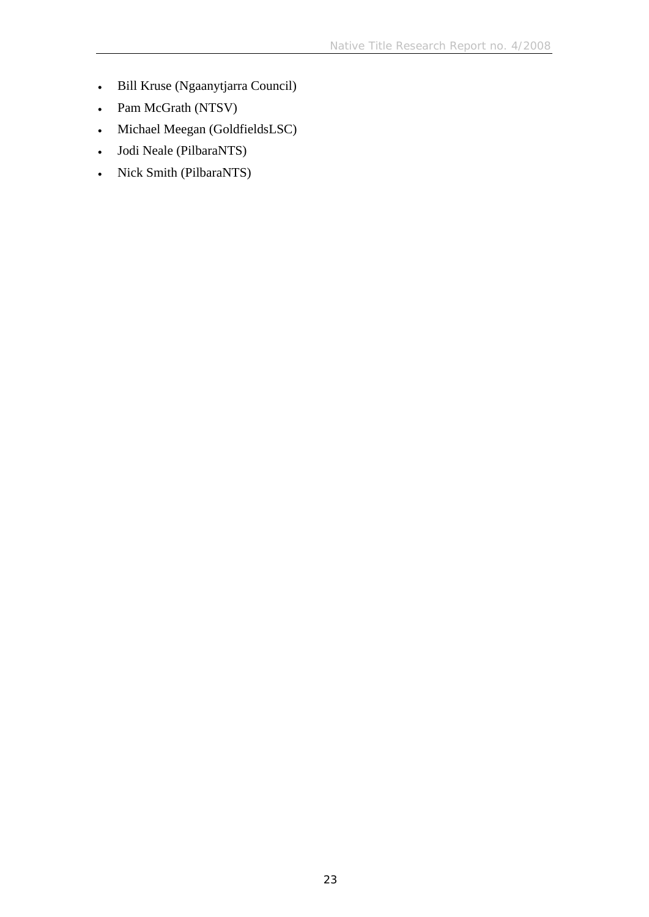- Bill Kruse (Ngaanytjarra Council)
- Pam McGrath (NTSV)
- Michael Meegan (GoldfieldsLSC)
- Jodi Neale (PilbaraNTS)
- Nick Smith (PilbaraNTS)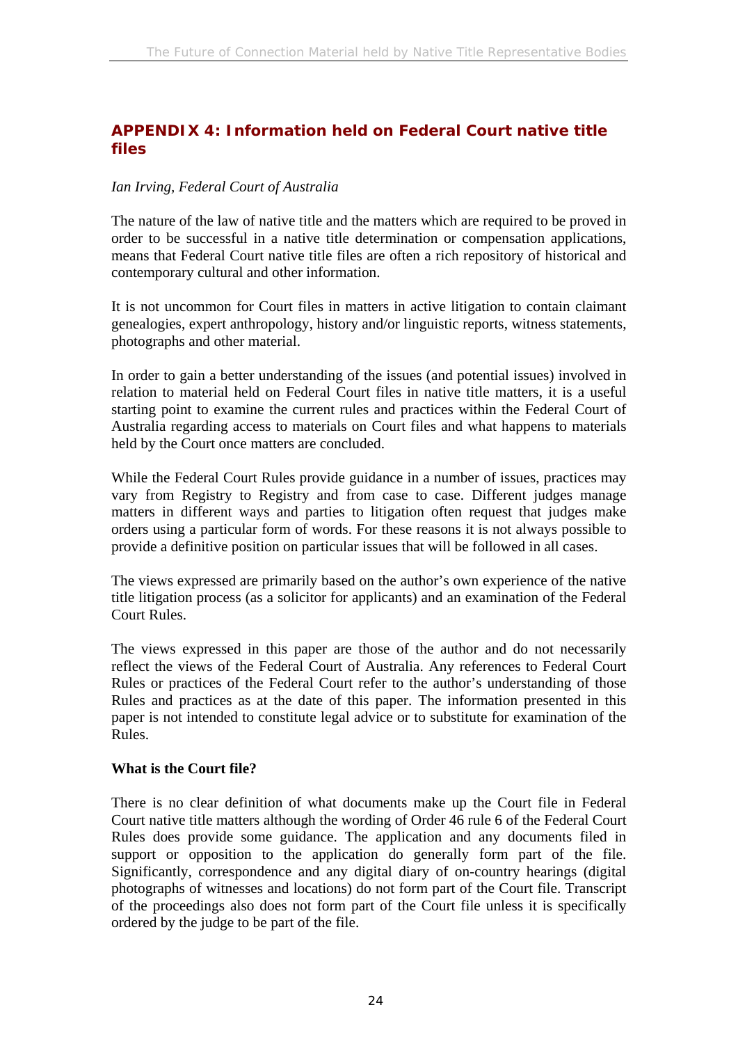## APPENDIX 4: Information held on Federal Court native title files

*Ian Irving, Federal Court of Australia*

The nature of the law of native title and the matters which are required to be proved in order to be successful in a native title determination or compensation applications, means that Federal Court native title files are often a rich repository of historical and contemporary cultural and other information.

It is not uncommon for Court files in matters in active litigation to contain claimant genealogies, expert anthropology, history and/or linguistic reports, witness statements, photographs and other material.

In order to gain a better understanding of the issues (and potential issues) involved in relation to material held on Federal Court files in native title matters, it is a useful starting point to examine the current rules and practices within the Federal Court of Australia regarding access to materials on Court files and what happens to materials held by the Court once matters are concluded.

While the Federal Court Rules provide guidance in a number of issues, practices may vary from Registry to Registry and from case to case. Different judges manage matters in different ways and parties to litigation often request that judges make orders using a particular form of words. For these reasons it is not always possible to provide a definitive position on particular issues that will be followed in all cases.

The views expressed are primarily based on the author's own experience of the native title litigation process (as a solicitor for applicants) and an examination of the Federal Court Rules.

The views expressed in this paper are those of the author and do not necessarily reflect the views of the Federal Court of Australia. Any references to Federal Court Rules or practices of the Federal Court refer to the author's understanding of those Rules and practices as at the date of this paper. The information presented in this paper is not intended to constitute legal advice or to substitute for examination of the Rules.

**What is the Court file?**

There is no clear definition of what documents make up the Court file in Federal Court native title matters although the wording of Order 46 rule 6 of the Federal Court Rules does provide some guidance. The application and any documents filed in support or opposition to the application do generally form part of the file. Significantly, correspondence and any digital diary of on-country hearings (digital photographs of witnesses and locations) do not form part of the Court file. Transcript of the proceedings also does not form part of the Court file unless it is specifically ordered by the judge to be part of the file.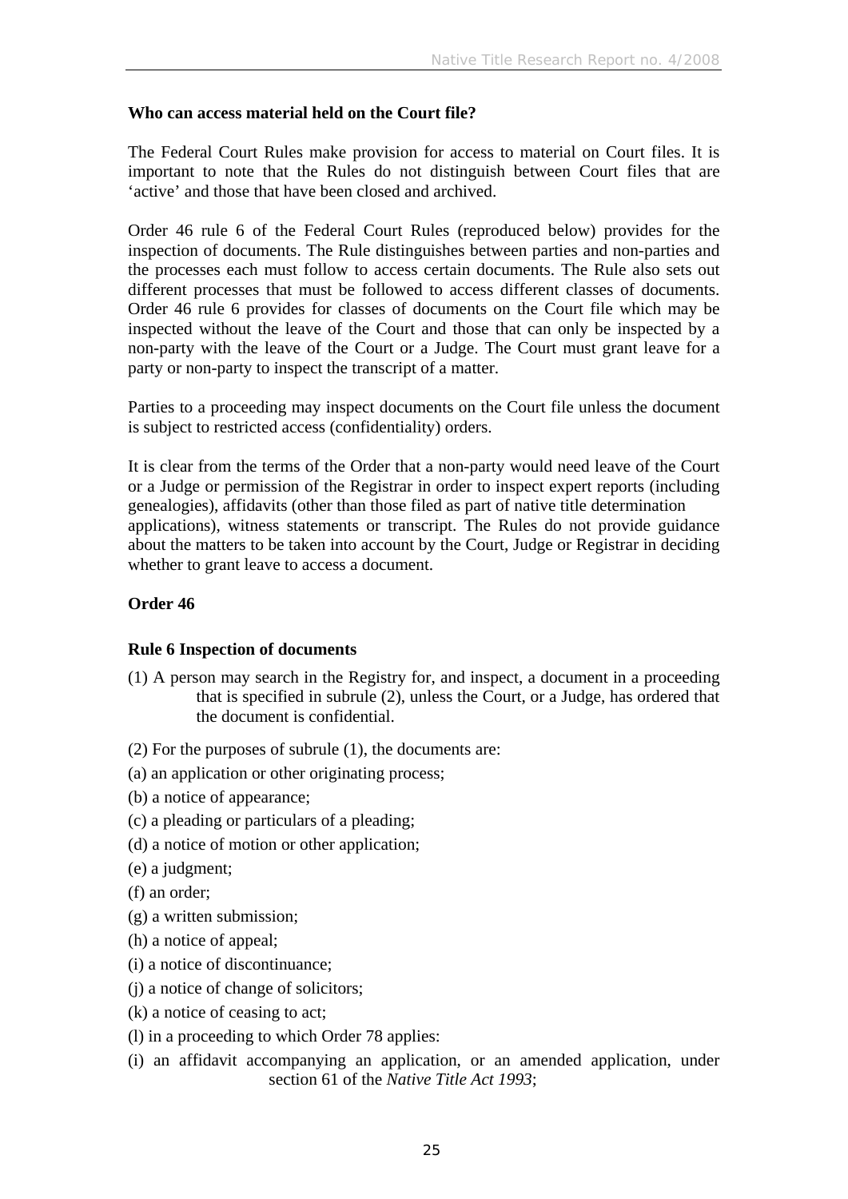**Who can access material held on the Court file?**

The Federal Court Rules make provision for access to material on Court files. It is important to note that the Rules do not distinguish between Court files that are 'active' and those that have been closed and archived.

Order 46 rule 6 of the Federal Court Rules (reproduced below) provides for the inspection of documents. The Rule distinguishes between parties and non-parties and the processes each must follow to access certain documents. The Rule also sets out different processes that must be followed to access different classes of documents. Order 46 rule 6 provides for classes of documents on the Court file which may be inspected without the leave of the Court and those that can only be inspected by a non-party with the leave of the Court or a Judge. The Court must grant leave for a party or non-party to inspect the transcript of a matter.

Parties to a proceeding may inspect documents on the Court file unless the document is subject to restricted access (confidentiality) orders.

It is clear from the terms of the Order that a non-party would need leave of the Court or a Judge or permission of the Registrar in order to inspect expert reports (including genealogies), affidavits (other than those filed as part of native title determination applications), witness statements or transcript. The Rules do not provide guidance about the matters to be taken into account by the Court, Judge or Registrar in deciding whether to grant leave to access a document.

**Order 46**

**Rule 6 Inspection of documents**

(1) A person may search in the Registry for, and inspect, a document in a proceeding that is specified in subrule (2), unless the Court, or a Judge, has ordered that the document is confidential.

(2) For the purposes of subrule (1), the documents are:

(a) an application or other originating process;

(b) a notice of appearance;

(c) a pleading or particulars of a pleading;

(d) a notice of motion or other application;

(e) a judgment;

(f) an order;

(g) a written submission;

(h) a notice of appeal;

(i) a notice of discontinuance;

(j) a notice of change of solicitors;

(k) a notice of ceasing to act;

(l) in a proceeding to which Order 78 applies:

(i) an affidavit accompanying an application, or an amended application, under section 61 of the *Native Title Act 1993*;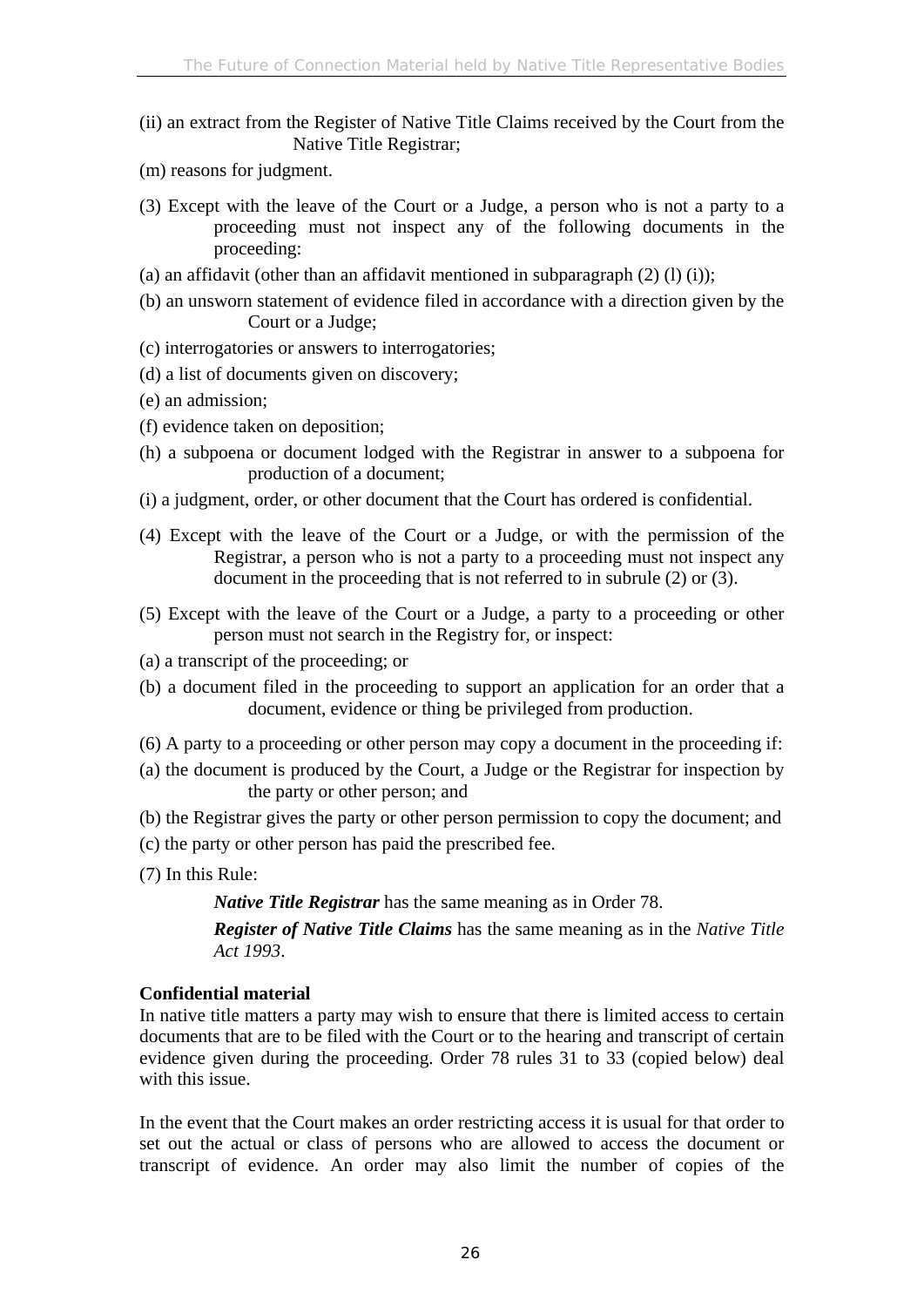(ii) an extract from the Register of Native Title Claims received by the Court from the Native Title Registrar;

(m) reasons for judgment.

(3) Except with the leave of the Court or a Judge, a person who is not a party to a proceeding must not inspect any of the following documents in the proceeding:

(a) an affidavit (other than an affidavit mentioned in subparagraph (2) (l) (i));

(b) an unsworn statement of evidence filed in accordance with a direction given by the Court or a Judge;

(c) interrogatories or answers to interrogatories;

(d) a list of documents given on discovery;

(e) an admission;

(f) evidence taken on deposition;

(h) a subpoena or document lodged with the Registrar in answer to a subpoena for production of a document;

(i) a judgment, order, or other document that the Court has ordered is confidential.

(4) Except with the leave of the Court or a Judge, or with the permission of the Registrar, a person who is not a party to a proceeding must not inspect any document in the proceeding that is not referred to in subrule (2) or (3).

(5) Except with the leave of the Court or a Judge, a party to a proceeding or other person must not search in the Registry for, or inspect:

(a) a transcript of the proceeding; or

(b) a document filed in the proceeding to support an application for an order that a document, evidence or thing be privileged from production.

(6) A party to a proceeding or other person may copy a document in the proceeding if:

(a) the document is produced by the Court, a Judge or the Registrar for inspection by the party or other person; and

(b) the Registrar gives the party or other person permission to copy the document; and

(c) the party or other person has paid the prescribed fee.

(7) In this Rule:

***Native Title Registrar*** has the same meaning as in Order 78.

***Register of Native Title Claims*** has the same meaning as in the *Native Title Act 1993*.

**Confidential material**

In native title matters a party may wish to ensure that there is limited access to certain documents that are to be filed with the Court or to the hearing and transcript of certain evidence given during the proceeding. Order 78 rules 31 to 33 (copied below) deal with this issue.

In the event that the Court makes an order restricting access it is usual for that order to set out the actual or class of persons who are allowed to access the document or transcript of evidence. An order may also limit the number of copies of the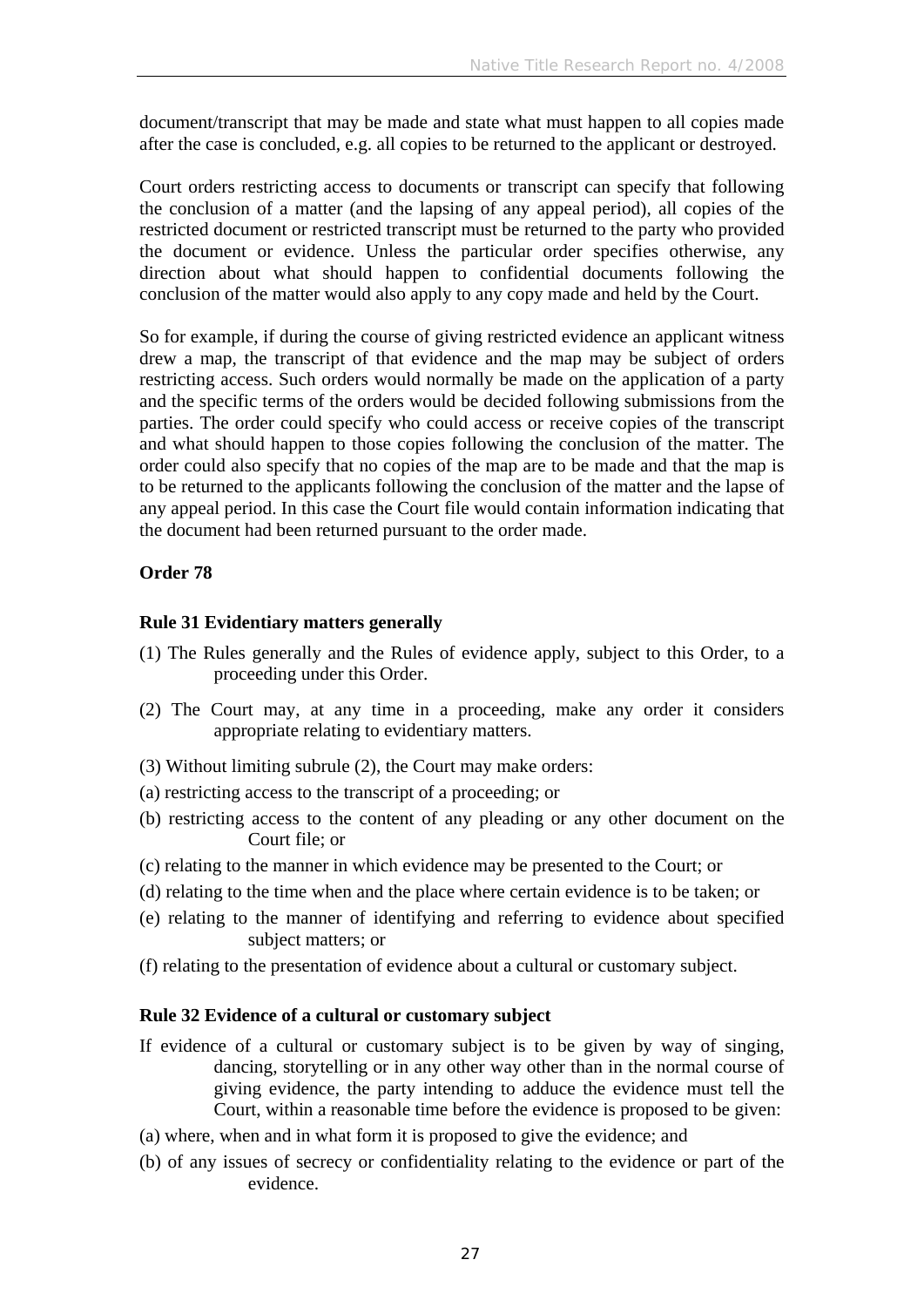document/transcript that may be made and state what must happen to all copies made after the case is concluded, e.g. all copies to be returned to the applicant or destroyed.

Court orders restricting access to documents or transcript can specify that following the conclusion of a matter (and the lapsing of any appeal period), all copies of the restricted document or restricted transcript must be returned to the party who provided the document or evidence. Unless the particular order specifies otherwise, any direction about what should happen to confidential documents following the conclusion of the matter would also apply to any copy made and held by the Court.

So for example, if during the course of giving restricted evidence an applicant witness drew a map, the transcript of that evidence and the map may be subject of orders restricting access. Such orders would normally be made on the application of a party and the specific terms of the orders would be decided following submissions from the parties. The order could specify who could access or receive copies of the transcript and what should happen to those copies following the conclusion of the matter. The order could also specify that no copies of the map are to be made and that the map is to be returned to the applicants following the conclusion of the matter and the lapse of any appeal period. In this case the Court file would contain information indicating that the document had been returned pursuant to the order made.

**Order 78**

**Rule 31 Evidentiary matters generally**

(1) The Rules generally and the Rules of evidence apply, subject to this Order, to a proceeding under this Order.

(2) The Court may, at any time in a proceeding, make any order it considers appropriate relating to evidentiary matters.

(3) Without limiting subrule (2), the Court may make orders:

(a) restricting access to the transcript of a proceeding; or

(b) restricting access to the content of any pleading or any other document on the Court file; or

(c) relating to the manner in which evidence may be presented to the Court; or

(d) relating to the time when and the place where certain evidence is to be taken; or

(e) relating to the manner of identifying and referring to evidence about specified subject matters; or

(f) relating to the presentation of evidence about a cultural or customary subject.

**Rule 32 Evidence of a cultural or customary subject**

If evidence of a cultural or customary subject is to be given by way of singing, dancing, storytelling or in any other way other than in the normal course of giving evidence, the party intending to adduce the evidence must tell the Court, within a reasonable time before the evidence is proposed to be given:

(a) where, when and in what form it is proposed to give the evidence; and

(b) of any issues of secrecy or confidentiality relating to the evidence or part of the evidence.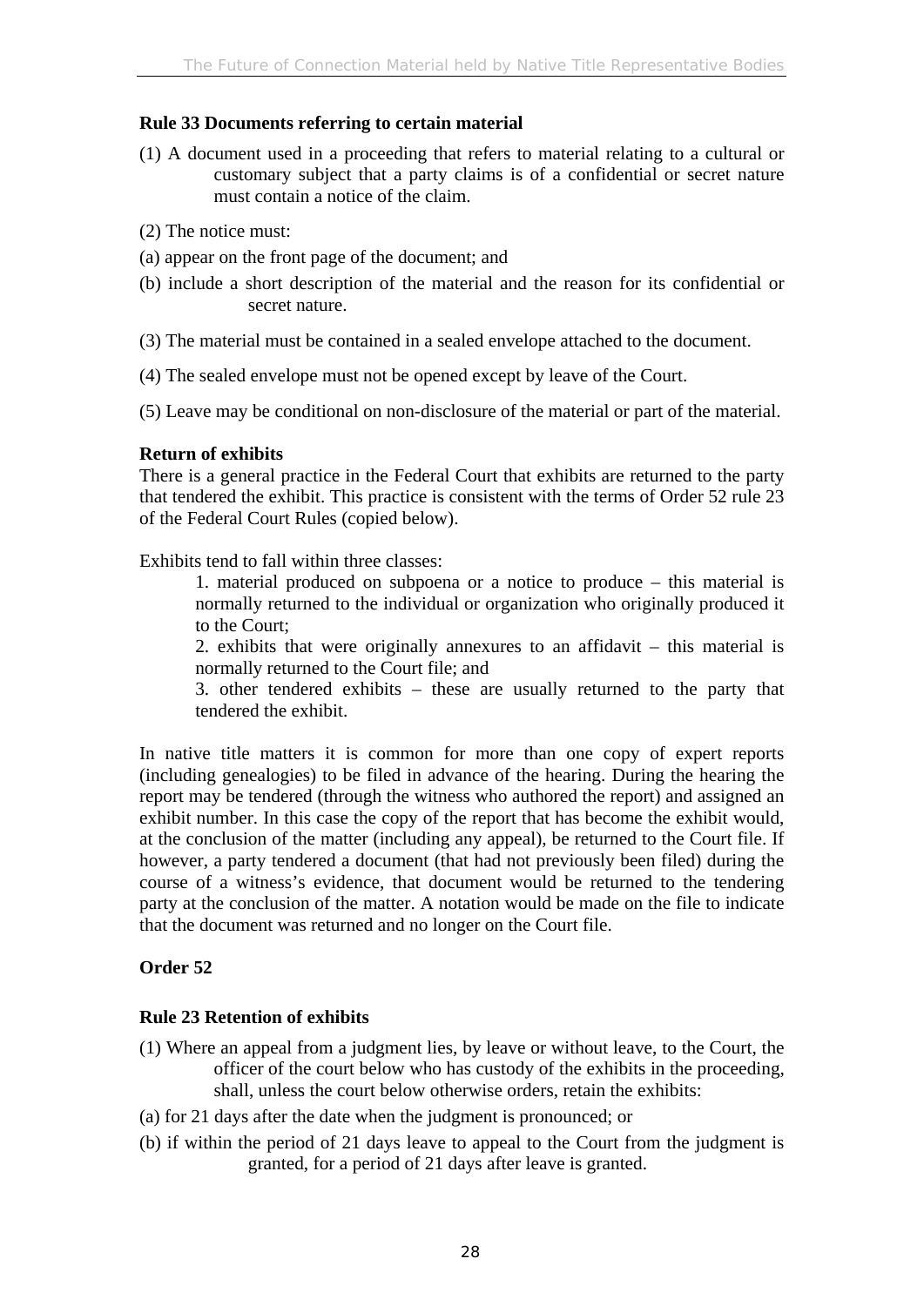**Rule 33 Documents referring to certain material**

(1) A document used in a proceeding that refers to material relating to a cultural or customary subject that a party claims is of a confidential or secret nature must contain a notice of the claim.

(2) The notice must:

(a) appear on the front page of the document; and

(b) include a short description of the material and the reason for its confidential or secret nature.

(3) The material must be contained in a sealed envelope attached to the document.

(4) The sealed envelope must not be opened except by leave of the Court.

(5) Leave may be conditional on non-disclosure of the material or part of the material.

**Return of exhibits**

There is a general practice in the Federal Court that exhibits are returned to the party that tendered the exhibit. This practice is consistent with the terms of Order 52 rule 23 of the Federal Court Rules (copied below).

Exhibits tend to fall within three classes:

1. material produced on subpoena or a notice to produce – this material is normally returned to the individual or organization who originally produced it to the Court;
2. exhibits that were originally annexures to an affidavit – this material is normally returned to the Court file; and
3. other tendered exhibits – these are usually returned to the party that tendered the exhibit.

In native title matters it is common for more than one copy of expert reports (including genealogies) to be filed in advance of the hearing. During the hearing the report may be tendered (through the witness who authored the report) and assigned an exhibit number. In this case the copy of the report that has become the exhibit would, at the conclusion of the matter (including any appeal), be returned to the Court file. If however, a party tendered a document (that had not previously been filed) during the course of a witness's evidence, that document would be returned to the tendering party at the conclusion of the matter. A notation would be made on the file to indicate that the document was returned and no longer on the Court file.

**Order 52**

**Rule 23 Retention of exhibits**

(1) Where an appeal from a judgment lies, by leave or without leave, to the Court, the officer of the court below who has custody of the exhibits in the proceeding, shall, unless the court below otherwise orders, retain the exhibits:

(a) for 21 days after the date when the judgment is pronounced; or

(b) if within the period of 21 days leave to appeal to the Court from the judgment is granted, for a period of 21 days after leave is granted.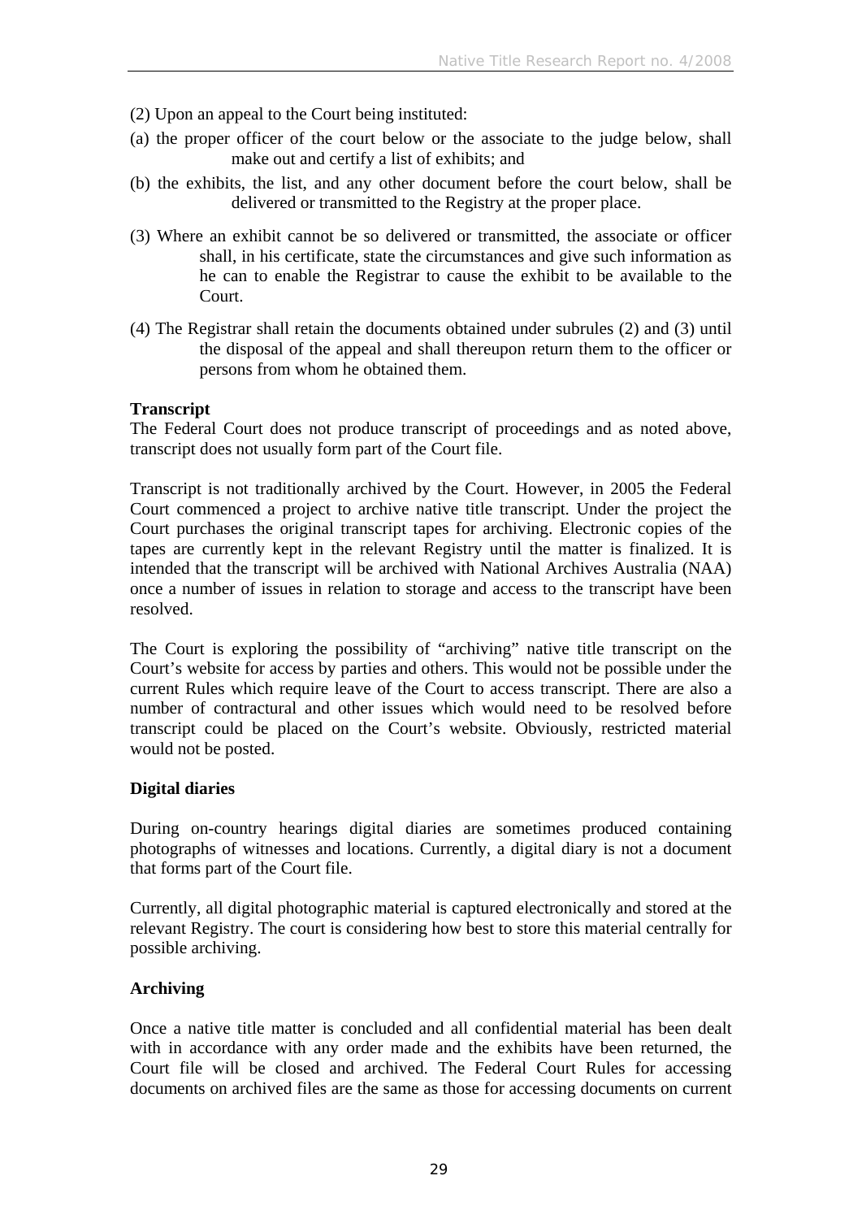(2) Upon an appeal to the Court being instituted:

(a) the proper officer of the court below or the associate to the judge below, shall make out and certify a list of exhibits; and

(b) the exhibits, the list, and any other document before the court below, shall be delivered or transmitted to the Registry at the proper place.

(3) Where an exhibit cannot be so delivered or transmitted, the associate or officer shall, in his certificate, state the circumstances and give such information as he can to enable the Registrar to cause the exhibit to be available to the Court.

(4) The Registrar shall retain the documents obtained under subrules (2) and (3) until the disposal of the appeal and shall thereupon return them to the officer or persons from whom he obtained them.

**Transcript**

The Federal Court does not produce transcript of proceedings and as noted above, transcript does not usually form part of the Court file.

Transcript is not traditionally archived by the Court. However, in 2005 the Federal Court commenced a project to archive native title transcript. Under the project the Court purchases the original transcript tapes for archiving. Electronic copies of the tapes are currently kept in the relevant Registry until the matter is finalized. It is intended that the transcript will be archived with National Archives Australia (NAA) once a number of issues in relation to storage and access to the transcript have been resolved.

The Court is exploring the possibility of "archiving" native title transcript on the Court's website for access by parties and others. This would not be possible under the current Rules which require leave of the Court to access transcript. There are also a number of contractural and other issues which would need to be resolved before transcript could be placed on the Court's website. Obviously, restricted material would not be posted.

**Digital diaries**

During on-country hearings digital diaries are sometimes produced containing photographs of witnesses and locations. Currently, a digital diary is not a document that forms part of the Court file.

Currently, all digital photographic material is captured electronically and stored at the relevant Registry. The court is considering how best to store this material centrally for possible archiving.

**Archiving**

Once a native title matter is concluded and all confidential material has been dealt with in accordance with any order made and the exhibits have been returned, the Court file will be closed and archived. The Federal Court Rules for accessing documents on archived files are the same as those for accessing documents on current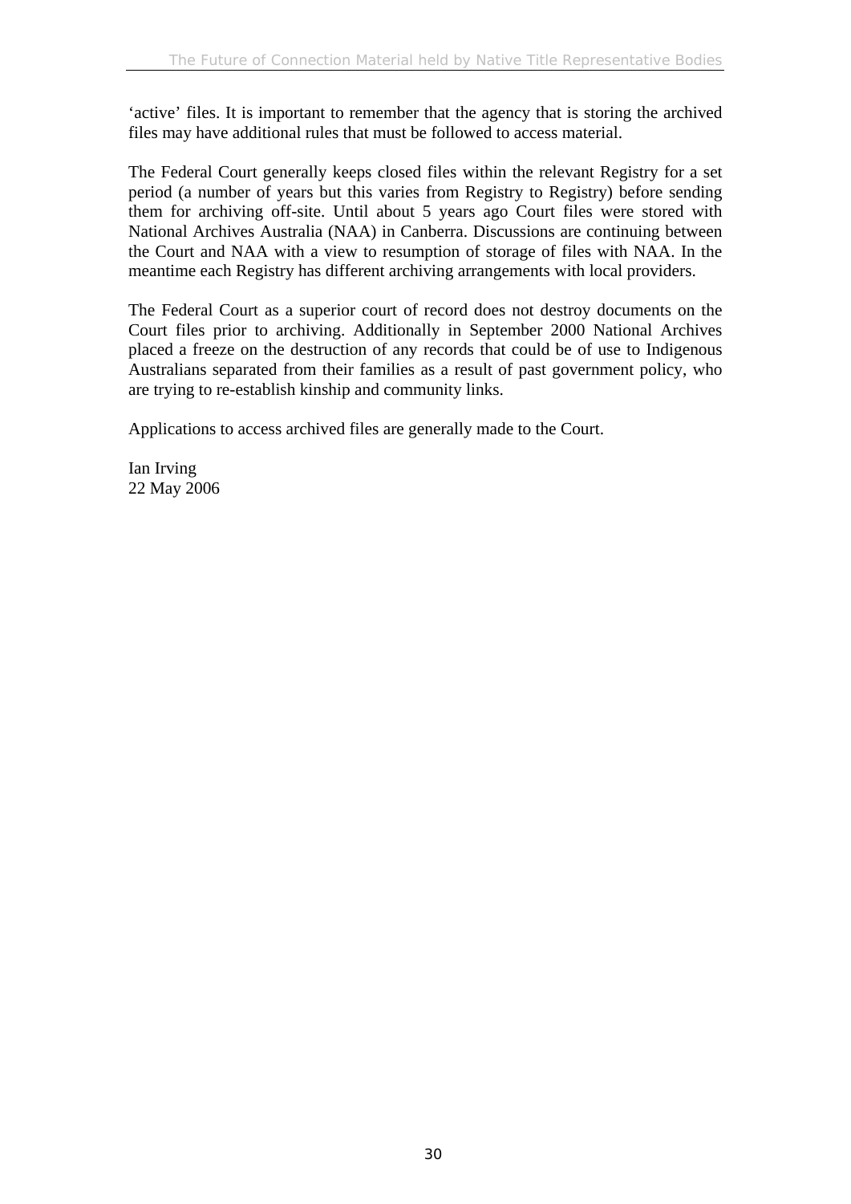'active' files. It is important to remember that the agency that is storing the archived files may have additional rules that must be followed to access material.

The Federal Court generally keeps closed files within the relevant Registry for a set period (a number of years but this varies from Registry to Registry) before sending them for archiving off-site. Until about 5 years ago Court files were stored with National Archives Australia (NAA) in Canberra. Discussions are continuing between the Court and NAA with a view to resumption of storage of files with NAA. In the meantime each Registry has different archiving arrangements with local providers.

The Federal Court as a superior court of record does not destroy documents on the Court files prior to archiving. Additionally in September 2000 National Archives placed a freeze on the destruction of any records that could be of use to Indigenous Australians separated from their families as a result of past government policy, who are trying to re-establish kinship and community links.

Applications to access archived files are generally made to the Court.

Ian Irving
22 May 2006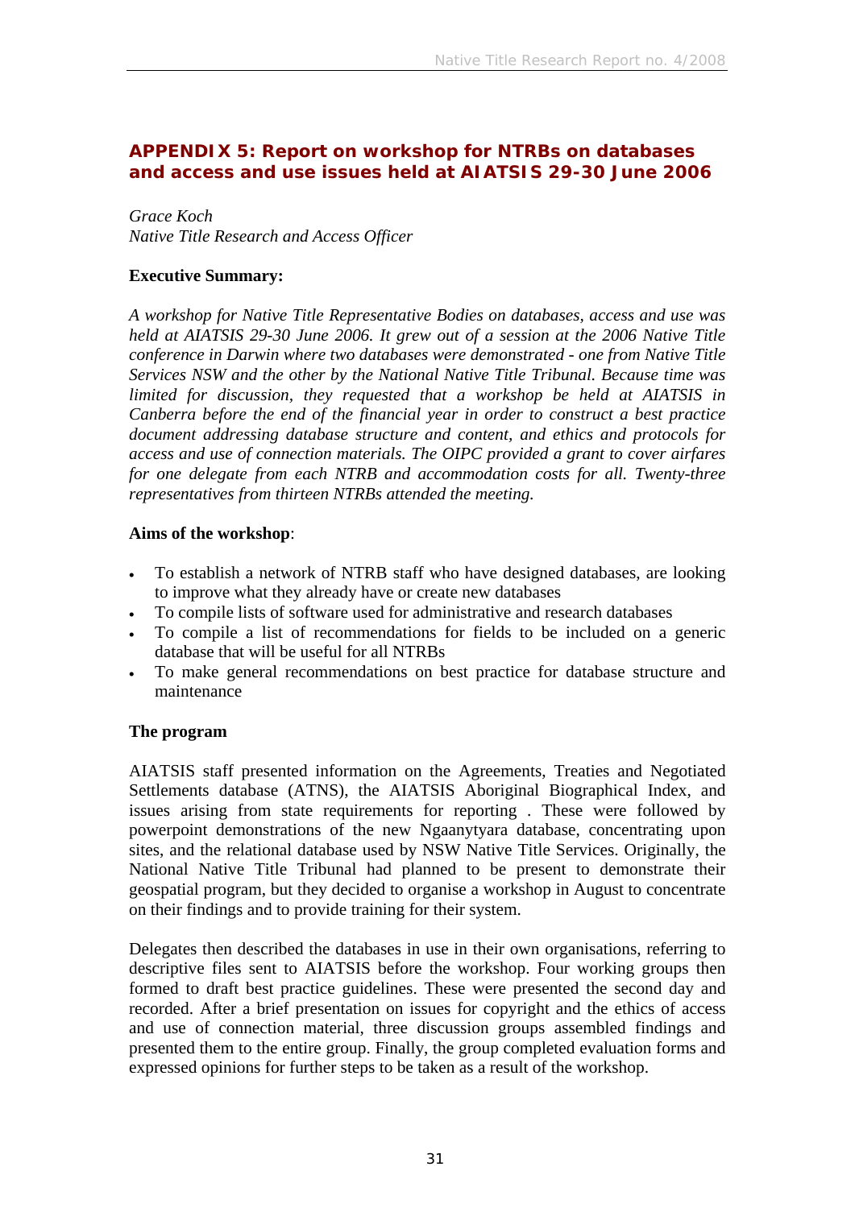## APPENDIX 5: Report on workshop for NTRBs on databases and access and use issues held at AIATSIS 29-30 June 2006

*Grace Koch*
*Native Title Research and Access Officer*

**Executive Summary:**

*A workshop for Native Title Representative Bodies on databases, access and use was held at AIATSIS 29-30 June 2006. It grew out of a session at the 2006 Native Title conference in Darwin where two databases were demonstrated - one from Native Title Services NSW and the other by the National Native Title Tribunal. Because time was limited for discussion, they requested that a workshop be held at AIATSIS in Canberra before the end of the financial year in order to construct a best practice document addressing database structure and content, and ethics and protocols for access and use of connection materials. The OIPC provided a grant to cover airfares for one delegate from each NTRB and accommodation costs for all. Twenty-three representatives from thirteen NTRBs attended the meeting.*

**Aims of the workshop**:

- To establish a network of NTRB staff who have designed databases, are looking to improve what they already have or create new databases
- To compile lists of software used for administrative and research databases
- To compile a list of recommendations for fields to be included on a generic database that will be useful for all NTRBs
- To make general recommendations on best practice for database structure and maintenance

**The program**

AIATSIS staff presented information on the Agreements, Treaties and Negotiated Settlements database (ATNS), the AIATSIS Aboriginal Biographical Index, and issues arising from state requirements for reporting . These were followed by powerpoint demonstrations of the new Ngaanytyara database, concentrating upon sites, and the relational database used by NSW Native Title Services. Originally, the National Native Title Tribunal had planned to be present to demonstrate their geospatial program, but they decided to organise a workshop in August to concentrate on their findings and to provide training for their system.

Delegates then described the databases in use in their own organisations, referring to descriptive files sent to AIATSIS before the workshop. Four working groups then formed to draft best practice guidelines. These were presented the second day and recorded. After a brief presentation on issues for copyright and the ethics of access and use of connection material, three discussion groups assembled findings and presented them to the entire group. Finally, the group completed evaluation forms and expressed opinions for further steps to be taken as a result of the workshop.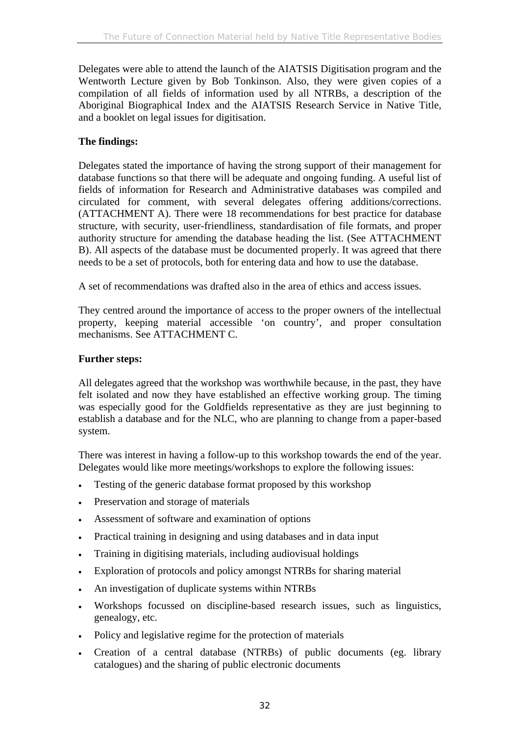Delegates were able to attend the launch of the AIATSIS Digitisation program and the Wentworth Lecture given by Bob Tonkinson. Also, they were given copies of a compilation of all fields of information used by all NTRBs, a description of the Aboriginal Biographical Index and the AIATSIS Research Service in Native Title, and a booklet on legal issues for digitisation.

**The findings:**

Delegates stated the importance of having the strong support of their management for database functions so that there will be adequate and ongoing funding. A useful list of fields of information for Research and Administrative databases was compiled and circulated for comment, with several delegates offering additions/corrections. (ATTACHMENT A). There were 18 recommendations for best practice for database structure, with security, user-friendliness, standardisation of file formats, and proper authority structure for amending the database heading the list. (See ATTACHMENT B). All aspects of the database must be documented properly. It was agreed that there needs to be a set of protocols, both for entering data and how to use the database.

A set of recommendations was drafted also in the area of ethics and access issues.

They centred around the importance of access to the proper owners of the intellectual property, keeping material accessible 'on country', and proper consultation mechanisms. See ATTACHMENT C.

**Further steps:**

All delegates agreed that the workshop was worthwhile because, in the past, they have felt isolated and now they have established an effective working group. The timing was especially good for the Goldfields representative as they are just beginning to establish a database and for the NLC, who are planning to change from a paper-based system.

There was interest in having a follow-up to this workshop towards the end of the year. Delegates would like more meetings/workshops to explore the following issues:

- Testing of the generic database format proposed by this workshop
- Preservation and storage of materials
- Assessment of software and examination of options
- Practical training in designing and using databases and in data input
- Training in digitising materials, including audiovisual holdings
- Exploration of protocols and policy amongst NTRBs for sharing material
- An investigation of duplicate systems within NTRBs
- Workshops focussed on discipline-based research issues, such as linguistics, genealogy, etc.
- Policy and legislative regime for the protection of materials
- Creation of a central database (NTRBs) of public documents (eg. library catalogues) and the sharing of public electronic documents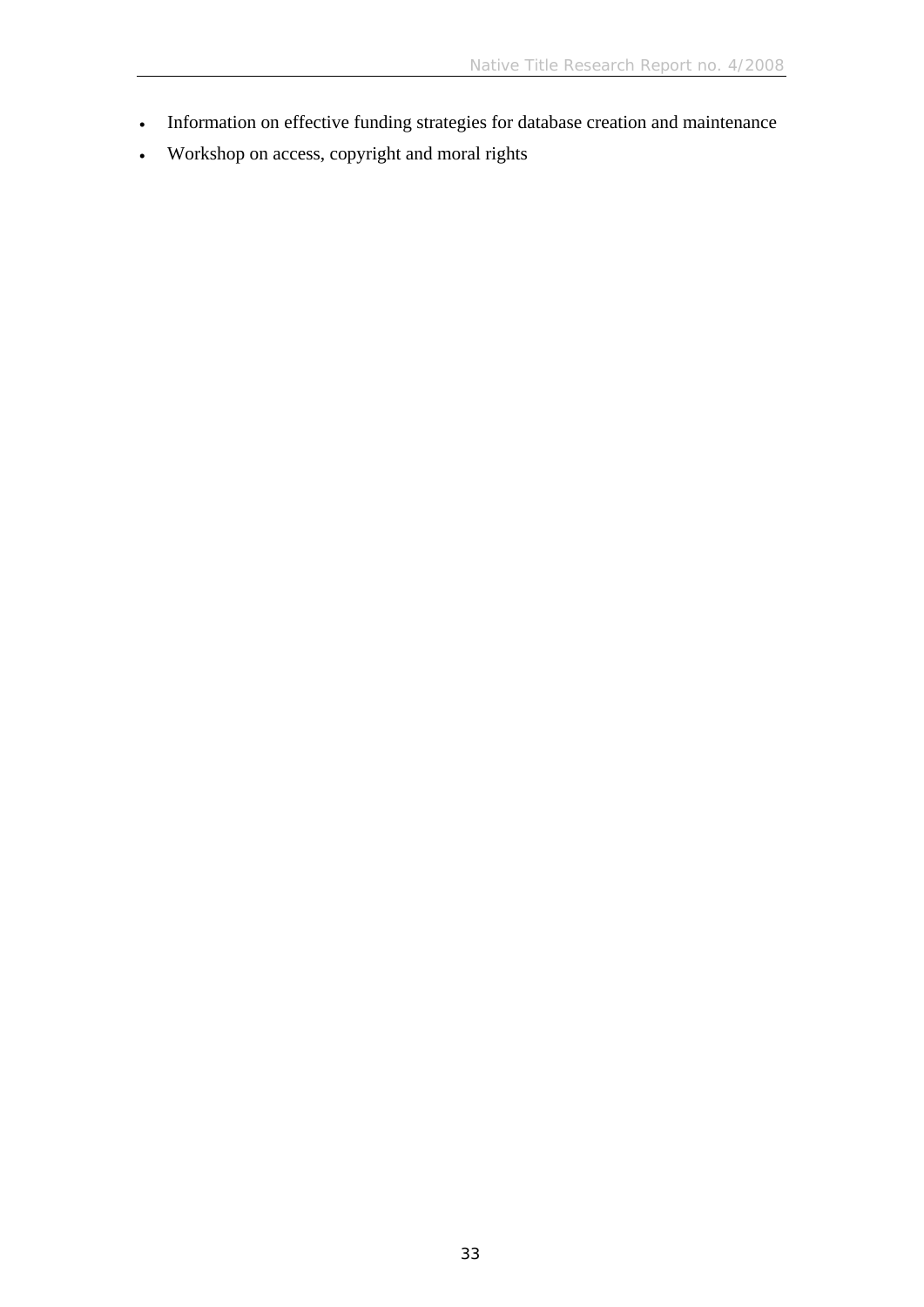- Information on effective funding strategies for database creation and maintenance
- Workshop on access, copyright and moral rights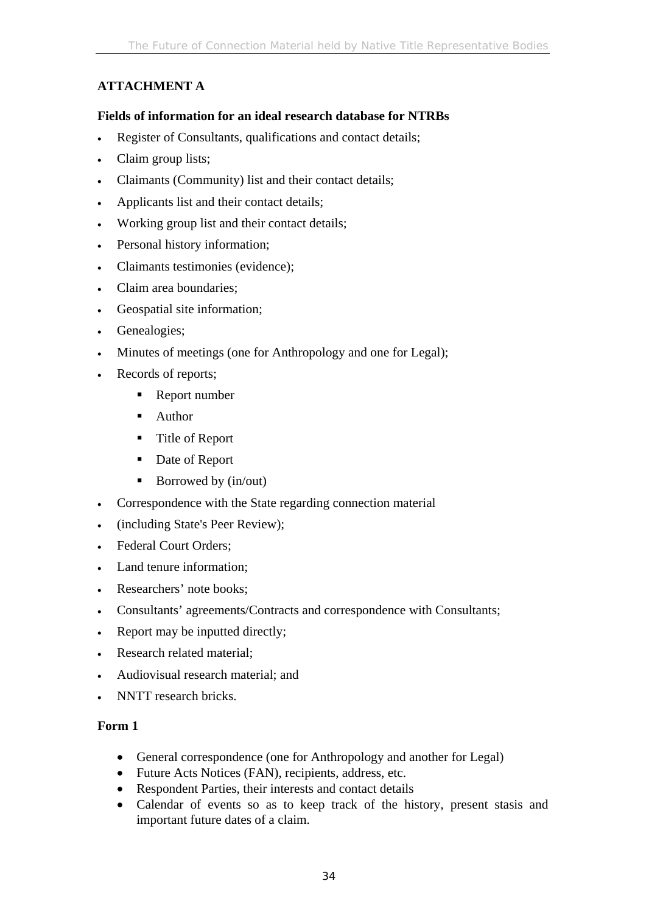## ATTACHMENT A

### Fields of information for an ideal research database for NTRBs

- Register of Consultants, qualifications and contact details;
- Claim group lists;
- Claimants (Community) list and their contact details;
- Applicants list and their contact details;
- Working group list and their contact details;
- Personal history information;
- Claimants testimonies (evidence);
- Claim area boundaries;
- Geospatial site information;
- Genealogies;
- Minutes of meetings (one for Anthropology and one for Legal);
- Records of reports;
  - Report number
  - Author
  - Title of Report
  - Date of Report
  - Borrowed by (in/out)
- Correspondence with the State regarding connection material
- (including State's Peer Review);
- Federal Court Orders;
- Land tenure information;
- Researchers' note books;
- Consultants' agreements/Contracts and correspondence with Consultants;
- Report may be inputted directly;
- Research related material;
- Audiovisual research material; and
- NNTT research bricks.

### Form 1

- General correspondence (one for Anthropology and another for Legal)
- Future Acts Notices (FAN), recipients, address, etc.
- Respondent Parties, their interests and contact details
- Calendar of events so as to keep track of the history, present stasis and important future dates of a claim.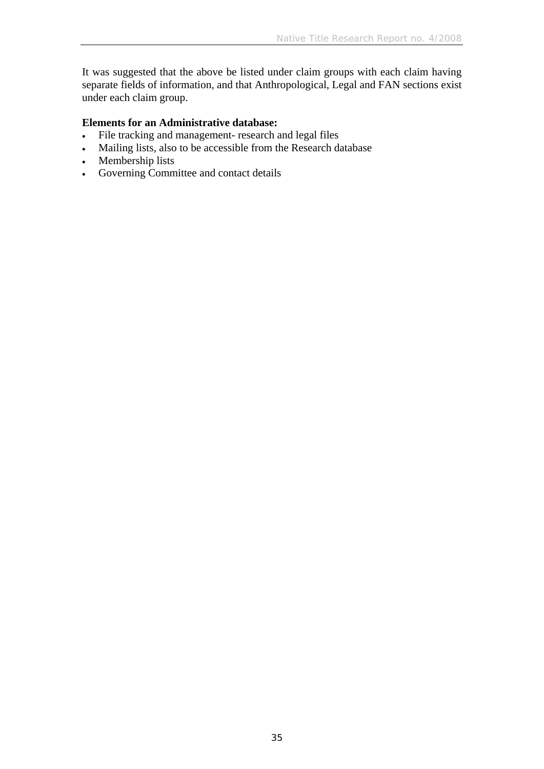It was suggested that the above be listed under claim groups with each claim having separate fields of information, and that Anthropological, Legal and FAN sections exist under each claim group.

**Elements for an Administrative database:**

- File tracking and management- research and legal files
- Mailing lists, also to be accessible from the Research database
- Membership lists
- Governing Committee and contact details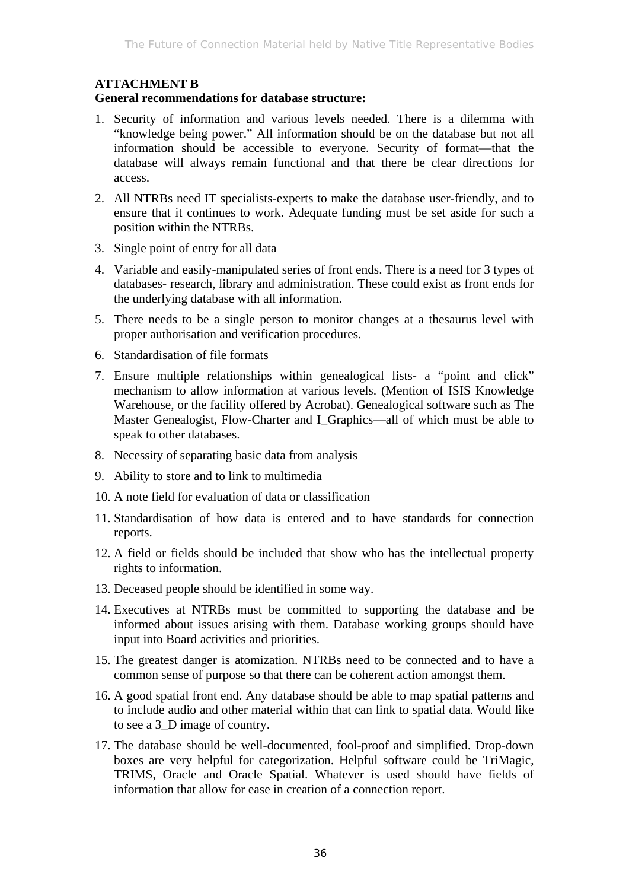## ATTACHMENT B

### General recommendations for database structure:

1. Security of information and various levels needed. There is a dilemma with "knowledge being power." All information should be on the database but not all information should be accessible to everyone. Security of format—that the database will always remain functional and that there be clear directions for access.
2. All NTRBs need IT specialists-experts to make the database user-friendly, and to ensure that it continues to work. Adequate funding must be set aside for such a position within the NTRBs.
3. Single point of entry for all data
4. Variable and easily-manipulated series of front ends. There is a need for 3 types of databases- research, library and administration. These could exist as front ends for the underlying database with all information.
5. There needs to be a single person to monitor changes at a thesaurus level with proper authorisation and verification procedures.
6. Standardisation of file formats
7. Ensure multiple relationships within genealogical lists- a "point and click" mechanism to allow information at various levels. (Mention of ISIS Knowledge Warehouse, or the facility offered by Acrobat). Genealogical software such as The Master Genealogist, Flow-Charter and I_Graphics—all of which must be able to speak to other databases.
8. Necessity of separating basic data from analysis
9. Ability to store and to link to multimedia
10. A note field for evaluation of data or classification
11. Standardisation of how data is entered and to have standards for connection reports.
12. A field or fields should be included that show who has the intellectual property rights to information.
13. Deceased people should be identified in some way.
14. Executives at NTRBs must be committed to supporting the database and be informed about issues arising with them. Database working groups should have input into Board activities and priorities.
15. The greatest danger is atomization. NTRBs need to be connected and to have a common sense of purpose so that there can be coherent action amongst them.
16. A good spatial front end. Any database should be able to map spatial patterns and to include audio and other material within that can link to spatial data. Would like to see a 3_D image of country.
17. The database should be well-documented, fool-proof and simplified. Drop-down boxes are very helpful for categorization. Helpful software could be TriMagic, TRIMS, Oracle and Oracle Spatial. Whatever is used should have fields of information that allow for ease in creation of a connection report.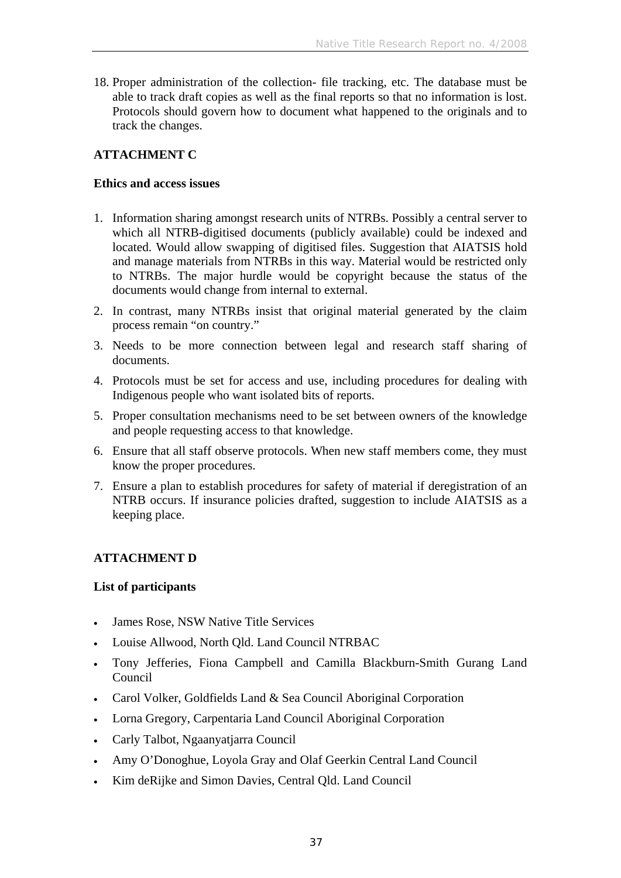18. Proper administration of the collection- file tracking, etc. The database must be able to track draft copies as well as the final reports so that no information is lost. Protocols should govern how to document what happened to the originals and to track the changes.

## ATTACHMENT C

### Ethics and access issues

1. Information sharing amongst research units of NTRBs. Possibly a central server to which all NTRB-digitised documents (publicly available) could be indexed and located. Would allow swapping of digitised files. Suggestion that AIATSIS hold and manage materials from NTRBs in this way. Material would be restricted only to NTRBs. The major hurdle would be copyright because the status of the documents would change from internal to external.
2. In contrast, many NTRBs insist that original material generated by the claim process remain "on country."
3. Needs to be more connection between legal and research staff sharing of documents.
4. Protocols must be set for access and use, including procedures for dealing with Indigenous people who want isolated bits of reports.
5. Proper consultation mechanisms need to be set between owners of the knowledge and people requesting access to that knowledge.
6. Ensure that all staff observe protocols. When new staff members come, they must know the proper procedures.
7. Ensure a plan to establish procedures for safety of material if deregistration of an NTRB occurs. If insurance policies drafted, suggestion to include AIATSIS as a keeping place.

## ATTACHMENT D

### List of participants

- James Rose, NSW Native Title Services
- Louise Allwood, North Qld. Land Council NTRBAC
- Tony Jefferies, Fiona Campbell and Camilla Blackburn-Smith Gurang Land Council
- Carol Volker, Goldfields Land & Sea Council Aboriginal Corporation
- Lorna Gregory, Carpentaria Land Council Aboriginal Corporation
- Carly Talbot, Ngaanyatjarra Council
- Amy O'Donoghue, Loyola Gray and Olaf Geerkin Central Land Council
- Kim deRijke and Simon Davies, Central Qld. Land Council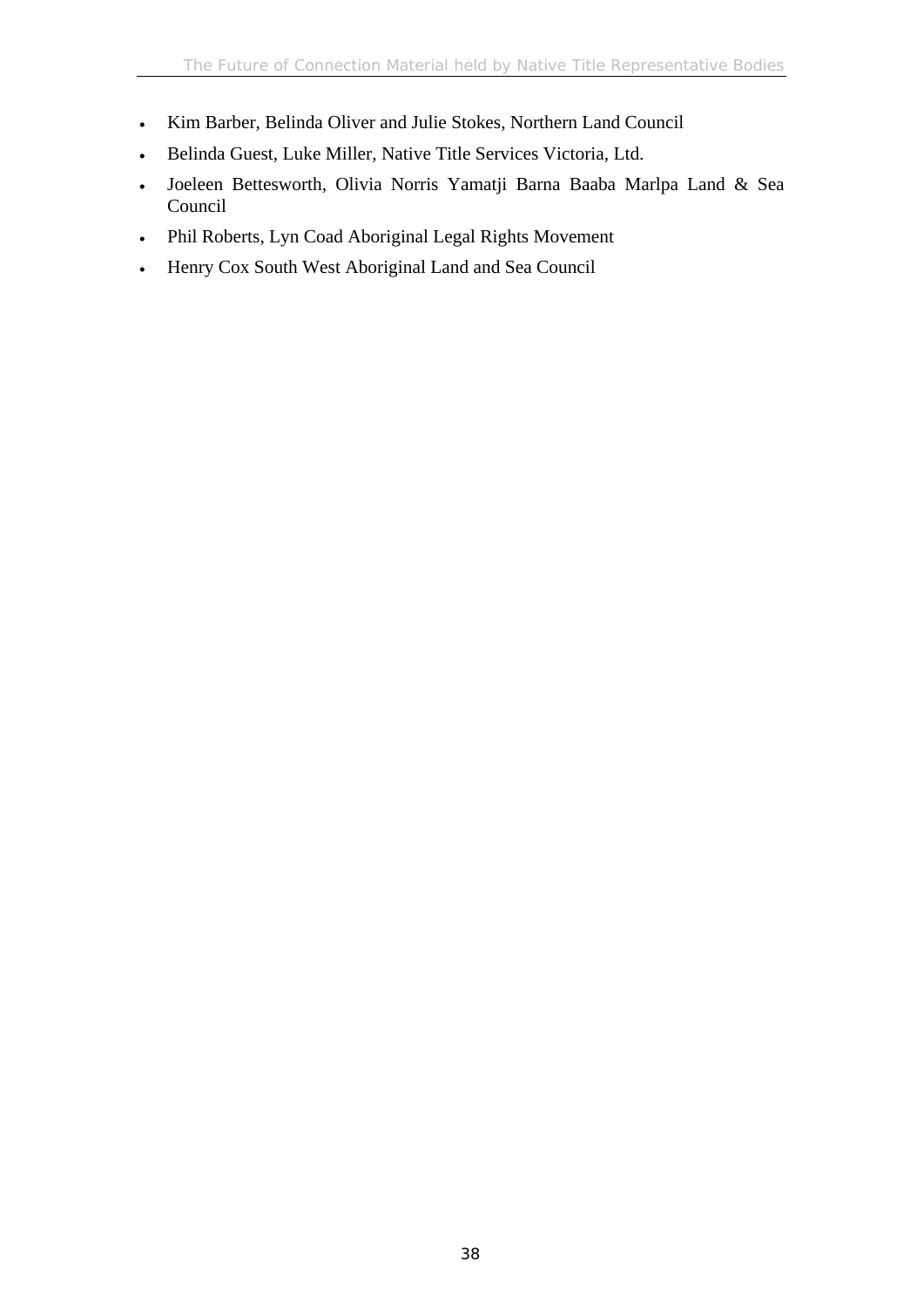- Kim Barber, Belinda Oliver and Julie Stokes, Northern Land Council
- Belinda Guest, Luke Miller, Native Title Services Victoria, Ltd.
- Joeleen Bettesworth, Olivia Norris Yamatji Barna Baaba Marlpa Land & Sea Council
- Phil Roberts, Lyn Coad Aboriginal Legal Rights Movement
- Henry Cox South West Aboriginal Land and Sea Council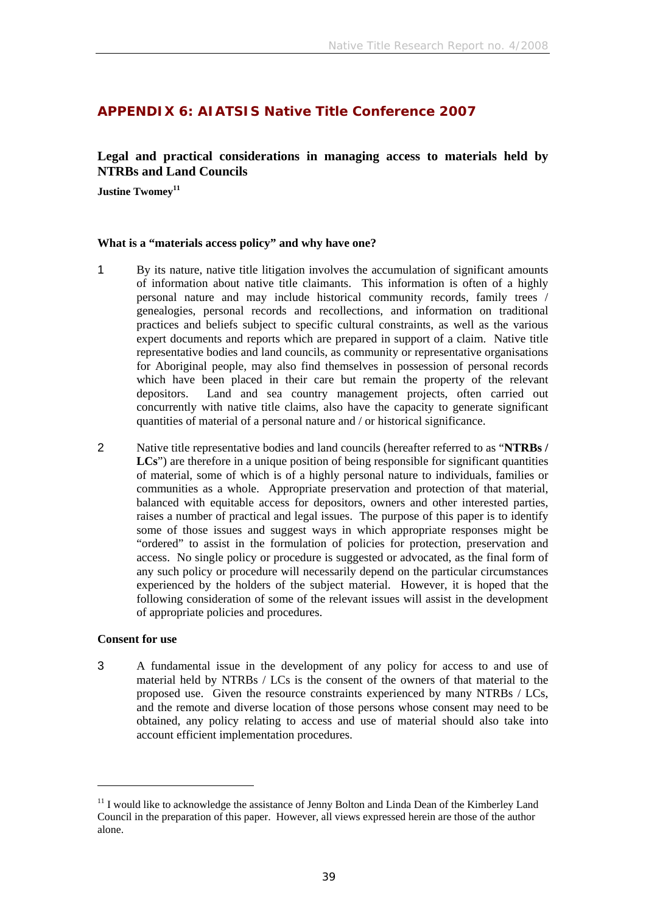## APPENDIX 6: AIATSIS Native Title Conference 2007

### Legal and practical considerations in managing access to materials held by NTRBs and Land Councils

**Justine Twomey**[11]

#### What is a "materials access policy" and why have one?

1. By its nature, native title litigation involves the accumulation of significant amounts of information about native title claimants. This information is often of a highly personal nature and may include historical community records, family trees / genealogies, personal records and recollections, and information on traditional practices and beliefs subject to specific cultural constraints, as well as the various expert documents and reports which are prepared in support of a claim. Native title representative bodies and land councils, as community or representative organisations for Aboriginal people, may also find themselves in possession of personal records which have been placed in their care but remain the property of the relevant depositors. Land and sea country management projects, often carried out concurrently with native title claims, also have the capacity to generate significant quantities of material of a personal nature and / or historical significance.

2. Native title representative bodies and land councils (hereafter referred to as "**NTRBs / LCs**") are therefore in a unique position of being responsible for significant quantities of material, some of which is of a highly personal nature to individuals, families or communities as a whole. Appropriate preservation and protection of that material, balanced with equitable access for depositors, owners and other interested parties, raises a number of practical and legal issues. The purpose of this paper is to identify some of those issues and suggest ways in which appropriate responses might be "ordered" to assist in the formulation of policies for protection, preservation and access. No single policy or procedure is suggested or advocated, as the final form of any such policy or procedure will necessarily depend on the particular circumstances experienced by the holders of the subject material. However, it is hoped that the following consideration of some of the relevant issues will assist in the development of appropriate policies and procedures.

#### Consent for use

3. A fundamental issue in the development of any policy for access to and use of material held by NTRBs / LCs is the consent of the owners of that material to the proposed use. Given the resource constraints experienced by many NTRBs / LCs, and the remote and diverse location of those persons whose consent may need to be obtained, any policy relating to access and use of material should also take into account efficient implementation procedures.

---

[11] I would like to acknowledge the assistance of Jenny Bolton and Linda Dean of the Kimberley Land Council in the preparation of this paper. However, all views expressed herein are those of the author alone.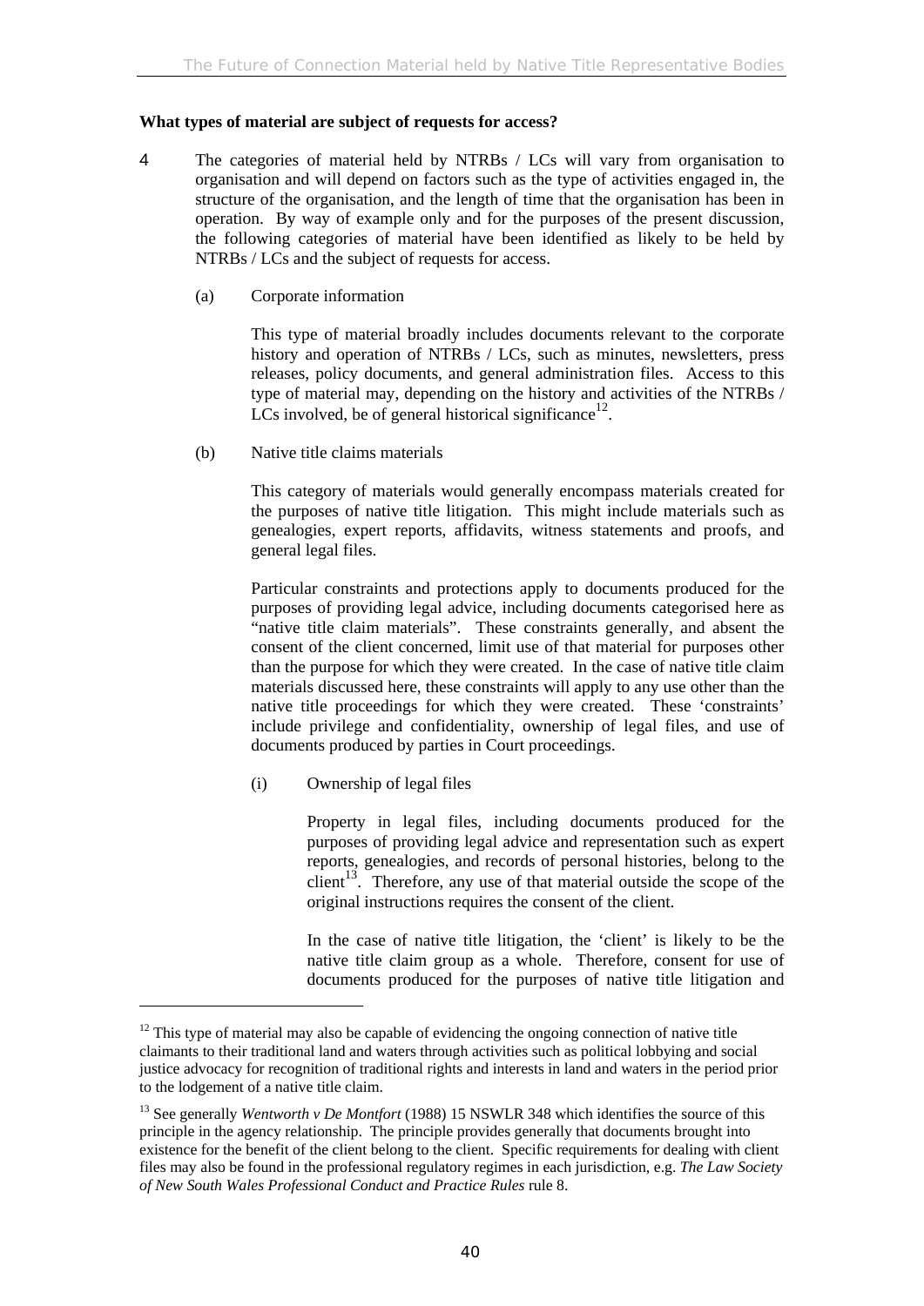**What types of material are subject of requests for access?**

4 The categories of material held by NTRBs / LCs will vary from organisation to organisation and will depend on factors such as the type of activities engaged in, the structure of the organisation, and the length of time that the organisation has been in operation. By way of example only and for the purposes of the present discussion, the following categories of material have been identified as likely to be held by NTRBs / LCs and the subject of requests for access.

(a) Corporate information

This type of material broadly includes documents relevant to the corporate history and operation of NTRBs / LCs, such as minutes, newsletters, press releases, policy documents, and general administration files. Access to this type of material may, depending on the history and activities of the NTRBs / LCs involved, be of general historical significance[12].

(b) Native title claims materials

This category of materials would generally encompass materials created for the purposes of native title litigation. This might include materials such as genealogies, expert reports, affidavits, witness statements and proofs, and general legal files.

Particular constraints and protections apply to documents produced for the purposes of providing legal advice, including documents categorised here as "native title claim materials". These constraints generally, and absent the consent of the client concerned, limit use of that material for purposes other than the purpose for which they were created. In the case of native title claim materials discussed here, these constraints will apply to any use other than the native title proceedings for which they were created. These 'constraints' include privilege and confidentiality, ownership of legal files, and use of documents produced by parties in Court proceedings.

(i) Ownership of legal files

Property in legal files, including documents produced for the purposes of providing legal advice and representation such as expert reports, genealogies, and records of personal histories, belong to the client[13]. Therefore, any use of that material outside the scope of the original instructions requires the consent of the client.

In the case of native title litigation, the 'client' is likely to be the native title claim group as a whole. Therefore, consent for use of documents produced for the purposes of native title litigation and

---

[12] This type of material may also be capable of evidencing the ongoing connection of native title claimants to their traditional land and waters through activities such as political lobbying and social justice advocacy for recognition of traditional rights and interests in land and waters in the period prior to the lodgement of a native title claim.

[13] See generally *Wentworth v De Montfort* (1988) 15 NSWLR 348 which identifies the source of this principle in the agency relationship. The principle provides generally that documents brought into existence for the benefit of the client belong to the client. Specific requirements for dealing with client files may also be found in the professional regulatory regimes in each jurisdiction, e.g. *The Law Society of New South Wales Professional Conduct and Practice Rules* rule 8.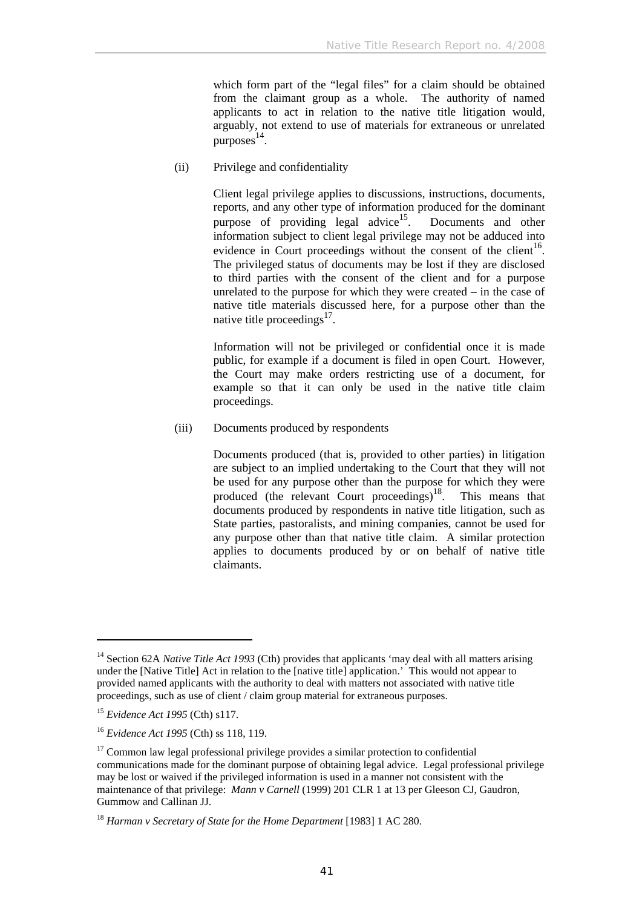which form part of the "legal files" for a claim should be obtained from the claimant group as a whole. The authority of named applicants to act in relation to the native title litigation would, arguably, not extend to use of materials for extraneous or unrelated purposes[14].

(ii) Privilege and confidentiality

Client legal privilege applies to discussions, instructions, documents, reports, and any other type of information produced for the dominant purpose of providing legal advice[15]. Documents and other information subject to client legal privilege may not be adduced into evidence in Court proceedings without the consent of the client[16]. The privileged status of documents may be lost if they are disclosed to third parties with the consent of the client and for a purpose unrelated to the purpose for which they were created – in the case of native title materials discussed here, for a purpose other than the native title proceedings[17].

Information will not be privileged or confidential once it is made public, for example if a document is filed in open Court. However, the Court may make orders restricting use of a document, for example so that it can only be used in the native title claim proceedings.

(iii) Documents produced by respondents

Documents produced (that is, provided to other parties) in litigation are subject to an implied undertaking to the Court that they will not be used for any purpose other than the purpose for which they were produced (the relevant Court proceedings)[18]. This means that documents produced by respondents in native title litigation, such as State parties, pastoralists, and mining companies, cannot be used for any purpose other than that native title claim. A similar protection applies to documents produced by or on behalf of native title claimants.

---

[14] Section 62A *Native Title Act 1993* (Cth) provides that applicants 'may deal with all matters arising under the [Native Title] Act in relation to the [native title] application.' This would not appear to provided named applicants with the authority to deal with matters not associated with native title proceedings, such as use of client / claim group material for extraneous purposes.

[15] *Evidence Act 1995* (Cth) s117.

[16] *Evidence Act 1995* (Cth) ss 118, 119.

[17] Common law legal professional privilege provides a similar protection to confidential communications made for the dominant purpose of obtaining legal advice. Legal professional privilege may be lost or waived if the privileged information is used in a manner not consistent with the maintenance of that privilege: *Mann v Carnell* (1999) 201 CLR 1 at 13 per Gleeson CJ, Gaudron, Gummow and Callinan JJ.

[18] *Harman v Secretary of State for the Home Department* [1983] 1 AC 280.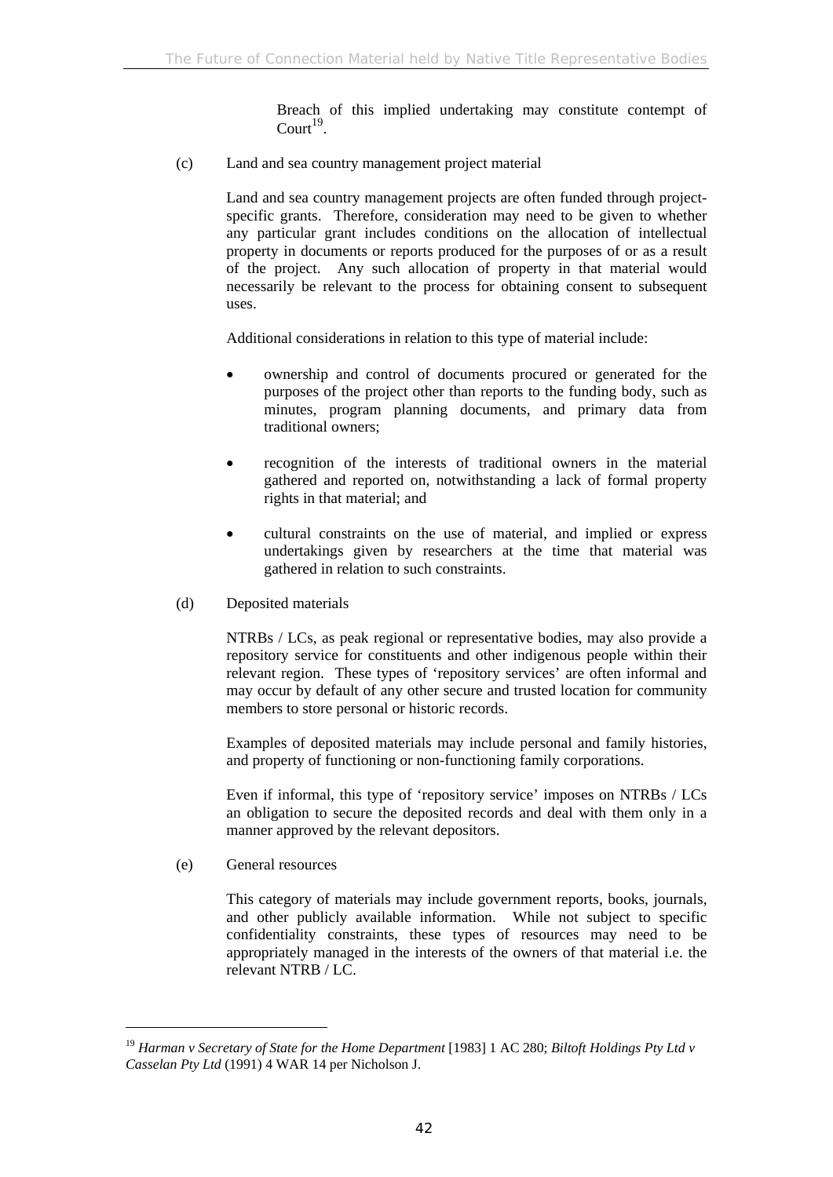Breach of this implied undertaking may constitute contempt of Court[19].

(c) Land and sea country management project material

Land and sea country management projects are often funded through project-specific grants. Therefore, consideration may need to be given to whether any particular grant includes conditions on the allocation of intellectual property in documents or reports produced for the purposes of or as a result of the project. Any such allocation of property in that material would necessarily be relevant to the process for obtaining consent to subsequent uses.

Additional considerations in relation to this type of material include:

- ownership and control of documents procured or generated for the purposes of the project other than reports to the funding body, such as minutes, program planning documents, and primary data from traditional owners;
- recognition of the interests of traditional owners in the material gathered and reported on, notwithstanding a lack of formal property rights in that material; and
- cultural constraints on the use of material, and implied or express undertakings given by researchers at the time that material was gathered in relation to such constraints.

(d) Deposited materials

NTRBs / LCs, as peak regional or representative bodies, may also provide a repository service for constituents and other indigenous people within their relevant region. These types of 'repository services' are often informal and may occur by default of any other secure and trusted location for community members to store personal or historic records.

Examples of deposited materials may include personal and family histories, and property of functioning or non-functioning family corporations.

Even if informal, this type of 'repository service' imposes on NTRBs / LCs an obligation to secure the deposited records and deal with them only in a manner approved by the relevant depositors.

(e) General resources

This category of materials may include government reports, books, journals, and other publicly available information. While not subject to specific confidentiality constraints, these types of resources may need to be appropriately managed in the interests of the owners of that material i.e. the relevant NTRB / LC.

---

[19] *Harman v Secretary of State for the Home Department* [1983] 1 AC 280; *Biltoft Holdings Pty Ltd v Casselan Pty Ltd* (1991) 4 WAR 14 per Nicholson J.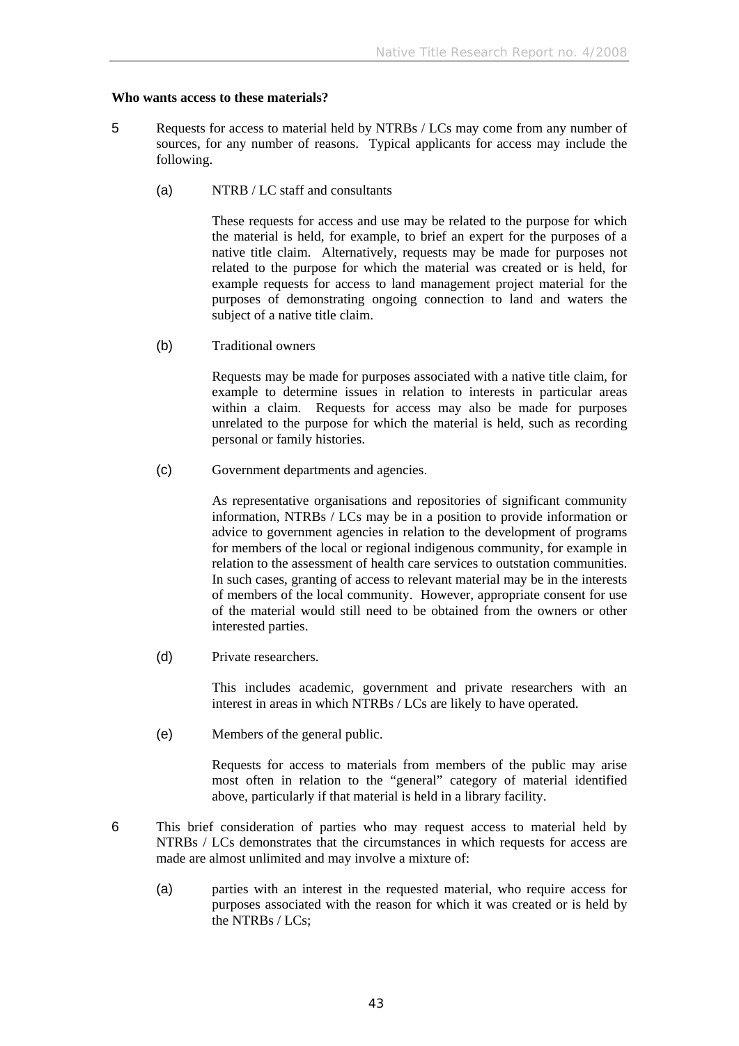**Who wants access to these materials?**

5 Requests for access to material held by NTRBs / LCs may come from any number of sources, for any number of reasons. Typical applicants for access may include the following.

(a) NTRB / LC staff and consultants

These requests for access and use may be related to the purpose for which the material is held, for example, to brief an expert for the purposes of a native title claim. Alternatively, requests may be made for purposes not related to the purpose for which the material was created or is held, for example requests for access to land management project material for the purposes of demonstrating ongoing connection to land and waters the subject of a native title claim.

(b) Traditional owners

Requests may be made for purposes associated with a native title claim, for example to determine issues in relation to interests in particular areas within a claim. Requests for access may also be made for purposes unrelated to the purpose for which the material is held, such as recording personal or family histories.

(c) Government departments and agencies.

As representative organisations and repositories of significant community information, NTRBs / LCs may be in a position to provide information or advice to government agencies in relation to the development of programs for members of the local or regional indigenous community, for example in relation to the assessment of health care services to outstation communities. In such cases, granting of access to relevant material may be in the interests of members of the local community. However, appropriate consent for use of the material would still need to be obtained from the owners or other interested parties.

(d) Private researchers.

This includes academic, government and private researchers with an interest in areas in which NTRBs / LCs are likely to have operated.

(e) Members of the general public.

Requests for access to materials from members of the public may arise most often in relation to the "general" category of material identified above, particularly if that material is held in a library facility.

6 This brief consideration of parties who may request access to material held by NTRBs / LCs demonstrates that the circumstances in which requests for access are made are almost unlimited and may involve a mixture of:

(a) parties with an interest in the requested material, who require access for purposes associated with the reason for which it was created or is held by the NTRBs / LCs;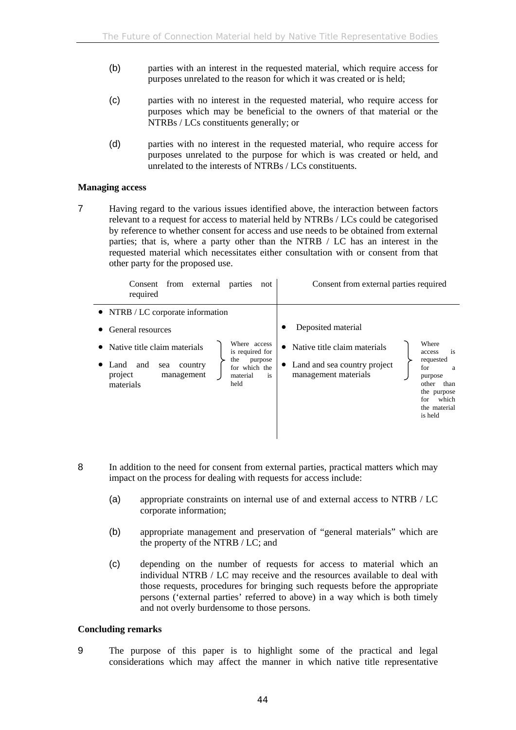(b) parties with an interest in the requested material, which require access for purposes unrelated to the reason for which it was created or is held;

(c) parties with no interest in the requested material, who require access for purposes which may be beneficial to the owners of that material or the NTRBs / LCs constituents generally; or

(d) parties with no interest in the requested material, who require access for purposes unrelated to the purpose for which is was created or held, and unrelated to the interests of NTRBs / LCs constituents.

**Managing access**

7 Having regard to the various issues identified above, the interaction between factors relevant to a request for access to material held by NTRBs / LCs could be categorised by reference to whether consent for access and use needs to be obtained from external parties; that is, where a party other than the NTRB / LC has an interest in the requested material which necessitates either consultation with or consent from that other party for the proposed use.

| Consent from external parties not required | Consent from external parties required |
|---|---|
| • NTRB / LC corporate information<br>• General resources<br>• Native title claim materials<br>• Land and sea country project management materials<br>(Native title claim materials and Land and sea country project management materials: Where access is required for the purpose for which the material is held) | • Deposited material<br>• Native title claim materials<br>• Land and sea country project management materials<br>(Native title claim materials and Land and sea country project management materials: Where access is requested for a purpose other than the purpose for which the material is held) |

8 In addition to the need for consent from external parties, practical matters which may impact on the process for dealing with requests for access include:

(a) appropriate constraints on internal use of and external access to NTRB / LC corporate information;

(b) appropriate management and preservation of "general materials" which are the property of the NTRB / LC; and

(c) depending on the number of requests for access to material which an individual NTRB / LC may receive and the resources available to deal with those requests, procedures for bringing such requests before the appropriate persons ('external parties' referred to above) in a way which is both timely and not overly burdensome to those persons.

**Concluding remarks**

9 The purpose of this paper is to highlight some of the practical and legal considerations which may affect the manner in which native title representative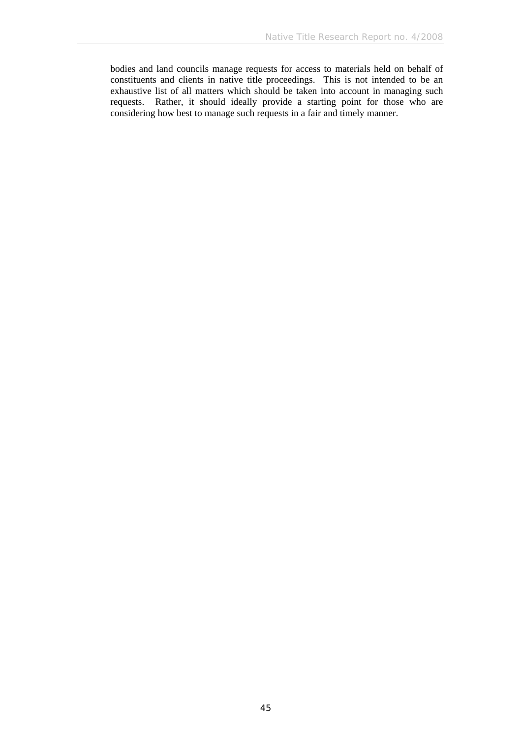bodies and land councils manage requests for access to materials held on behalf of constituents and clients in native title proceedings. This is not intended to be an exhaustive list of all matters which should be taken into account in managing such requests. Rather, it should ideally provide a starting point for those who are considering how best to manage such requests in a fair and timely manner.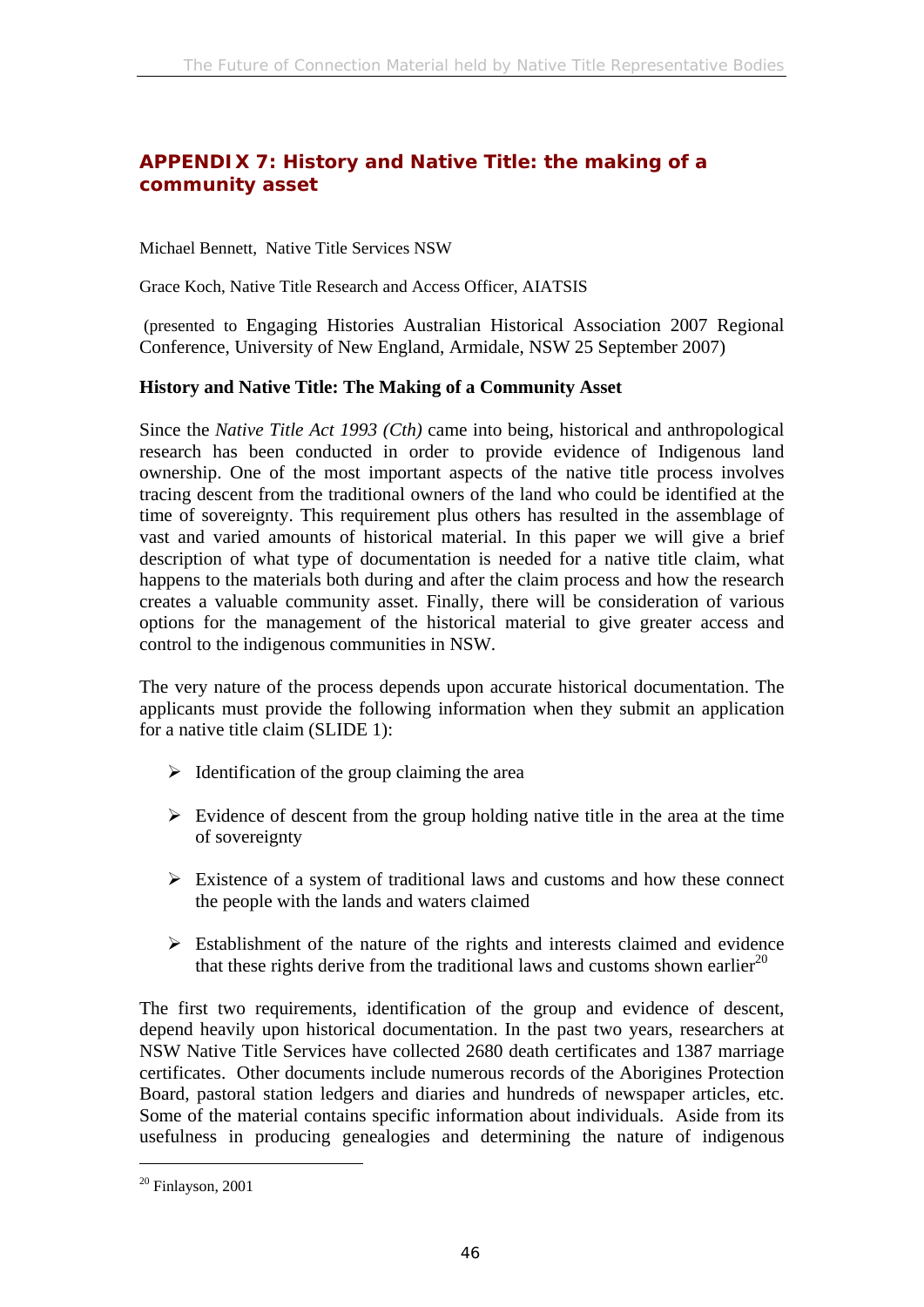## APPENDIX 7: History and Native Title: the making of a community asset

Michael Bennett, Native Title Services NSW

Grace Koch, Native Title Research and Access Officer, AIATSIS

(presented to Engaging Histories Australian Historical Association 2007 Regional Conference, University of New England, Armidale, NSW 25 September 2007)

**History and Native Title: The Making of a Community Asset**

Since the *Native Title Act 1993 (Cth)* came into being, historical and anthropological research has been conducted in order to provide evidence of Indigenous land ownership. One of the most important aspects of the native title process involves tracing descent from the traditional owners of the land who could be identified at the time of sovereignty. This requirement plus others has resulted in the assemblage of vast and varied amounts of historical material. In this paper we will give a brief description of what type of documentation is needed for a native title claim, what happens to the materials both during and after the claim process and how the research creates a valuable community asset. Finally, there will be consideration of various options for the management of the historical material to give greater access and control to the indigenous communities in NSW.

The very nature of the process depends upon accurate historical documentation. The applicants must provide the following information when they submit an application for a native title claim (SLIDE 1):

- Identification of the group claiming the area
- Evidence of descent from the group holding native title in the area at the time of sovereignty
- Existence of a system of traditional laws and customs and how these connect the people with the lands and waters claimed
- Establishment of the nature of the rights and interests claimed and evidence that these rights derive from the traditional laws and customs shown earlier[20]

The first two requirements, identification of the group and evidence of descent, depend heavily upon historical documentation. In the past two years, researchers at NSW Native Title Services have collected 2680 death certificates and 1387 marriage certificates. Other documents include numerous records of the Aborigines Protection Board, pastoral station ledgers and diaries and hundreds of newspaper articles, etc. Some of the material contains specific information about individuals. Aside from its usefulness in producing genealogies and determining the nature of indigenous

[20] Finlayson, 2001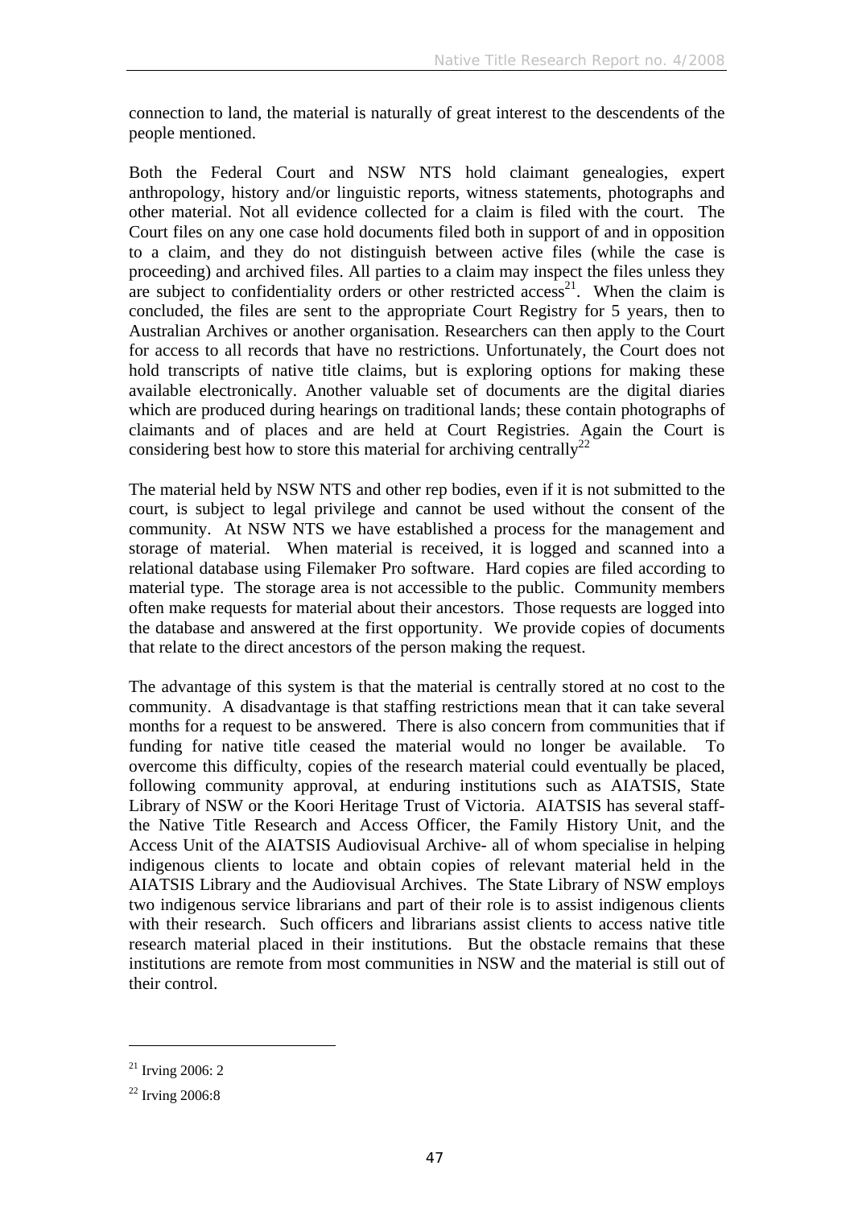connection to land, the material is naturally of great interest to the descendents of the people mentioned.

Both the Federal Court and NSW NTS hold claimant genealogies, expert anthropology, history and/or linguistic reports, witness statements, photographs and other material. Not all evidence collected for a claim is filed with the court. The Court files on any one case hold documents filed both in support of and in opposition to a claim, and they do not distinguish between active files (while the case is proceeding) and archived files. All parties to a claim may inspect the files unless they are subject to confidentiality orders or other restricted access[21]. When the claim is concluded, the files are sent to the appropriate Court Registry for 5 years, then to Australian Archives or another organisation. Researchers can then apply to the Court for access to all records that have no restrictions. Unfortunately, the Court does not hold transcripts of native title claims, but is exploring options for making these available electronically. Another valuable set of documents are the digital diaries which are produced during hearings on traditional lands; these contain photographs of claimants and of places and are held at Court Registries. Again the Court is considering best how to store this material for archiving centrally[22]

The material held by NSW NTS and other rep bodies, even if it is not submitted to the court, is subject to legal privilege and cannot be used without the consent of the community. At NSW NTS we have established a process for the management and storage of material. When material is received, it is logged and scanned into a relational database using Filemaker Pro software. Hard copies are filed according to material type. The storage area is not accessible to the public. Community members often make requests for material about their ancestors. Those requests are logged into the database and answered at the first opportunity. We provide copies of documents that relate to the direct ancestors of the person making the request.

The advantage of this system is that the material is centrally stored at no cost to the community. A disadvantage is that staffing restrictions mean that it can take several months for a request to be answered. There is also concern from communities that if funding for native title ceased the material would no longer be available. To overcome this difficulty, copies of the research material could eventually be placed, following community approval, at enduring institutions such as AIATSIS, State Library of NSW or the Koori Heritage Trust of Victoria. AIATSIS has several staff- the Native Title Research and Access Officer, the Family History Unit, and the Access Unit of the AIATSIS Audiovisual Archive- all of whom specialise in helping indigenous clients to locate and obtain copies of relevant material held in the AIATSIS Library and the Audiovisual Archives. The State Library of NSW employs two indigenous service librarians and part of their role is to assist indigenous clients with their research. Such officers and librarians assist clients to access native title research material placed in their institutions. But the obstacle remains that these institutions are remote from most communities in NSW and the material is still out of their control.

---

[21] Irving 2006: 2

[22] Irving 2006:8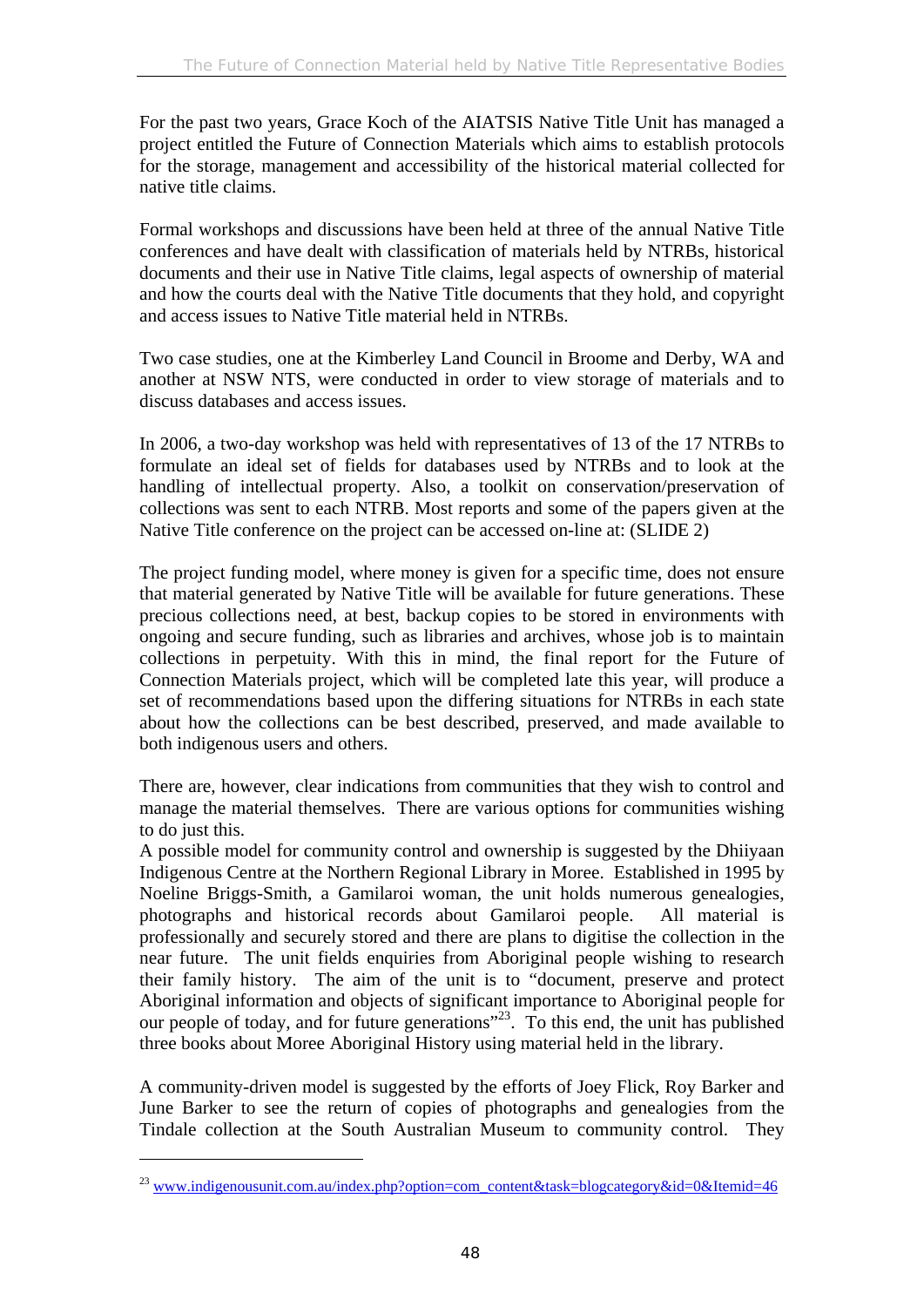For the past two years, Grace Koch of the AIATSIS Native Title Unit has managed a project entitled the Future of Connection Materials which aims to establish protocols for the storage, management and accessibility of the historical material collected for native title claims.

Formal workshops and discussions have been held at three of the annual Native Title conferences and have dealt with classification of materials held by NTRBs, historical documents and their use in Native Title claims, legal aspects of ownership of material and how the courts deal with the Native Title documents that they hold, and copyright and access issues to Native Title material held in NTRBs.

Two case studies, one at the Kimberley Land Council in Broome and Derby, WA and another at NSW NTS, were conducted in order to view storage of materials and to discuss databases and access issues.

In 2006, a two-day workshop was held with representatives of 13 of the 17 NTRBs to formulate an ideal set of fields for databases used by NTRBs and to look at the handling of intellectual property. Also, a toolkit on conservation/preservation of collections was sent to each NTRB. Most reports and some of the papers given at the Native Title conference on the project can be accessed on-line at: (SLIDE 2)

The project funding model, where money is given for a specific time, does not ensure that material generated by Native Title will be available for future generations. These precious collections need, at best, backup copies to be stored in environments with ongoing and secure funding, such as libraries and archives, whose job is to maintain collections in perpetuity. With this in mind, the final report for the Future of Connection Materials project, which will be completed late this year, will produce a set of recommendations based upon the differing situations for NTRBs in each state about how the collections can be best described, preserved, and made available to both indigenous users and others.

There are, however, clear indications from communities that they wish to control and manage the material themselves. There are various options for communities wishing to do just this.
A possible model for community control and ownership is suggested by the Dhiiyaan Indigenous Centre at the Northern Regional Library in Moree. Established in 1995 by Noeline Briggs-Smith, a Gamilaroi woman, the unit holds numerous genealogies, photographs and historical records about Gamilaroi people. All material is professionally and securely stored and there are plans to digitise the collection in the near future. The unit fields enquiries from Aboriginal people wishing to research their family history. The aim of the unit is to "document, preserve and protect Aboriginal information and objects of significant importance to Aboriginal people for our people of today, and for future generations"[23]. To this end, the unit has published three books about Moree Aboriginal History using material held in the library.

A community-driven model is suggested by the efforts of Joey Flick, Roy Barker and June Barker to see the return of copies of photographs and genealogies from the Tindale collection at the South Australian Museum to community control. They

[23] www.indigenousunit.com.au/index.php?option=com_content&task=blogcategory&id=0&Itemid=46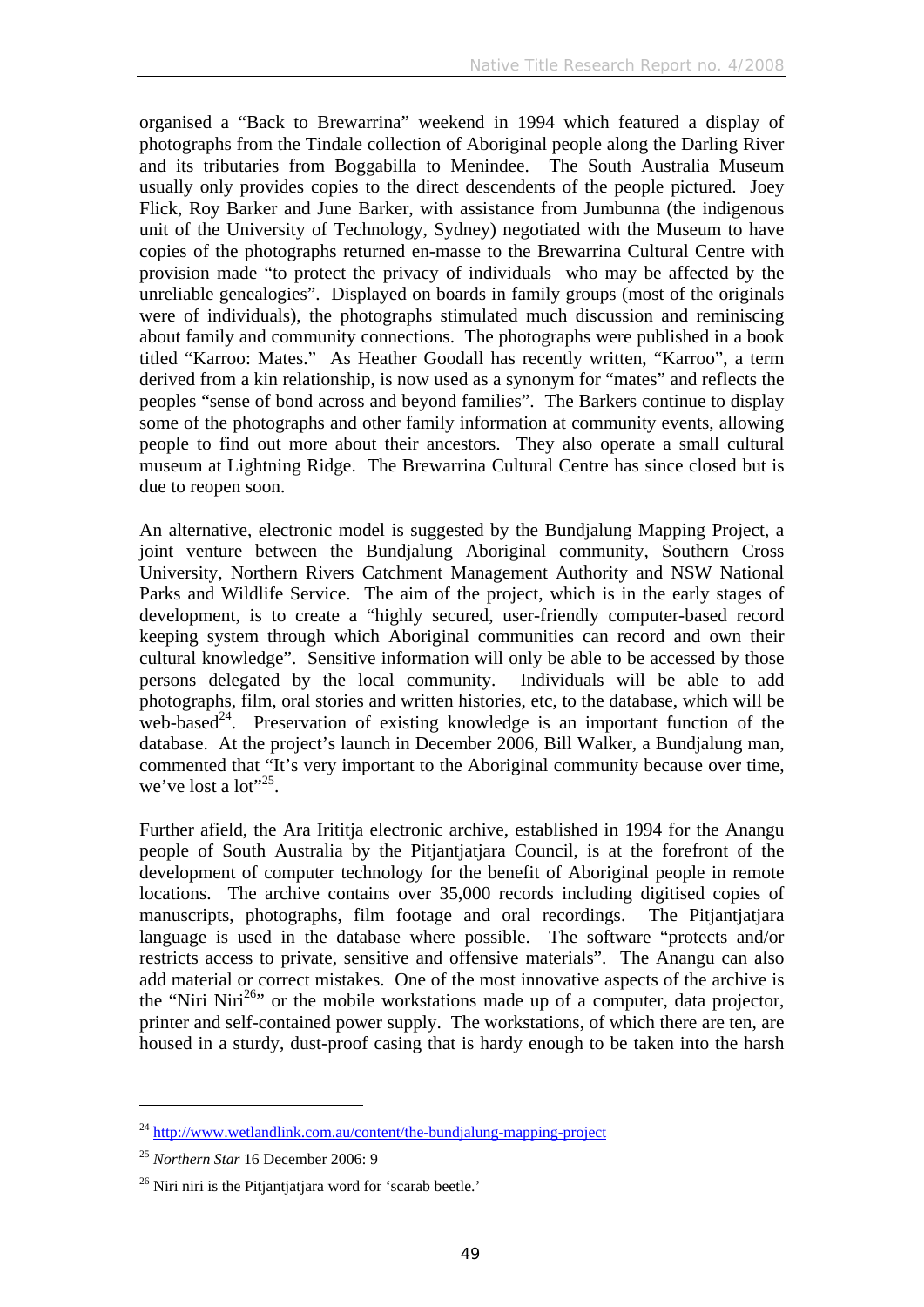organised a "Back to Brewarrina" weekend in 1994 which featured a display of photographs from the Tindale collection of Aboriginal people along the Darling River and its tributaries from Boggabilla to Menindee. The South Australia Museum usually only provides copies to the direct descendents of the people pictured. Joey Flick, Roy Barker and June Barker, with assistance from Jumbunna (the indigenous unit of the University of Technology, Sydney) negotiated with the Museum to have copies of the photographs returned en-masse to the Brewarrina Cultural Centre with provision made "to protect the privacy of individuals who may be affected by the unreliable genealogies". Displayed on boards in family groups (most of the originals were of individuals), the photographs stimulated much discussion and reminiscing about family and community connections. The photographs were published in a book titled "Karroo: Mates." As Heather Goodall has recently written, "Karroo", a term derived from a kin relationship, is now used as a synonym for "mates" and reflects the peoples "sense of bond across and beyond families". The Barkers continue to display some of the photographs and other family information at community events, allowing people to find out more about their ancestors. They also operate a small cultural museum at Lightning Ridge. The Brewarrina Cultural Centre has since closed but is due to reopen soon.

An alternative, electronic model is suggested by the Bundjalung Mapping Project, a joint venture between the Bundjalung Aboriginal community, Southern Cross University, Northern Rivers Catchment Management Authority and NSW National Parks and Wildlife Service. The aim of the project, which is in the early stages of development, is to create a "highly secured, user-friendly computer-based record keeping system through which Aboriginal communities can record and own their cultural knowledge". Sensitive information will only be able to be accessed by those persons delegated by the local community. Individuals will be able to add photographs, film, oral stories and written histories, etc, to the database, which will be web-based[24]. Preservation of existing knowledge is an important function of the database. At the project's launch in December 2006, Bill Walker, a Bundjalung man, commented that "It's very important to the Aboriginal community because over time, we've lost a lot"[25].

Further afield, the Ara Irititja electronic archive, established in 1994 for the Anangu people of South Australia by the Pitjantjatjara Council, is at the forefront of the development of computer technology for the benefit of Aboriginal people in remote locations. The archive contains over 35,000 records including digitised copies of manuscripts, photographs, film footage and oral recordings. The Pitjantjatjara language is used in the database where possible. The software "protects and/or restricts access to private, sensitive and offensive materials". The Anangu can also add material or correct mistakes. One of the most innovative aspects of the archive is the "Niri Niri[26]" or the mobile workstations made up of a computer, data projector, printer and self-contained power supply. The workstations, of which there are ten, are housed in a sturdy, dust-proof casing that is hardy enough to be taken into the harsh

---

[24] http://www.wetlandlink.com.au/content/the-bundjalung-mapping-project

[25] *Northern Star* 16 December 2006: 9

[26] Niri niri is the Pitjantjatjara word for 'scarab beetle.'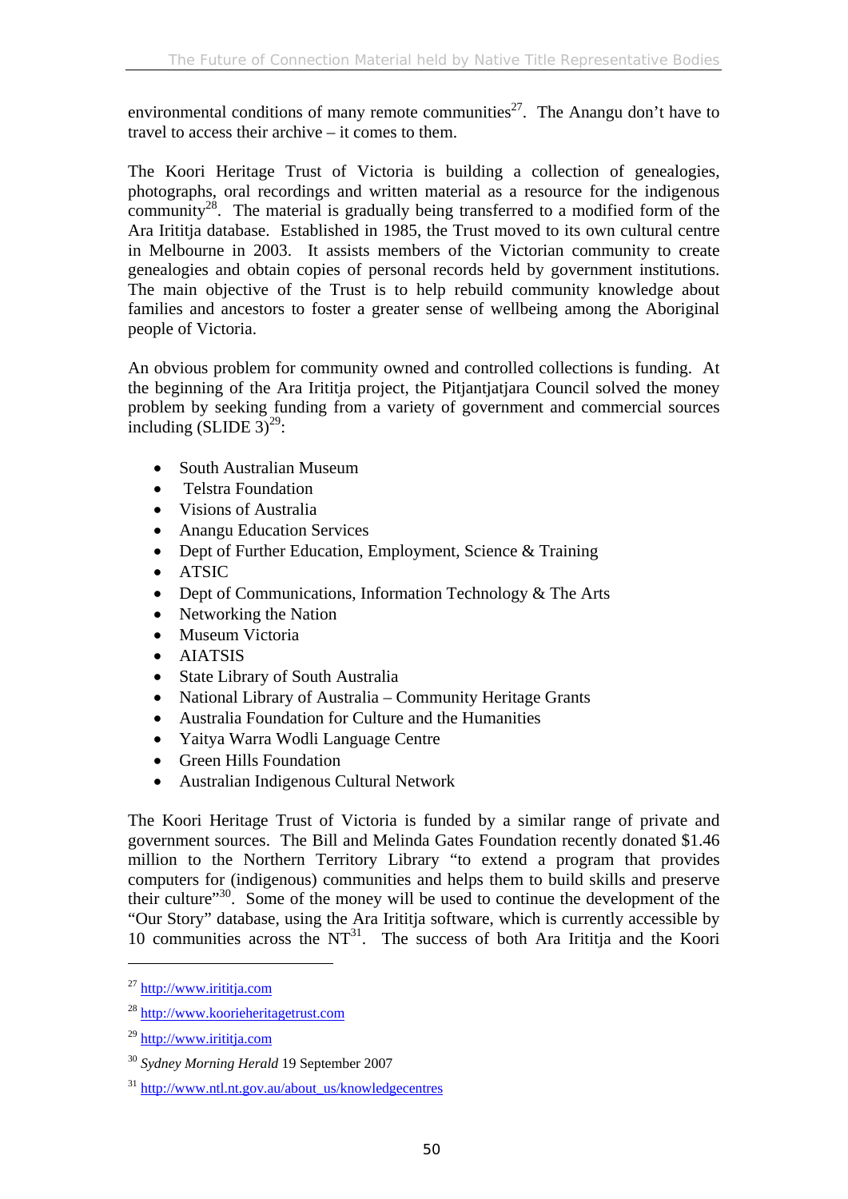environmental conditions of many remote communities[27]. The Anangu don't have to travel to access their archive – it comes to them.

The Koori Heritage Trust of Victoria is building a collection of genealogies, photographs, oral recordings and written material as a resource for the indigenous community[28]. The material is gradually being transferred to a modified form of the Ara Irititja database. Established in 1985, the Trust moved to its own cultural centre in Melbourne in 2003. It assists members of the Victorian community to create genealogies and obtain copies of personal records held by government institutions. The main objective of the Trust is to help rebuild community knowledge about families and ancestors to foster a greater sense of wellbeing among the Aboriginal people of Victoria.

An obvious problem for community owned and controlled collections is funding. At the beginning of the Ara Irititja project, the Pitjantjatjara Council solved the money problem by seeking funding from a variety of government and commercial sources including (SLIDE 3)[29]:

- South Australian Museum
- Telstra Foundation
- Visions of Australia
- Anangu Education Services
- Dept of Further Education, Employment, Science & Training
- ATSIC
- Dept of Communications, Information Technology & The Arts
- Networking the Nation
- Museum Victoria
- AIATSIS
- State Library of South Australia
- National Library of Australia – Community Heritage Grants
- Australia Foundation for Culture and the Humanities
- Yaitya Warra Wodli Language Centre
- Green Hills Foundation
- Australian Indigenous Cultural Network

The Koori Heritage Trust of Victoria is funded by a similar range of private and government sources. The Bill and Melinda Gates Foundation recently donated $1.46 million to the Northern Territory Library "to extend a program that provides computers for (indigenous) communities and helps them to build skills and preserve their culture"[30]. Some of the money will be used to continue the development of the "Our Story" database, using the Ara Irititja software, which is currently accessible by 10 communities across the NT[31]. The success of both Ara Irititja and the Koori

---

[27] http://www.irititja.com

[28] http://www.koorieheritagetrust.com

[29] http://www.irititja.com

[30] *Sydney Morning Herald* 19 September 2007

[31] http://www.ntl.nt.gov.au/about_us/knowledgecentres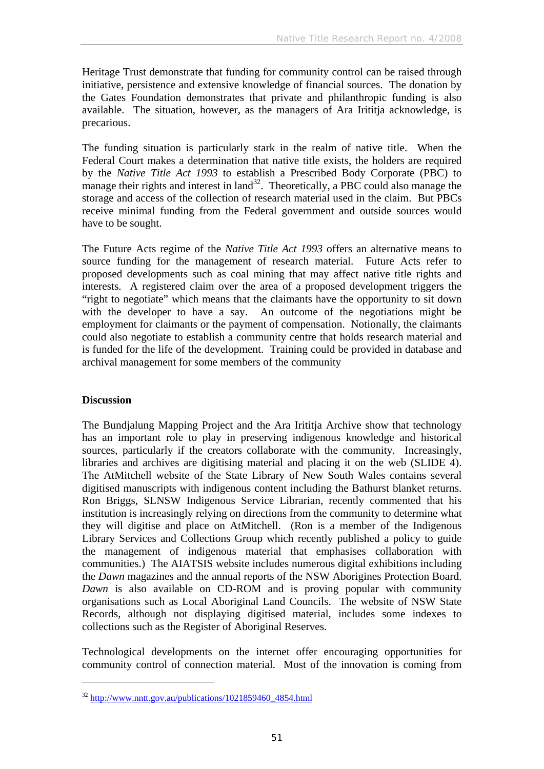Heritage Trust demonstrate that funding for community control can be raised through initiative, persistence and extensive knowledge of financial sources. The donation by the Gates Foundation demonstrates that private and philanthropic funding is also available. The situation, however, as the managers of Ara Irititja acknowledge, is precarious.

The funding situation is particularly stark in the realm of native title. When the Federal Court makes a determination that native title exists, the holders are required by the *Native Title Act 1993* to establish a Prescribed Body Corporate (PBC) to manage their rights and interest in land[32]. Theoretically, a PBC could also manage the storage and access of the collection of research material used in the claim. But PBCs receive minimal funding from the Federal government and outside sources would have to be sought.

The Future Acts regime of the *Native Title Act 1993* offers an alternative means to source funding for the management of research material. Future Acts refer to proposed developments such as coal mining that may affect native title rights and interests. A registered claim over the area of a proposed development triggers the "right to negotiate" which means that the claimants have the opportunity to sit down with the developer to have a say. An outcome of the negotiations might be employment for claimants or the payment of compensation. Notionally, the claimants could also negotiate to establish a community centre that holds research material and is funded for the life of the development. Training could be provided in database and archival management for some members of the community

**Discussion**

The Bundjalung Mapping Project and the Ara Irititja Archive show that technology has an important role to play in preserving indigenous knowledge and historical sources, particularly if the creators collaborate with the community. Increasingly, libraries and archives are digitising material and placing it on the web (SLIDE 4). The AtMitchell website of the State Library of New South Wales contains several digitised manuscripts with indigenous content including the Bathurst blanket returns. Ron Briggs, SLNSW Indigenous Service Librarian, recently commented that his institution is increasingly relying on directions from the community to determine what they will digitise and place on AtMitchell. (Ron is a member of the Indigenous Library Services and Collections Group which recently published a policy to guide the management of indigenous material that emphasises collaboration with communities.) The AIATSIS website includes numerous digital exhibitions including the *Dawn* magazines and the annual reports of the NSW Aborigines Protection Board. *Dawn* is also available on CD-ROM and is proving popular with community organisations such as Local Aboriginal Land Councils. The website of NSW State Records, although not displaying digitised material, includes some indexes to collections such as the Register of Aboriginal Reserves.

Technological developments on the internet offer encouraging opportunities for community control of connection material. Most of the innovation is coming from

---

[32] http://www.nntt.gov.au/publications/1021859460_4854.html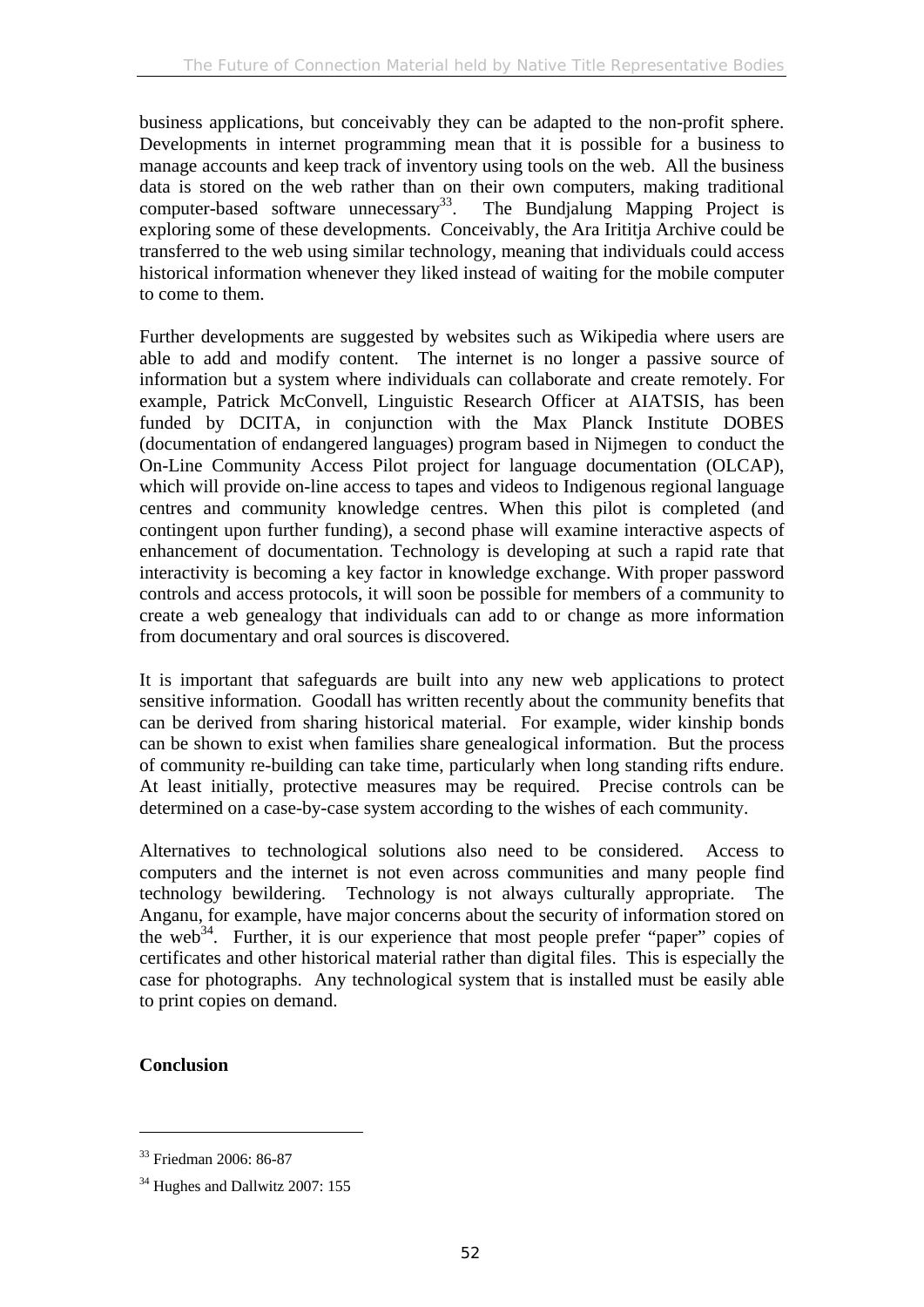business applications, but conceivably they can be adapted to the non-profit sphere. Developments in internet programming mean that it is possible for a business to manage accounts and keep track of inventory using tools on the web. All the business data is stored on the web rather than on their own computers, making traditional computer-based software unnecessary[33]. The Bundjalung Mapping Project is exploring some of these developments. Conceivably, the Ara Irititja Archive could be transferred to the web using similar technology, meaning that individuals could access historical information whenever they liked instead of waiting for the mobile computer to come to them.

Further developments are suggested by websites such as Wikipedia where users are able to add and modify content. The internet is no longer a passive source of information but a system where individuals can collaborate and create remotely. For example, Patrick McConvell, Linguistic Research Officer at AIATSIS, has been funded by DCITA, in conjunction with the Max Planck Institute DOBES (documentation of endangered languages) program based in Nijmegen to conduct the On-Line Community Access Pilot project for language documentation (OLCAP), which will provide on-line access to tapes and videos to Indigenous regional language centres and community knowledge centres. When this pilot is completed (and contingent upon further funding), a second phase will examine interactive aspects of enhancement of documentation. Technology is developing at such a rapid rate that interactivity is becoming a key factor in knowledge exchange. With proper password controls and access protocols, it will soon be possible for members of a community to create a web genealogy that individuals can add to or change as more information from documentary and oral sources is discovered.

It is important that safeguards are built into any new web applications to protect sensitive information. Goodall has written recently about the community benefits that can be derived from sharing historical material. For example, wider kinship bonds can be shown to exist when families share genealogical information. But the process of community re-building can take time, particularly when long standing rifts endure. At least initially, protective measures may be required. Precise controls can be determined on a case-by-case system according to the wishes of each community.

Alternatives to technological solutions also need to be considered. Access to computers and the internet is not even across communities and many people find technology bewildering. Technology is not always culturally appropriate. The Anganu, for example, have major concerns about the security of information stored on the web[34]. Further, it is our experience that most people prefer "paper" copies of certificates and other historical material rather than digital files. This is especially the case for photographs. Any technological system that is installed must be easily able to print copies on demand.

**Conclusion**

---

[33] Friedman 2006: 86-87

[34] Hughes and Dallwitz 2007: 155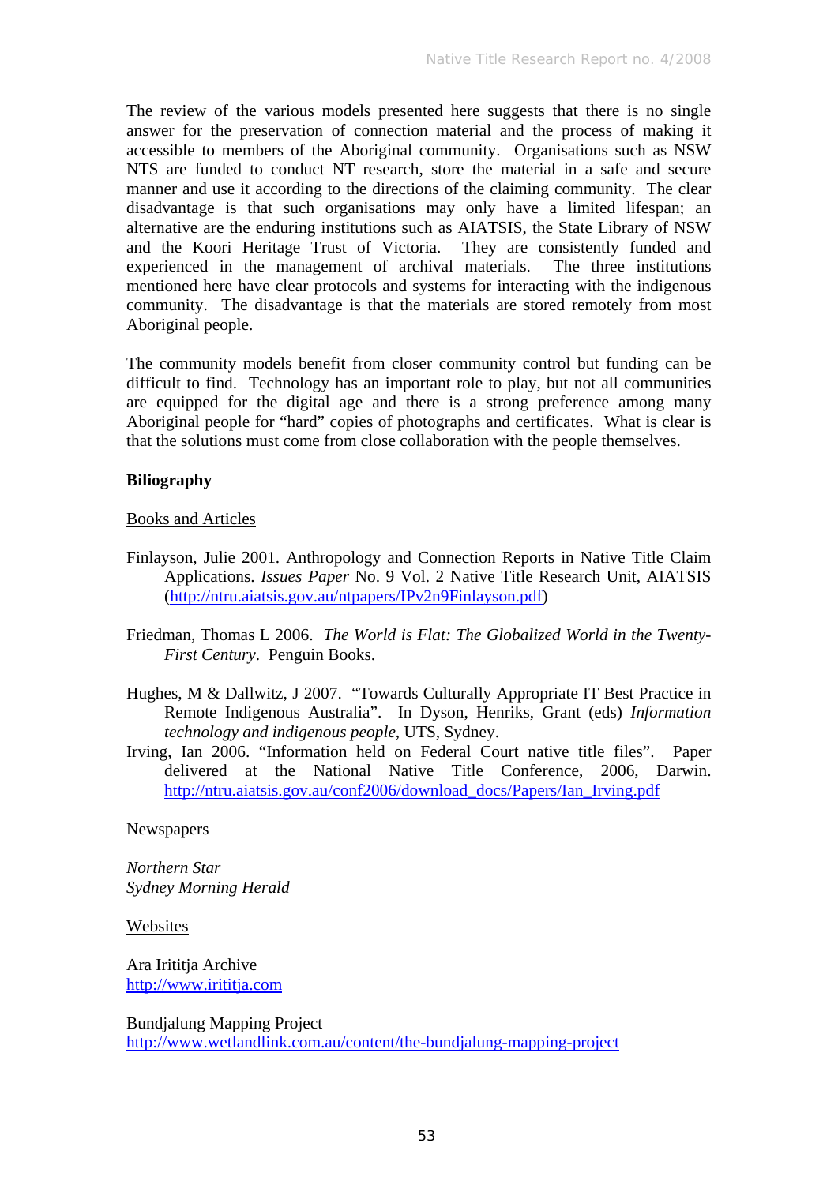The review of the various models presented here suggests that there is no single answer for the preservation of connection material and the process of making it accessible to members of the Aboriginal community. Organisations such as NSW NTS are funded to conduct NT research, store the material in a safe and secure manner and use it according to the directions of the claiming community. The clear disadvantage is that such organisations may only have a limited lifespan; an alternative are the enduring institutions such as AIATSIS, the State Library of NSW and the Koori Heritage Trust of Victoria. They are consistently funded and experienced in the management of archival materials. The three institutions mentioned here have clear protocols and systems for interacting with the indigenous community. The disadvantage is that the materials are stored remotely from most Aboriginal people.

The community models benefit from closer community control but funding can be difficult to find. Technology has an important role to play, but not all communities are equipped for the digital age and there is a strong preference among many Aboriginal people for "hard" copies of photographs and certificates. What is clear is that the solutions must come from close collaboration with the people themselves.

**Biliography**

Books and Articles

Finlayson, Julie 2001. Anthropology and Connection Reports in Native Title Claim Applications. *Issues Paper* No. 9 Vol. 2 Native Title Research Unit, AIATSIS (http://ntru.aiatsis.gov.au/ntpapers/IPv2n9Finlayson.pdf)

Friedman, Thomas L 2006. *The World is Flat: The Globalized World in the Twenty-First Century*. Penguin Books.

Hughes, M & Dallwitz, J 2007. "Towards Culturally Appropriate IT Best Practice in Remote Indigenous Australia". In Dyson, Henriks, Grant (eds) *Information technology and indigenous people*, UTS, Sydney.

Irving, Ian 2006. "Information held on Federal Court native title files". Paper delivered at the National Native Title Conference, 2006, Darwin. http://ntru.aiatsis.gov.au/conf2006/download_docs/Papers/Ian_Irving.pdf

Newspapers

*Northern Star*
*Sydney Morning Herald*

Websites

Ara Irititja Archive
http://www.irititja.com

Bundjalung Mapping Project
http://www.wetlandlink.com.au/content/the-bundjalung-mapping-project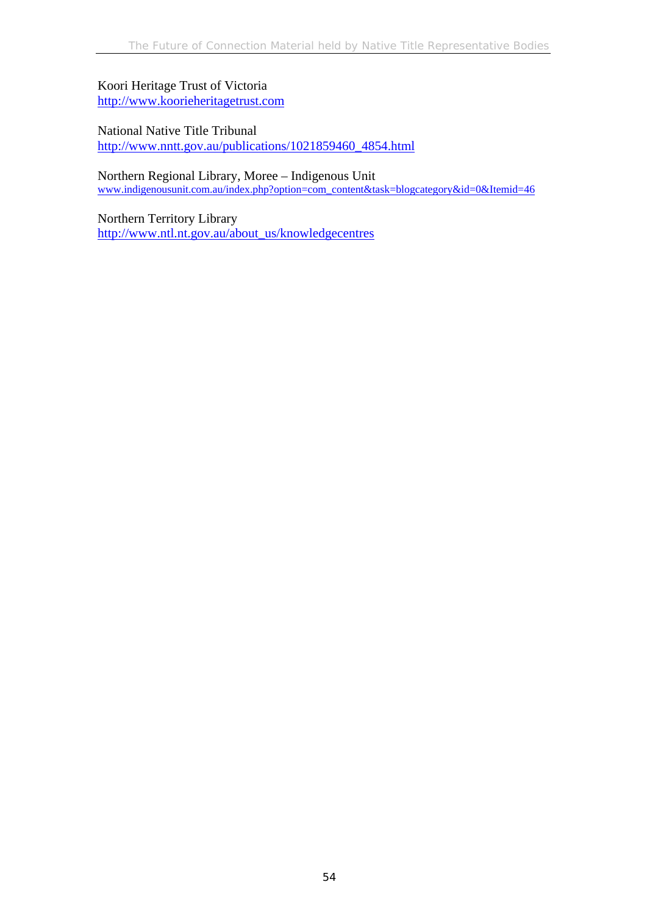Koori Heritage Trust of Victoria
http://www.koorieheritagetrust.com

National Native Title Tribunal
http://www.nntt.gov.au/publications/1021859460_4854.html

Northern Regional Library, Moree – Indigenous Unit
www.indigenousunit.com.au/index.php?option=com_content&task=blogcategory&id=0&Itemid=46

Northern Territory Library
http://www.ntl.nt.gov.au/about_us/knowledgecentres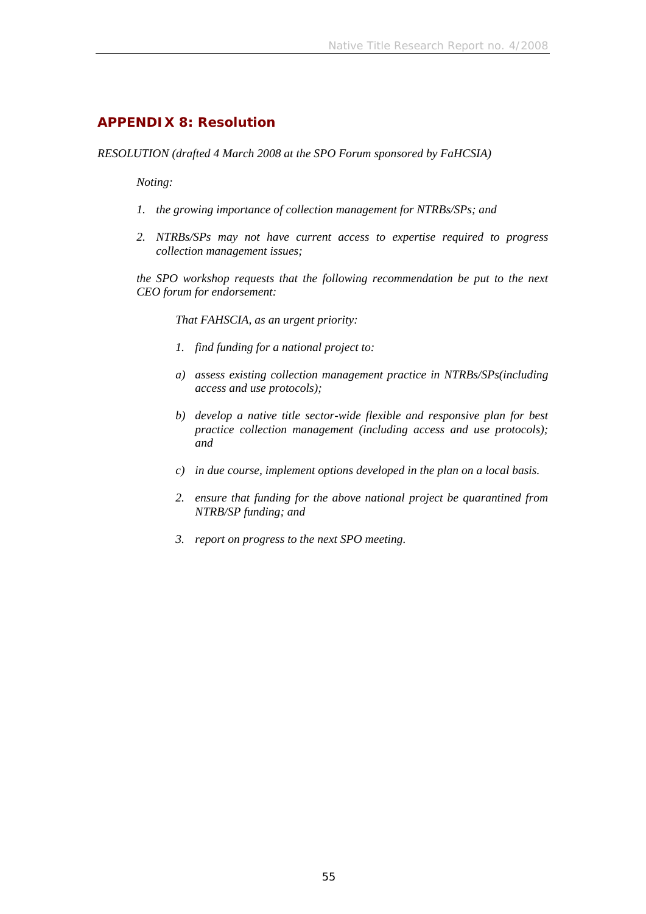## APPENDIX 8: Resolution

*RESOLUTION (drafted 4 March 2008 at the SPO Forum sponsored by FaHCSIA)*

> *Noting:*
>
> 1. *the growing importance of collection management for NTRBs/SPs; and*
> 2. *NTRBs/SPs may not have current access to expertise required to progress collection management issues;*
>
> *the SPO workshop requests that the following recommendation be put to the next CEO forum for endorsement:*
>
> > *That FAHSCIA, as an urgent priority:*
> >
> > 1. *find funding for a national project to:*
> >
> > a) *assess existing collection management practice in NTRBs/SPs(including access and use protocols);*
> >
> > b) *develop a native title sector-wide flexible and responsive plan for best practice collection management (including access and use protocols); and*
> >
> > c) *in due course, implement options developed in the plan on a local basis.*
> >
> > 2. *ensure that funding for the above national project be quarantined from NTRB/SP funding; and*
> >
> > 3. *report on progress to the next SPO meeting.*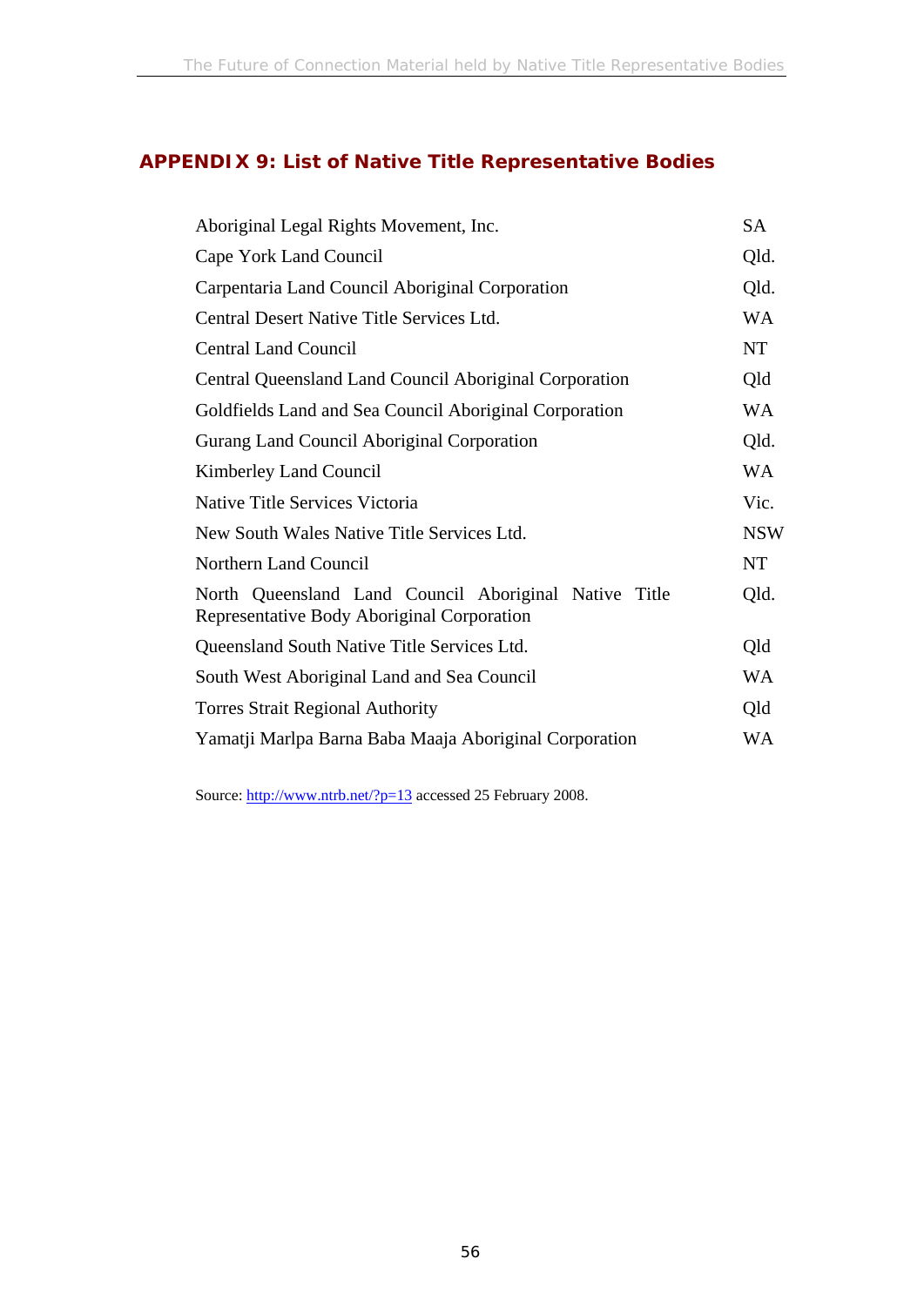## APPENDIX 9: List of Native Title Representative Bodies

| | |
|---|---|
| Aboriginal Legal Rights Movement, Inc. | SA |
| Cape York Land Council | Qld. |
| Carpentaria Land Council Aboriginal Corporation | Qld. |
| Central Desert Native Title Services Ltd. | WA |
| Central Land Council | NT |
| Central Queensland Land Council Aboriginal Corporation | Qld |
| Goldfields Land and Sea Council Aboriginal Corporation | WA |
| Gurang Land Council Aboriginal Corporation | Qld. |
| Kimberley Land Council | WA |
| Native Title Services Victoria | Vic. |
| New South Wales Native Title Services Ltd. | NSW |
| Northern Land Council | NT |
| North Queensland Land Council Aboriginal Native Title Representative Body Aboriginal Corporation | Qld. |
| Queensland South Native Title Services Ltd. | Qld |
| South West Aboriginal Land and Sea Council | WA |
| Torres Strait Regional Authority | Qld |
| Yamatji Marlpa Barna Baba Maaja Aboriginal Corporation | WA |

Source: http://www.ntrb.net/?p=13 accessed 25 February 2008.